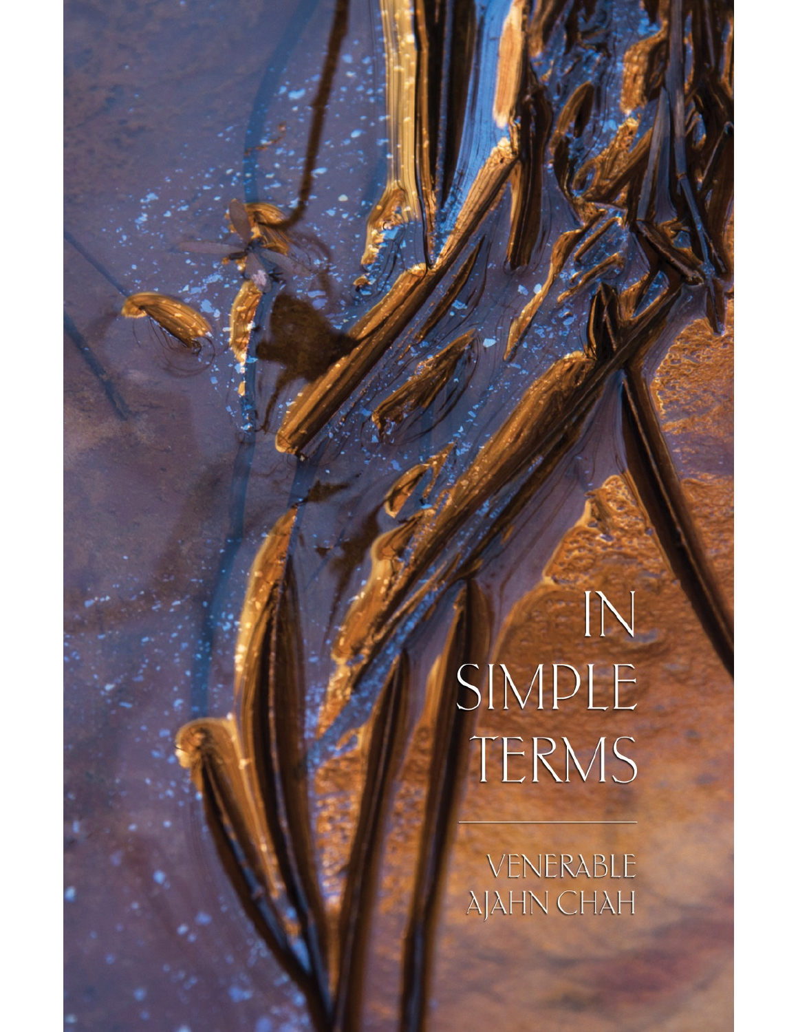# IN SIMPLE TERMS

VENERABLE AJAHN CHAH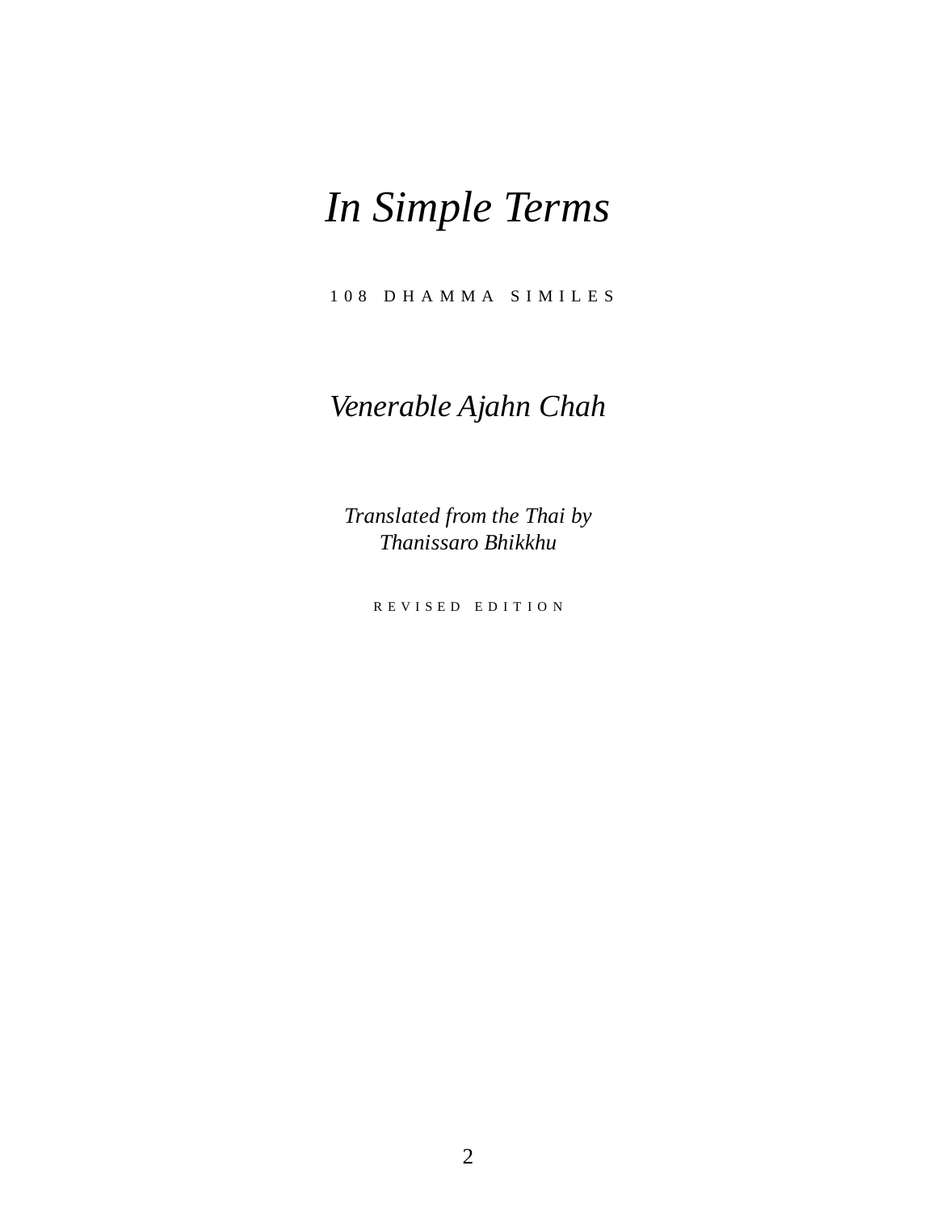# *In Simple Terms*

108 DHAMMA SIMILES

*Venerable Ajahn Chah*

*Translated from the Thai by*
*Thanissaro Bhikkhu*

REVISED EDITION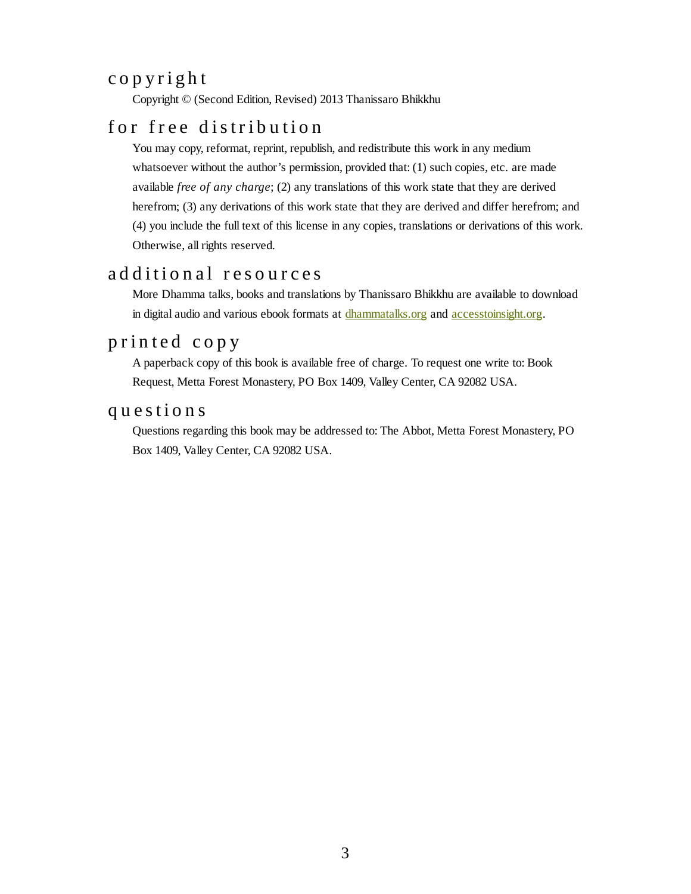## copyright

Copyright © (Second Edition, Revised) 2013 Thanissaro Bhikkhu

## for free distribution

You may copy, reformat, reprint, republish, and redistribute this work in any medium whatsoever without the author's permission, provided that: (1) such copies, etc. are made available *free of any charge*; (2) any translations of this work state that they are derived herefrom; (3) any derivations of this work state that they are derived and differ herefrom; and (4) you include the full text of this license in any copies, translations or derivations of this work. Otherwise, all rights reserved.

## additional resources

More Dhamma talks, books and translations by Thanissaro Bhikkhu are available to download in digital audio and various ebook formats at dhammatalks.org and accesstoinsight.org.

## printed copy

A paperback copy of this book is available free of charge. To request one write to: Book Request, Metta Forest Monastery, PO Box 1409, Valley Center, CA 92082 USA.

## questions

Questions regarding this book may be addressed to: The Abbot, Metta Forest Monastery, PO Box 1409, Valley Center, CA 92082 USA.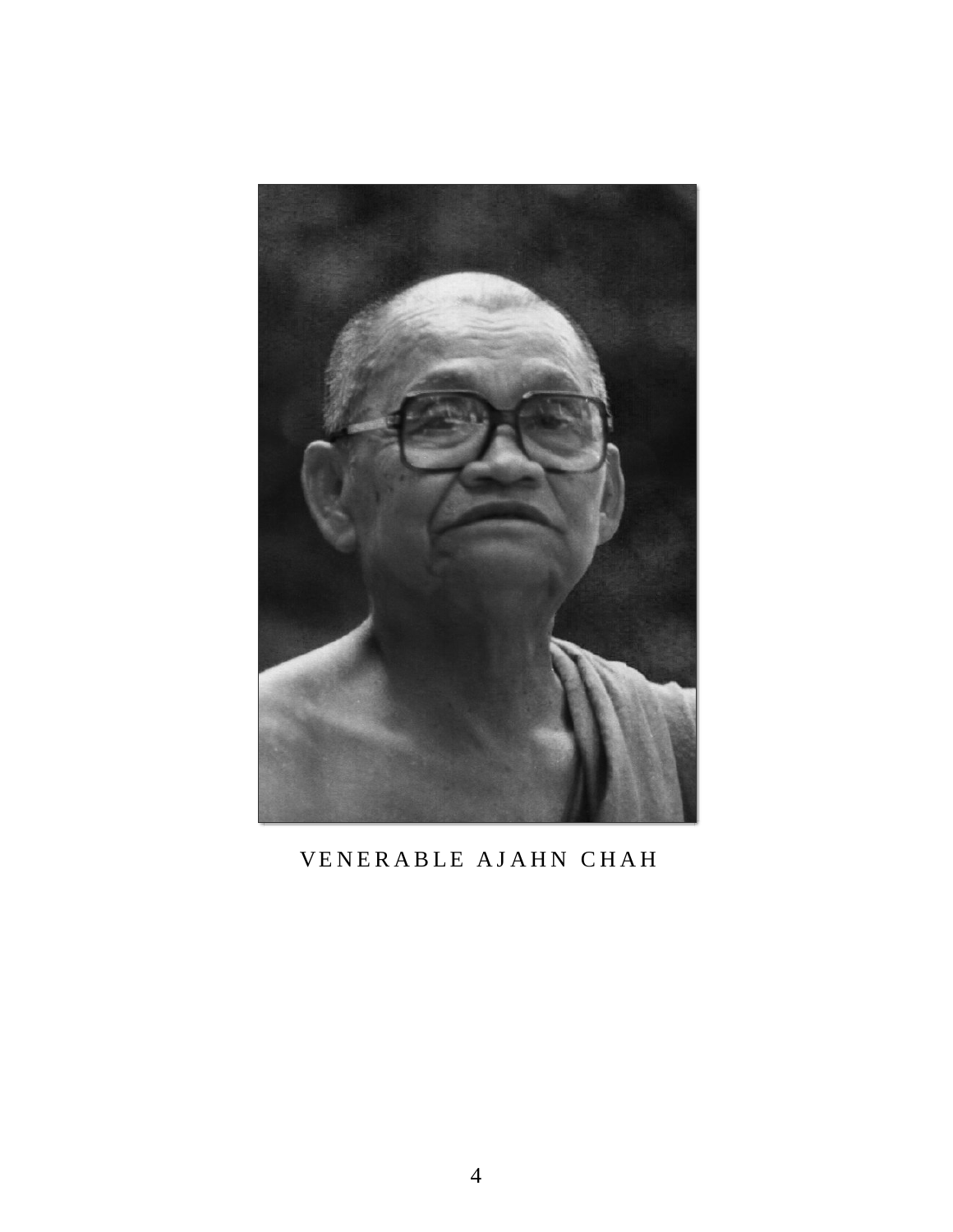VENERABLE AJAHN CHAH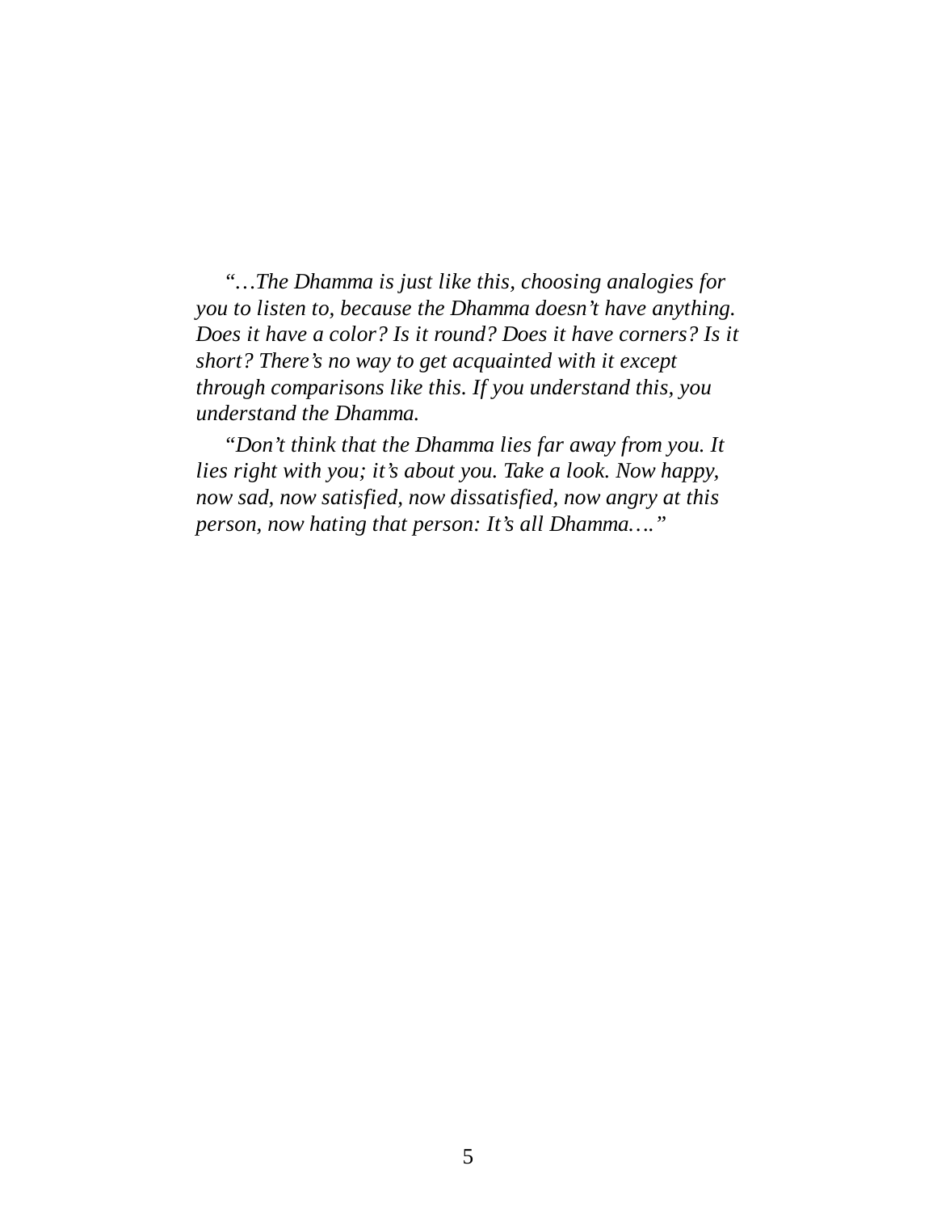*“…The Dhamma is just like this, choosing analogies for you to listen to, because the Dhamma doesn’t have anything. Does it have a color? Is it round? Does it have corners? Is it short? There’s no way to get acquainted with it except through comparisons like this. If you understand this, you understand the Dhamma.*

*“Don’t think that the Dhamma lies far away from you. It lies right with you; it’s about you. Take a look. Now happy, now sad, now satisfied, now dissatisfied, now angry at this person, now hating that person: It’s all Dhamma….”*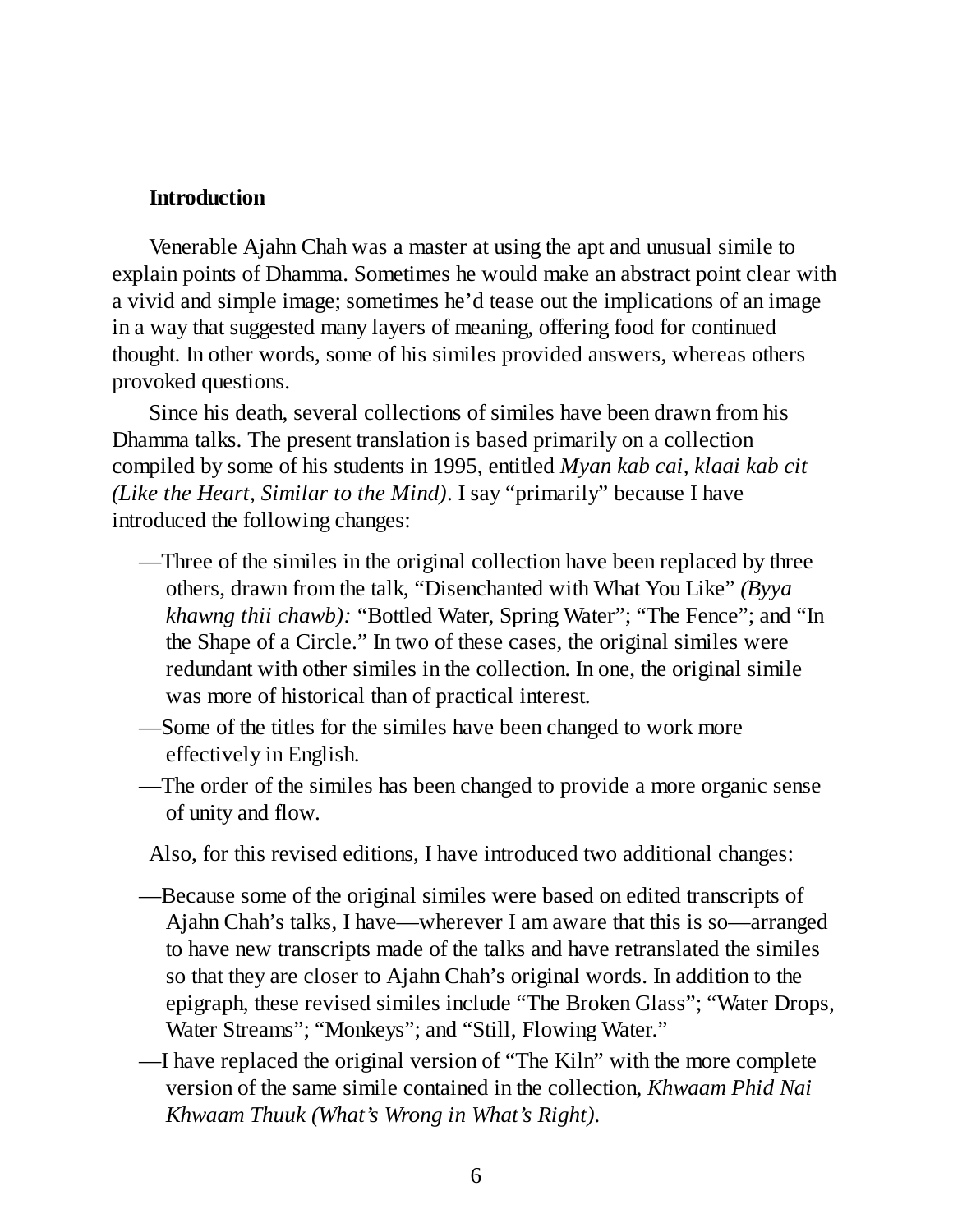## Introduction

Venerable Ajahn Chah was a master at using the apt and unusual simile to explain points of Dhamma. Sometimes he would make an abstract point clear with a vivid and simple image; sometimes he'd tease out the implications of an image in a way that suggested many layers of meaning, offering food for continued thought. In other words, some of his similes provided answers, whereas others provoked questions.

Since his death, several collections of similes have been drawn from his Dhamma talks. The present translation is based primarily on a collection compiled by some of his students in 1995, entitled *Myan kab cai, klaai kab cit (Like the Heart, Similar to the Mind)*. I say "primarily" because I have introduced the following changes:

—Three of the similes in the original collection have been replaced by three others, drawn from the talk, "Disenchanted with What You Like" *(Byya khawng thii chawb):* "Bottled Water, Spring Water"; "The Fence"; and "In the Shape of a Circle." In two of these cases, the original similes were redundant with other similes in the collection. In one, the original simile was more of historical than of practical interest.

—Some of the titles for the similes have been changed to work more effectively in English.

—The order of the similes has been changed to provide a more organic sense of unity and flow.

Also, for this revised editions, I have introduced two additional changes:

—Because some of the original similes were based on edited transcripts of Ajahn Chah's talks, I have—wherever I am aware that this is so—arranged to have new transcripts made of the talks and have retranslated the similes so that they are closer to Ajahn Chah's original words. In addition to the epigraph, these revised similes include "The Broken Glass"; "Water Drops, Water Streams"; "Monkeys"; and "Still, Flowing Water."

—I have replaced the original version of "The Kiln" with the more complete version of the same simile contained in the collection, *Khwaam Phid Nai Khwaam Thuuk (What's Wrong in What's Right)*.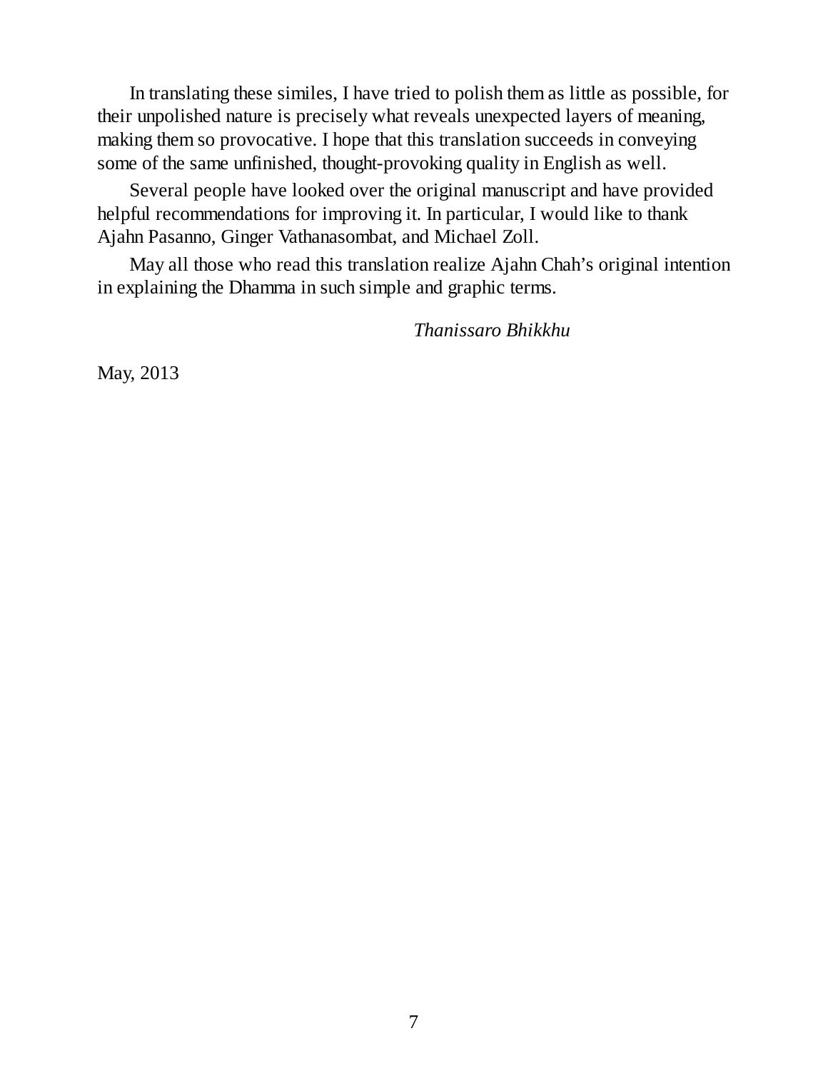In translating these similes, I have tried to polish them as little as possible, for their unpolished nature is precisely what reveals unexpected layers of meaning, making them so provocative. I hope that this translation succeeds in conveying some of the same unfinished, thought-provoking quality in English as well.

Several people have looked over the original manuscript and have provided helpful recommendations for improving it. In particular, I would like to thank Ajahn Pasanno, Ginger Vathanasombat, and Michael Zoll.

May all those who read this translation realize Ajahn Chah's original intention in explaining the Dhamma in such simple and graphic terms.

*Thanissaro Bhikkhu*

May, 2013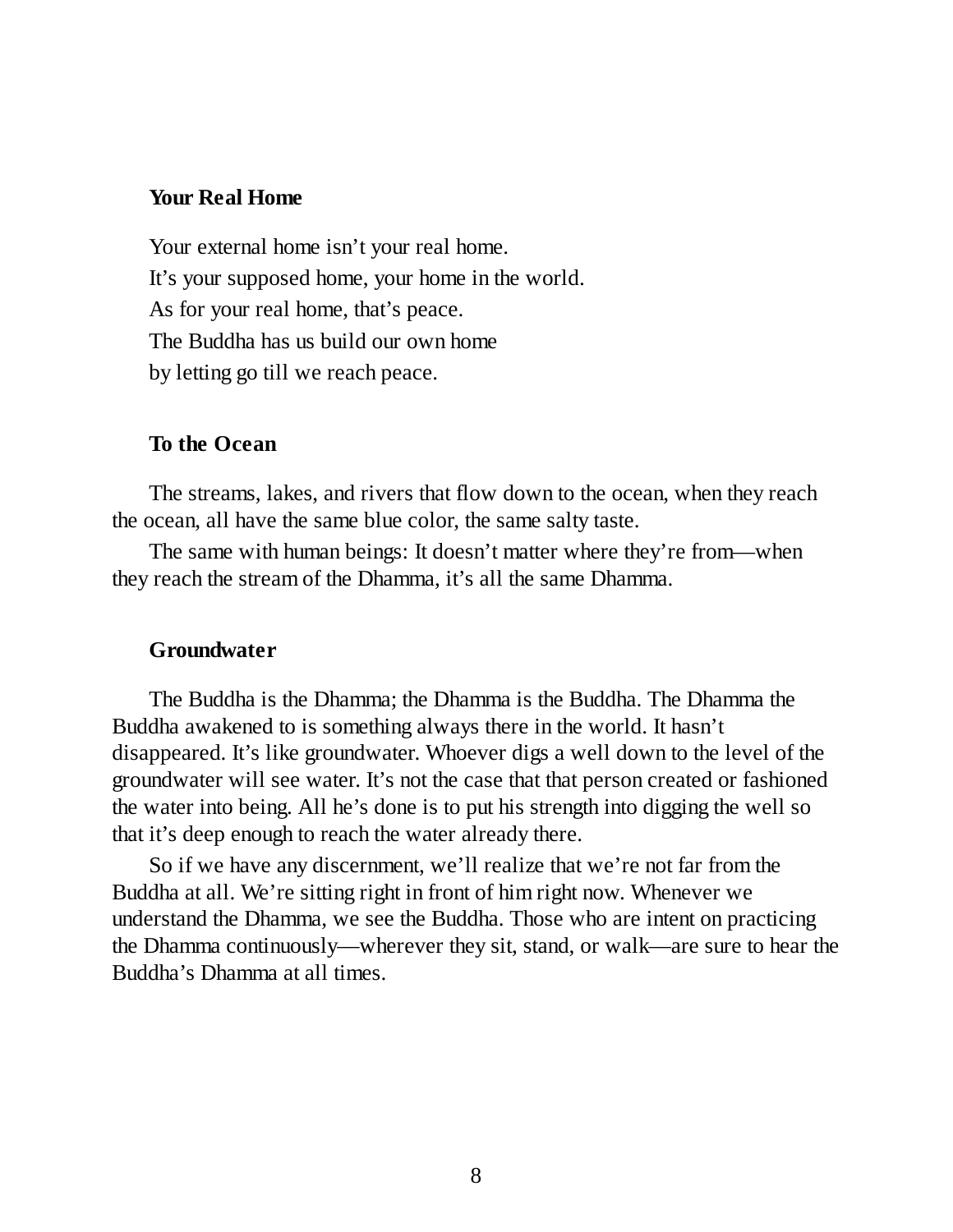### Your Real Home

Your external home isn't your real home.
It's your supposed home, your home in the world.
As for your real home, that's peace.
The Buddha has us build our own home
by letting go till we reach peace.

### To the Ocean

The streams, lakes, and rivers that flow down to the ocean, when they reach the ocean, all have the same blue color, the same salty taste.

The same with human beings: It doesn't matter where they're from—when they reach the stream of the Dhamma, it's all the same Dhamma.

### Groundwater

The Buddha is the Dhamma; the Dhamma is the Buddha. The Dhamma the Buddha awakened to is something always there in the world. It hasn't disappeared. It's like groundwater. Whoever digs a well down to the level of the groundwater will see water. It's not the case that that person created or fashioned the water into being. All he's done is to put his strength into digging the well so that it's deep enough to reach the water already there.

So if we have any discernment, we'll realize that we're not far from the Buddha at all. We're sitting right in front of him right now. Whenever we understand the Dhamma, we see the Buddha. Those who are intent on practicing the Dhamma continuously—wherever they sit, stand, or walk—are sure to hear the Buddha's Dhamma at all times.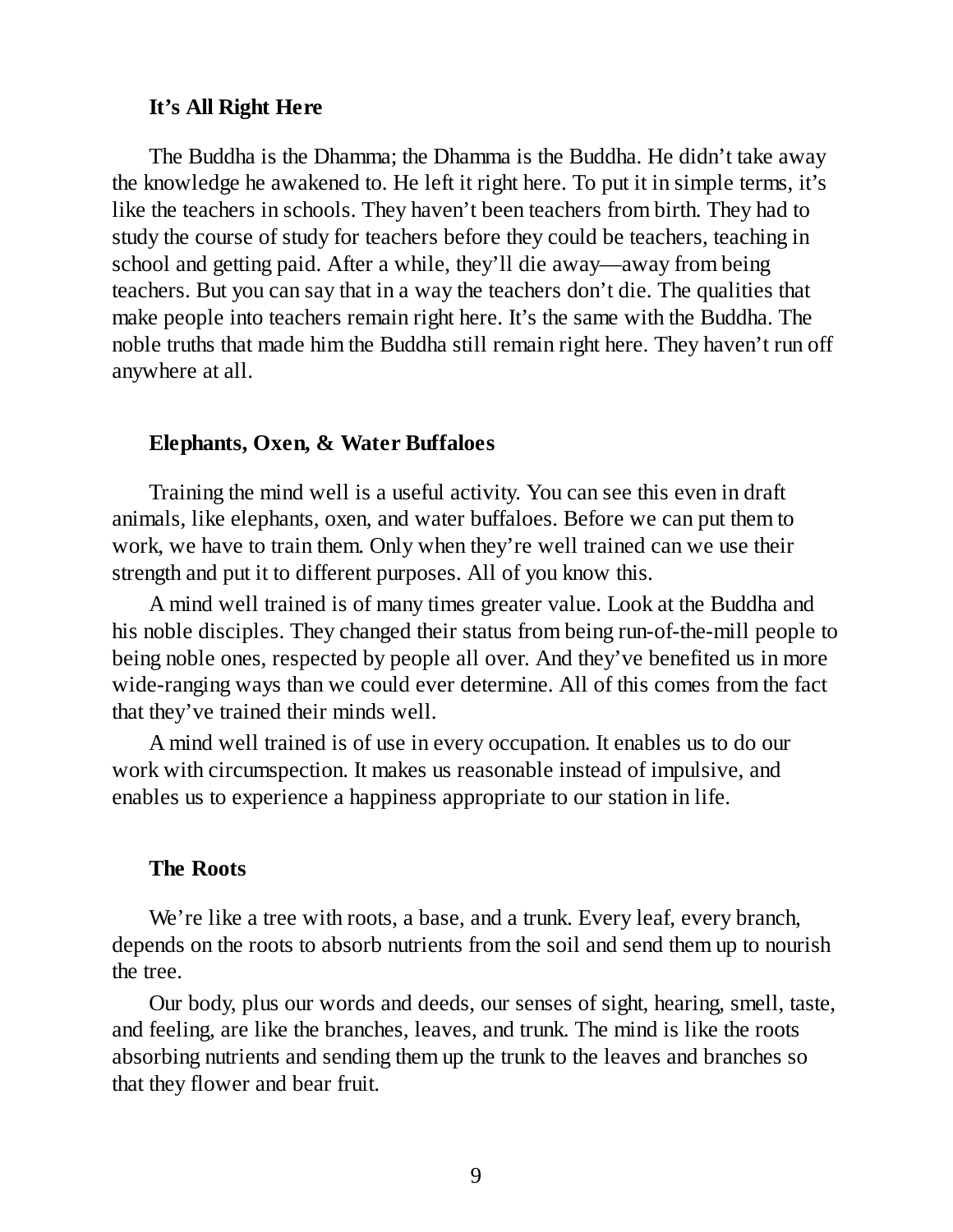### It's All Right Here

The Buddha is the Dhamma; the Dhamma is the Buddha. He didn't take away the knowledge he awakened to. He left it right here. To put it in simple terms, it's like the teachers in schools. They haven't been teachers from birth. They had to study the course of study for teachers before they could be teachers, teaching in school and getting paid. After a while, they'll die away—away from being teachers. But you can say that in a way the teachers don't die. The qualities that make people into teachers remain right here. It's the same with the Buddha. The noble truths that made him the Buddha still remain right here. They haven't run off anywhere at all.

### Elephants, Oxen, & Water Buffaloes

Training the mind well is a useful activity. You can see this even in draft animals, like elephants, oxen, and water buffaloes. Before we can put them to work, we have to train them. Only when they're well trained can we use their strength and put it to different purposes. All of you know this.

A mind well trained is of many times greater value. Look at the Buddha and his noble disciples. They changed their status from being run-of-the-mill people to being noble ones, respected by people all over. And they've benefited us in more wide-ranging ways than we could ever determine. All of this comes from the fact that they've trained their minds well.

A mind well trained is of use in every occupation. It enables us to do our work with circumspection. It makes us reasonable instead of impulsive, and enables us to experience a happiness appropriate to our station in life.

### The Roots

We're like a tree with roots, a base, and a trunk. Every leaf, every branch, depends on the roots to absorb nutrients from the soil and send them up to nourish the tree.

Our body, plus our words and deeds, our senses of sight, hearing, smell, taste, and feeling, are like the branches, leaves, and trunk. The mind is like the roots absorbing nutrients and sending them up the trunk to the leaves and branches so that they flower and bear fruit.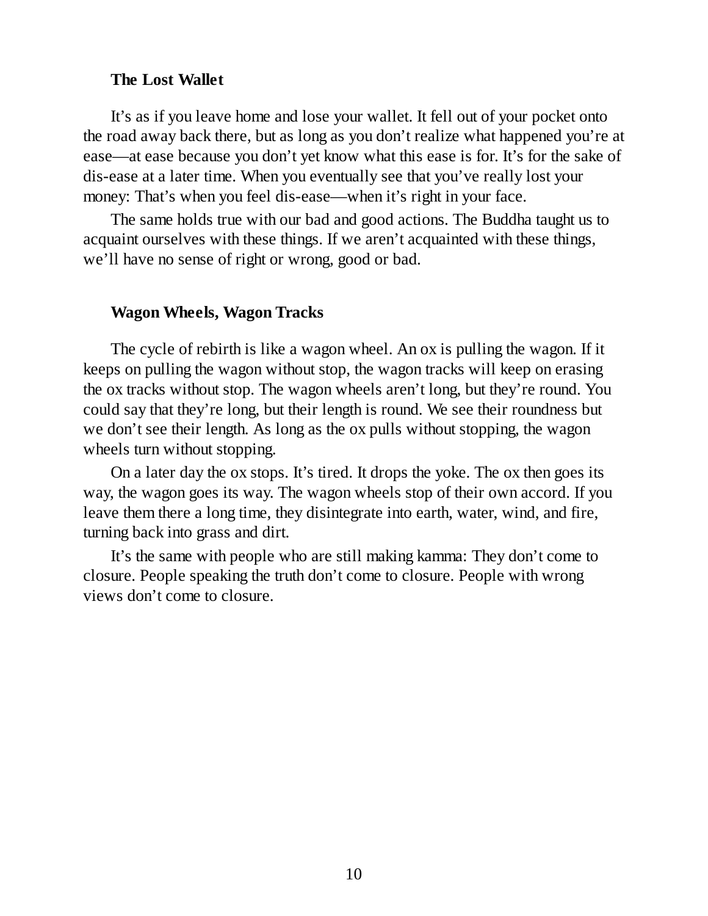### The Lost Wallet

It's as if you leave home and lose your wallet. It fell out of your pocket onto the road away back there, but as long as you don't realize what happened you're at ease—at ease because you don't yet know what this ease is for. It's for the sake of dis-ease at a later time. When you eventually see that you've really lost your money: That's when you feel dis-ease—when it's right in your face.

The same holds true with our bad and good actions. The Buddha taught us to acquaint ourselves with these things. If we aren't acquainted with these things, we'll have no sense of right or wrong, good or bad.

### Wagon Wheels, Wagon Tracks

The cycle of rebirth is like a wagon wheel. An ox is pulling the wagon. If it keeps on pulling the wagon without stop, the wagon tracks will keep on erasing the ox tracks without stop. The wagon wheels aren't long, but they're round. You could say that they're long, but their length is round. We see their roundness but we don't see their length. As long as the ox pulls without stopping, the wagon wheels turn without stopping.

On a later day the ox stops. It's tired. It drops the yoke. The ox then goes its way, the wagon goes its way. The wagon wheels stop of their own accord. If you leave them there a long time, they disintegrate into earth, water, wind, and fire, turning back into grass and dirt.

It's the same with people who are still making kamma: They don't come to closure. People speaking the truth don't come to closure. People with wrong views don't come to closure.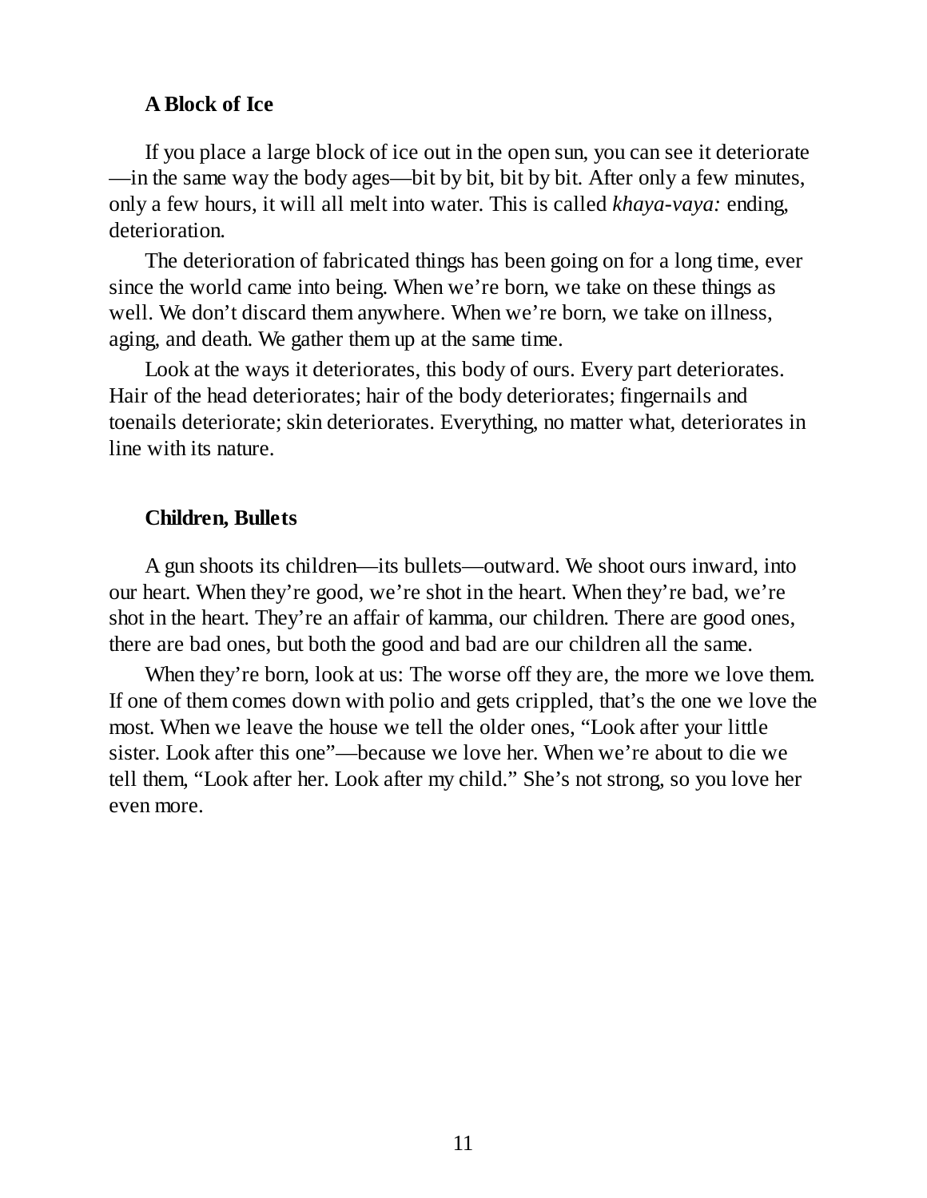### A Block of Ice

If you place a large block of ice out in the open sun, you can see it deteriorate—in the same way the body ages—bit by bit, bit by bit. After only a few minutes, only a few hours, it will all melt into water. This is called *khaya-vaya:* ending, deterioration.

The deterioration of fabricated things has been going on for a long time, ever since the world came into being. When we're born, we take on these things as well. We don't discard them anywhere. When we're born, we take on illness, aging, and death. We gather them up at the same time.

Look at the ways it deteriorates, this body of ours. Every part deteriorates. Hair of the head deteriorates; hair of the body deteriorates; fingernails and toenails deteriorate; skin deteriorates. Everything, no matter what, deteriorates in line with its nature.

### Children, Bullets

A gun shoots its children—its bullets—outward. We shoot ours inward, into our heart. When they're good, we're shot in the heart. When they're bad, we're shot in the heart. They're an affair of kamma, our children. There are good ones, there are bad ones, but both the good and bad are our children all the same.

When they're born, look at us: The worse off they are, the more we love them. If one of them comes down with polio and gets crippled, that's the one we love the most. When we leave the house we tell the older ones, "Look after your little sister. Look after this one"—because we love her. When we're about to die we tell them, "Look after her. Look after my child." She's not strong, so you love her even more.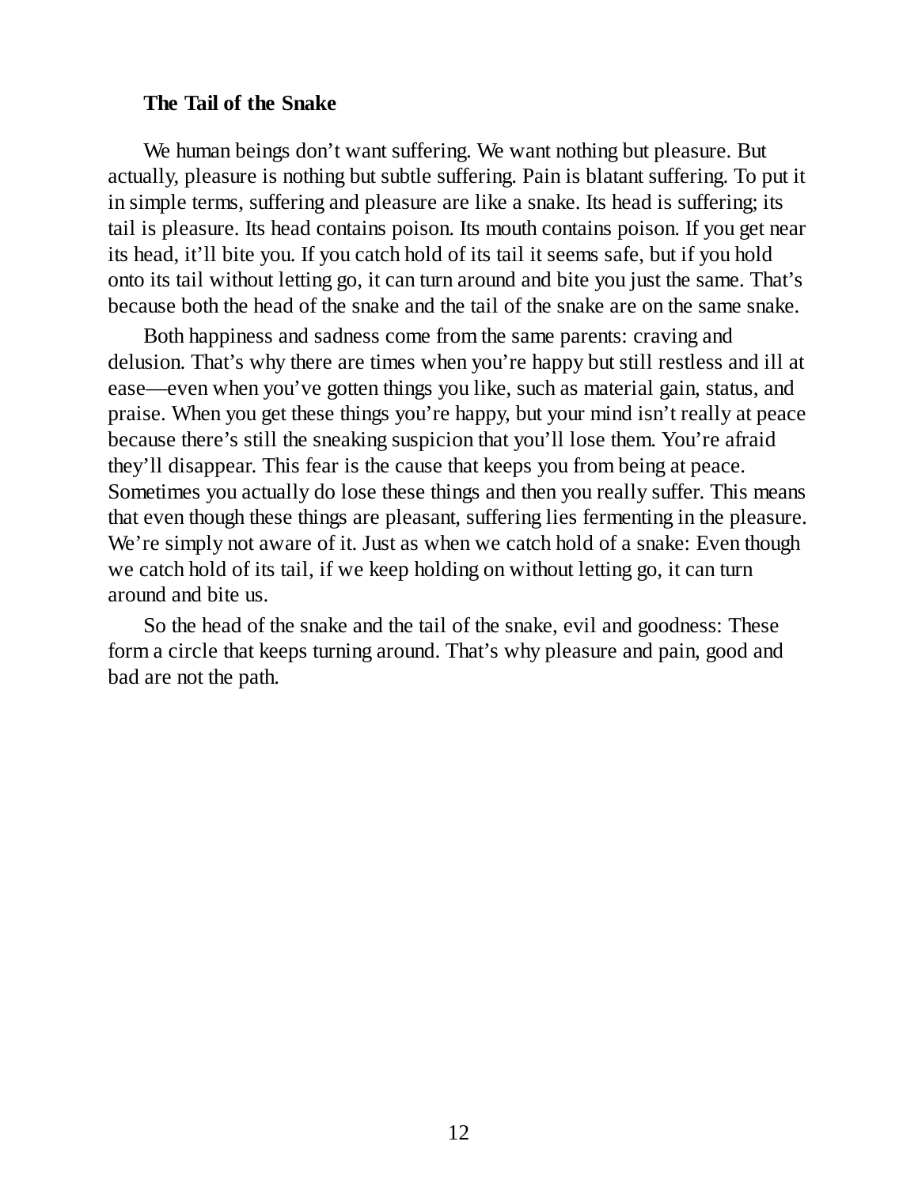### The Tail of the Snake

We human beings don't want suffering. We want nothing but pleasure. But actually, pleasure is nothing but subtle suffering. Pain is blatant suffering. To put it in simple terms, suffering and pleasure are like a snake. Its head is suffering; its tail is pleasure. Its head contains poison. Its mouth contains poison. If you get near its head, it'll bite you. If you catch hold of its tail it seems safe, but if you hold onto its tail without letting go, it can turn around and bite you just the same. That's because both the head of the snake and the tail of the snake are on the same snake.

Both happiness and sadness come from the same parents: craving and delusion. That's why there are times when you're happy but still restless and ill at ease—even when you've gotten things you like, such as material gain, status, and praise. When you get these things you're happy, but your mind isn't really at peace because there's still the sneaking suspicion that you'll lose them. You're afraid they'll disappear. This fear is the cause that keeps you from being at peace. Sometimes you actually do lose these things and then you really suffer. This means that even though these things are pleasant, suffering lies fermenting in the pleasure. We're simply not aware of it. Just as when we catch hold of a snake: Even though we catch hold of its tail, if we keep holding on without letting go, it can turn around and bite us.

So the head of the snake and the tail of the snake, evil and goodness: These form a circle that keeps turning around. That's why pleasure and pain, good and bad are not the path.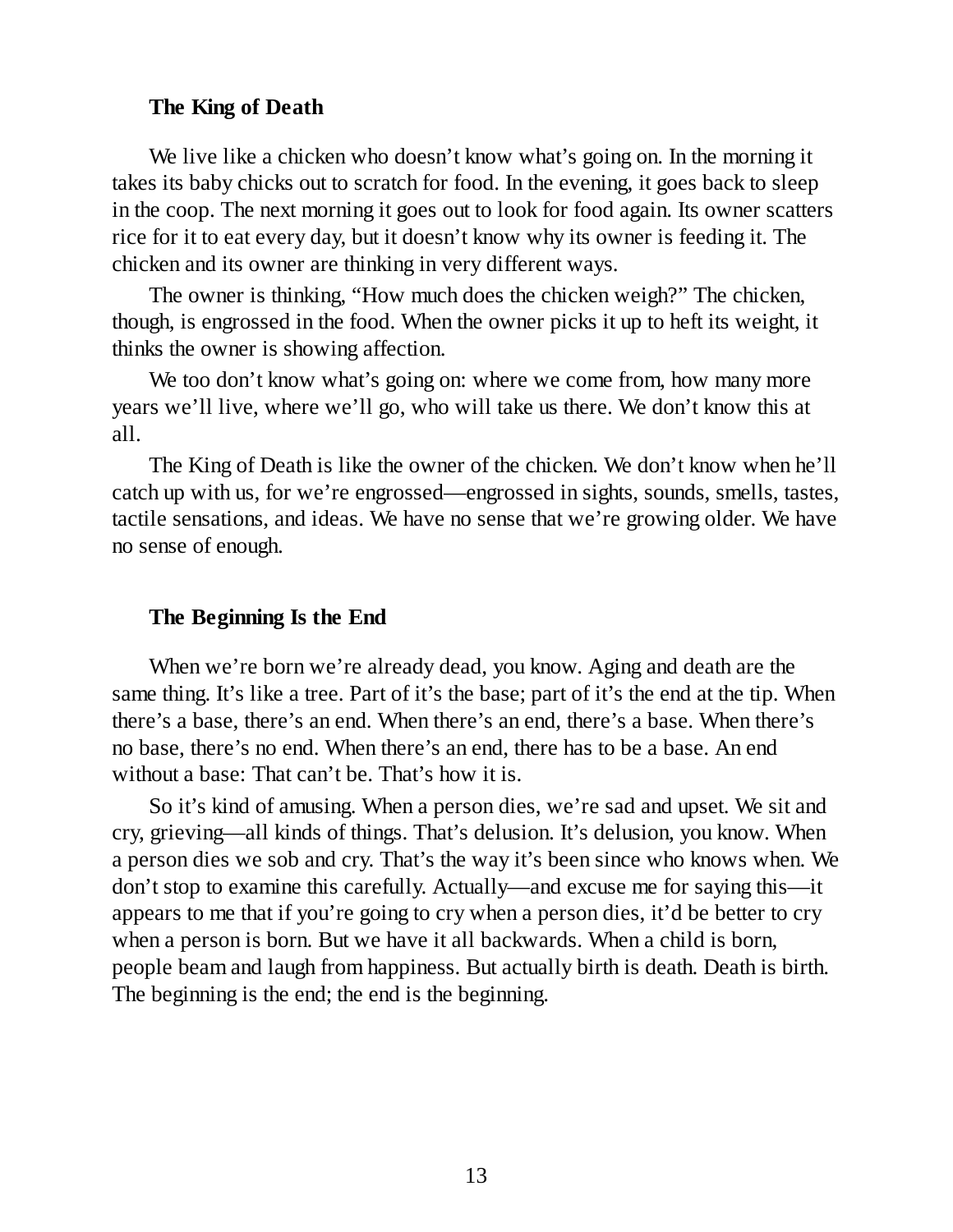### The King of Death

We live like a chicken who doesn't know what's going on. In the morning it takes its baby chicks out to scratch for food. In the evening, it goes back to sleep in the coop. The next morning it goes out to look for food again. Its owner scatters rice for it to eat every day, but it doesn't know why its owner is feeding it. The chicken and its owner are thinking in very different ways.

The owner is thinking, "How much does the chicken weigh?" The chicken, though, is engrossed in the food. When the owner picks it up to heft its weight, it thinks the owner is showing affection.

We too don't know what's going on: where we come from, how many more years we'll live, where we'll go, who will take us there. We don't know this at all.

The King of Death is like the owner of the chicken. We don't know when he'll catch up with us, for we're engrossed—engrossed in sights, sounds, smells, tastes, tactile sensations, and ideas. We have no sense that we're growing older. We have no sense of enough.

### The Beginning Is the End

When we're born we're already dead, you know. Aging and death are the same thing. It's like a tree. Part of it's the base; part of it's the end at the tip. When there's a base, there's an end. When there's an end, there's a base. When there's no base, there's no end. When there's an end, there has to be a base. An end without a base: That can't be. That's how it is.

So it's kind of amusing. When a person dies, we're sad and upset. We sit and cry, grieving—all kinds of things. That's delusion. It's delusion, you know. When a person dies we sob and cry. That's the way it's been since who knows when. We don't stop to examine this carefully. Actually—and excuse me for saying this—it appears to me that if you're going to cry when a person dies, it'd be better to cry when a person is born. But we have it all backwards. When a child is born, people beam and laugh from happiness. But actually birth is death. Death is birth. The beginning is the end; the end is the beginning.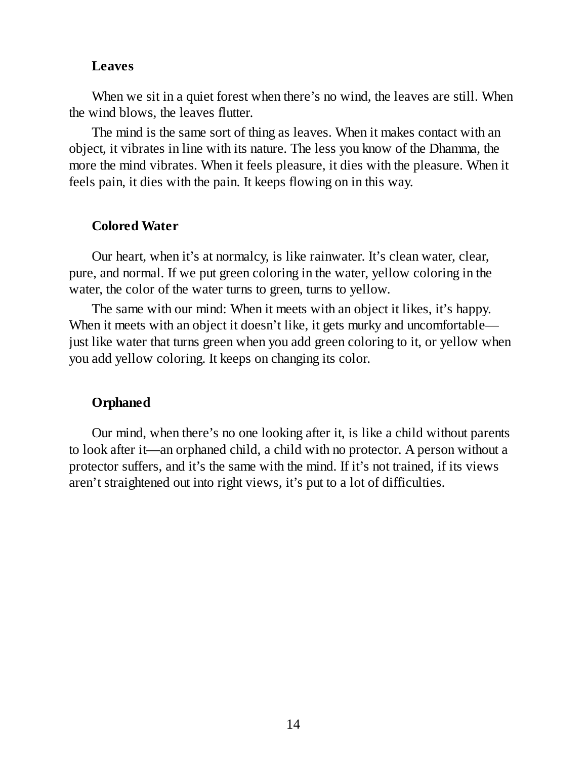### Leaves

When we sit in a quiet forest when there's no wind, the leaves are still. When the wind blows, the leaves flutter.

The mind is the same sort of thing as leaves. When it makes contact with an object, it vibrates in line with its nature. The less you know of the Dhamma, the more the mind vibrates. When it feels pleasure, it dies with the pleasure. When it feels pain, it dies with the pain. It keeps flowing on in this way.

### Colored Water

Our heart, when it's at normalcy, is like rainwater. It's clean water, clear, pure, and normal. If we put green coloring in the water, yellow coloring in the water, the color of the water turns to green, turns to yellow.

The same with our mind: When it meets with an object it likes, it's happy. When it meets with an object it doesn't like, it gets murky and uncomfortable—just like water that turns green when you add green coloring to it, or yellow when you add yellow coloring. It keeps on changing its color.

### Orphaned

Our mind, when there's no one looking after it, is like a child without parents to look after it—an orphaned child, a child with no protector. A person without a protector suffers, and it's the same with the mind. If it's not trained, if its views aren't straightened out into right views, it's put to a lot of difficulties.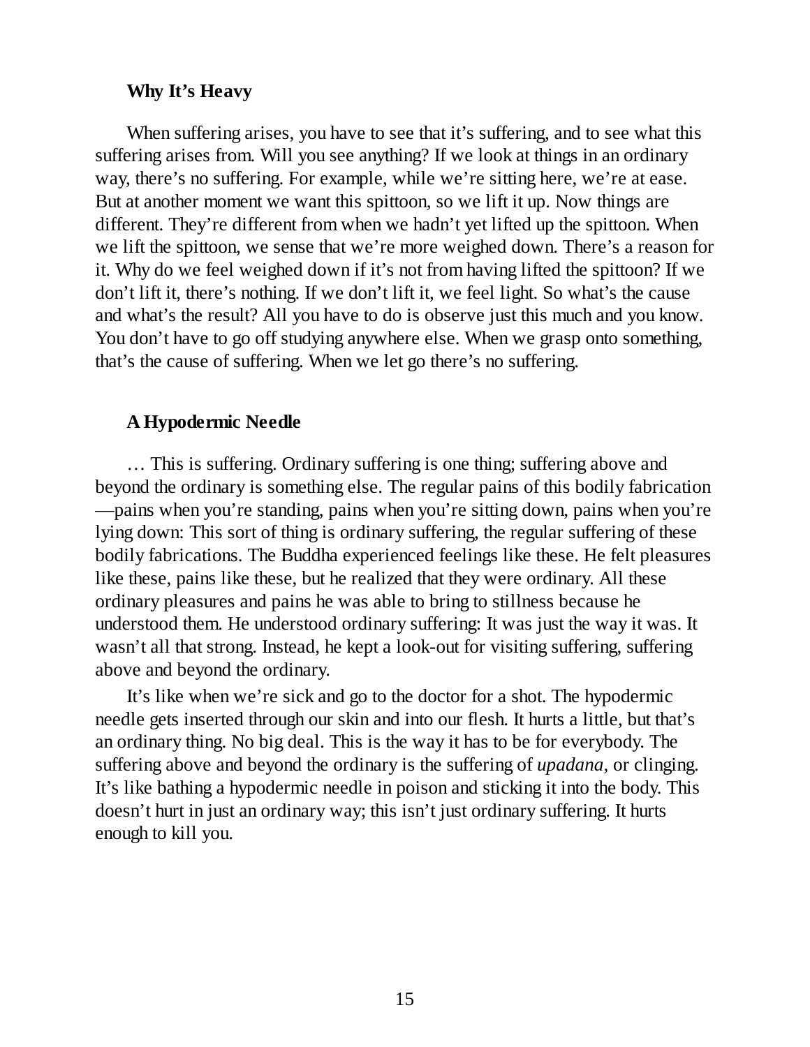### Why It's Heavy

When suffering arises, you have to see that it's suffering, and to see what this suffering arises from. Will you see anything? If we look at things in an ordinary way, there's no suffering. For example, while we're sitting here, we're at ease. But at another moment we want this spittoon, so we lift it up. Now things are different. They're different from when we hadn't yet lifted up the spittoon. When we lift the spittoon, we sense that we're more weighed down. There's a reason for it. Why do we feel weighed down if it's not from having lifted the spittoon? If we don't lift it, there's nothing. If we don't lift it, we feel light. So what's the cause and what's the result? All you have to do is observe just this much and you know. You don't have to go off studying anywhere else. When we grasp onto something, that's the cause of suffering. When we let go there's no suffering.

### A Hypodermic Needle

… This is suffering. Ordinary suffering is one thing; suffering above and beyond the ordinary is something else. The regular pains of this bodily fabrication—pains when you're standing, pains when you're sitting down, pains when you're lying down: This sort of thing is ordinary suffering, the regular suffering of these bodily fabrications. The Buddha experienced feelings like these. He felt pleasures like these, pains like these, but he realized that they were ordinary. All these ordinary pleasures and pains he was able to bring to stillness because he understood them. He understood ordinary suffering: It was just the way it was. It wasn't all that strong. Instead, he kept a look-out for visiting suffering, suffering above and beyond the ordinary.

It's like when we're sick and go to the doctor for a shot. The hypodermic needle gets inserted through our skin and into our flesh. It hurts a little, but that's an ordinary thing. No big deal. This is the way it has to be for everybody. The suffering above and beyond the ordinary is the suffering of *upadana,* or clinging. It's like bathing a hypodermic needle in poison and sticking it into the body. This doesn't hurt in just an ordinary way; this isn't just ordinary suffering. It hurts enough to kill you.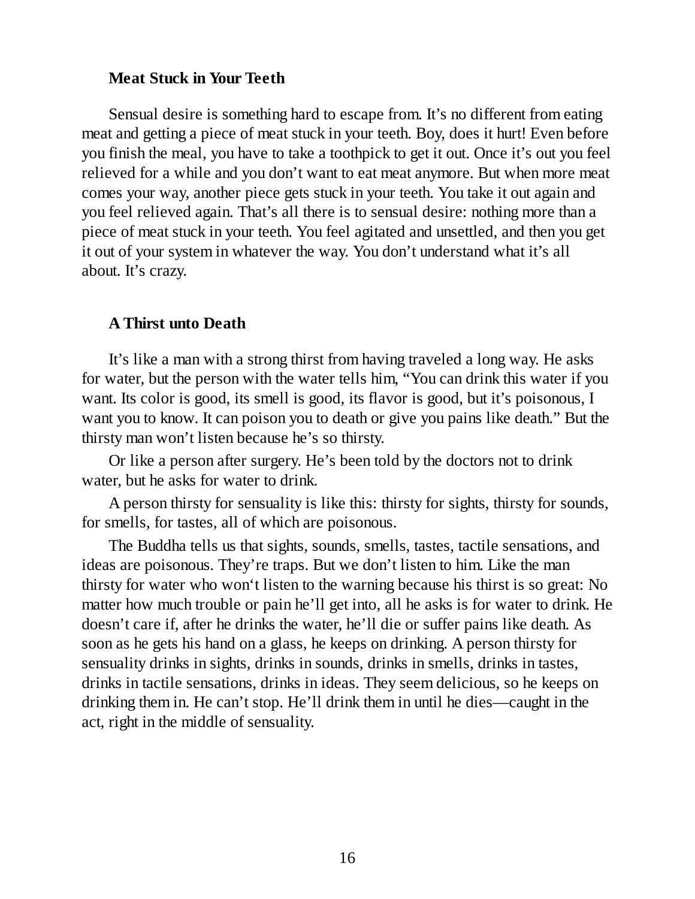### Meat Stuck in Your Teeth

Sensual desire is something hard to escape from. It's no different from eating meat and getting a piece of meat stuck in your teeth. Boy, does it hurt! Even before you finish the meal, you have to take a toothpick to get it out. Once it's out you feel relieved for a while and you don't want to eat meat anymore. But when more meat comes your way, another piece gets stuck in your teeth. You take it out again and you feel relieved again. That's all there is to sensual desire: nothing more than a piece of meat stuck in your teeth. You feel agitated and unsettled, and then you get it out of your system in whatever the way. You don't understand what it's all about. It's crazy.

### A Thirst unto Death

It's like a man with a strong thirst from having traveled a long way. He asks for water, but the person with the water tells him, "You can drink this water if you want. Its color is good, its smell is good, its flavor is good, but it's poisonous, I want you to know. It can poison you to death or give you pains like death." But the thirsty man won't listen because he's so thirsty.

Or like a person after surgery. He's been told by the doctors not to drink water, but he asks for water to drink.

A person thirsty for sensuality is like this: thirsty for sights, thirsty for sounds, for smells, for tastes, all of which are poisonous.

The Buddha tells us that sights, sounds, smells, tastes, tactile sensations, and ideas are poisonous. They're traps. But we don't listen to him. Like the man thirsty for water who won't listen to the warning because his thirst is so great: No matter how much trouble or pain he'll get into, all he asks is for water to drink. He doesn't care if, after he drinks the water, he'll die or suffer pains like death. As soon as he gets his hand on a glass, he keeps on drinking. A person thirsty for sensuality drinks in sights, drinks in sounds, drinks in smells, drinks in tastes, drinks in tactile sensations, drinks in ideas. They seem delicious, so he keeps on drinking them in. He can't stop. He'll drink them in until he dies—caught in the act, right in the middle of sensuality.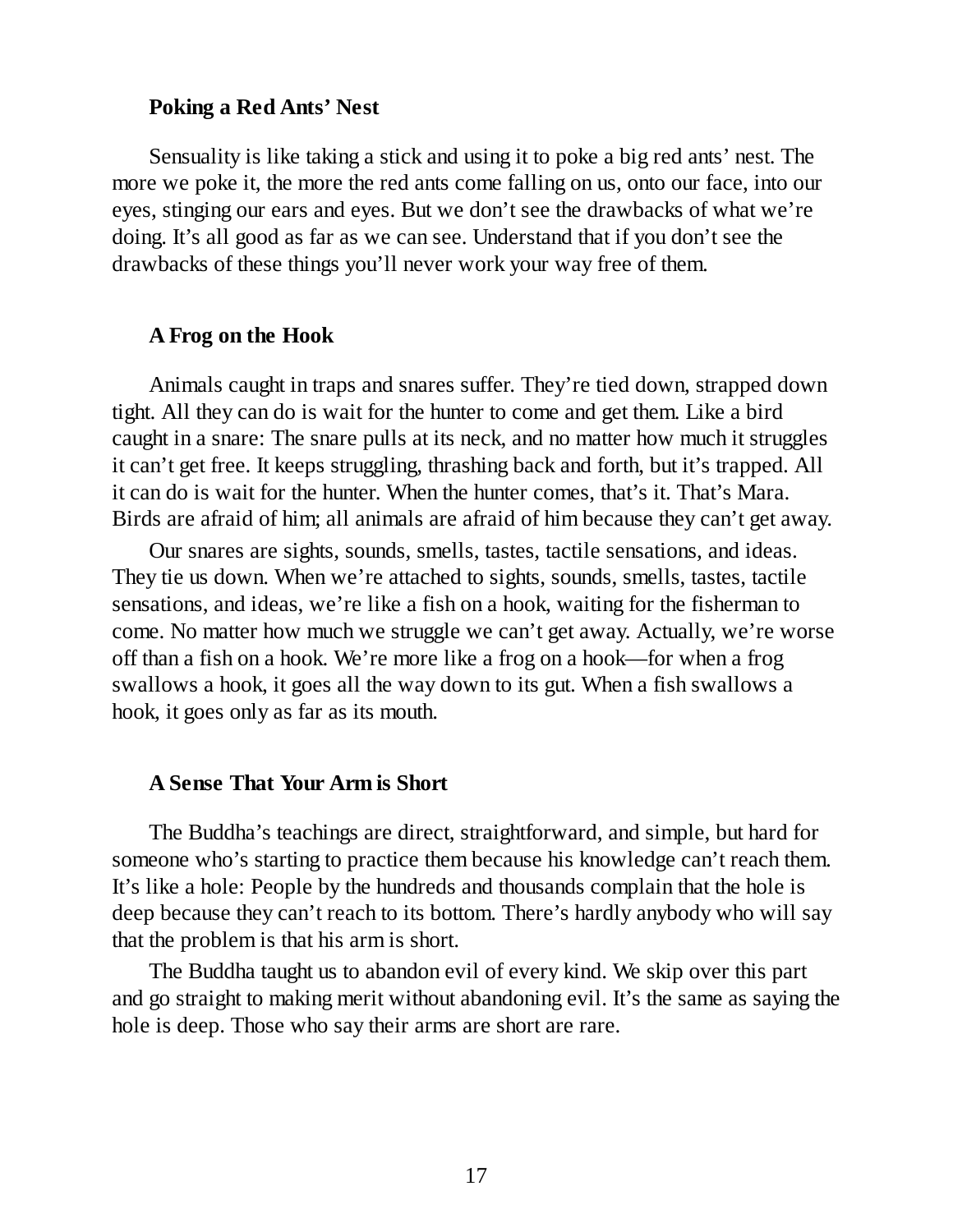### Poking a Red Ants' Nest

Sensuality is like taking a stick and using it to poke a big red ants' nest. The more we poke it, the more the red ants come falling on us, onto our face, into our eyes, stinging our ears and eyes. But we don't see the drawbacks of what we're doing. It's all good as far as we can see. Understand that if you don't see the drawbacks of these things you'll never work your way free of them.

### A Frog on the Hook

Animals caught in traps and snares suffer. They're tied down, strapped down tight. All they can do is wait for the hunter to come and get them. Like a bird caught in a snare: The snare pulls at its neck, and no matter how much it struggles it can't get free. It keeps struggling, thrashing back and forth, but it's trapped. All it can do is wait for the hunter. When the hunter comes, that's it. That's Mara. Birds are afraid of him; all animals are afraid of him because they can't get away.

Our snares are sights, sounds, smells, tastes, tactile sensations, and ideas. They tie us down. When we're attached to sights, sounds, smells, tastes, tactile sensations, and ideas, we're like a fish on a hook, waiting for the fisherman to come. No matter how much we struggle we can't get away. Actually, we're worse off than a fish on a hook. We're more like a frog on a hook—for when a frog swallows a hook, it goes all the way down to its gut. When a fish swallows a hook, it goes only as far as its mouth.

### A Sense That Your Arm is Short

The Buddha's teachings are direct, straightforward, and simple, but hard for someone who's starting to practice them because his knowledge can't reach them. It's like a hole: People by the hundreds and thousands complain that the hole is deep because they can't reach to its bottom. There's hardly anybody who will say that the problem is that his arm is short.

The Buddha taught us to abandon evil of every kind. We skip over this part and go straight to making merit without abandoning evil. It's the same as saying the hole is deep. Those who say their arms are short are rare.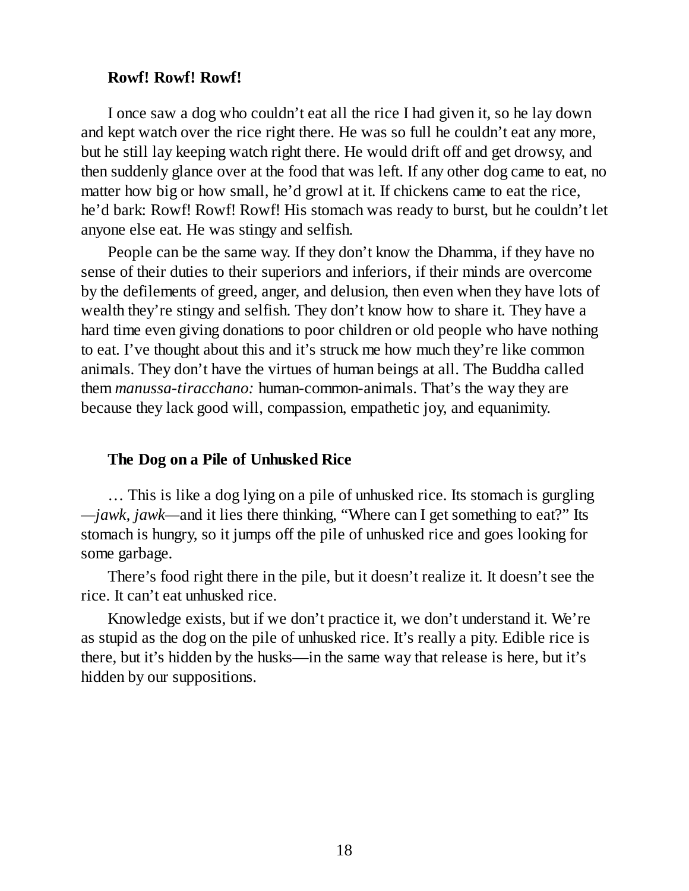### Rowf! Rowf! Rowf!

I once saw a dog who couldn't eat all the rice I had given it, so he lay down and kept watch over the rice right there. He was so full he couldn't eat any more, but he still lay keeping watch right there. He would drift off and get drowsy, and then suddenly glance over at the food that was left. If any other dog came to eat, no matter how big or how small, he'd growl at it. If chickens came to eat the rice, he'd bark: Rowf! Rowf! Rowf! His stomach was ready to burst, but he couldn't let anyone else eat. He was stingy and selfish.

People can be the same way. If they don't know the Dhamma, if they have no sense of their duties to their superiors and inferiors, if their minds are overcome by the defilements of greed, anger, and delusion, then even when they have lots of wealth they're stingy and selfish. They don't know how to share it. They have a hard time even giving donations to poor children or old people who have nothing to eat. I've thought about this and it's struck me how much they're like common animals. They don't have the virtues of human beings at all. The Buddha called them *manussa-tiracchano:* human-common-animals. That's the way they are because they lack good will, compassion, empathetic joy, and equanimity.

### The Dog on a Pile of Unhusked Rice

… This is like a dog lying on a pile of unhusked rice. Its stomach is gurgling—*jawk, jawk*—and it lies there thinking, "Where can I get something to eat?" Its stomach is hungry, so it jumps off the pile of unhusked rice and goes looking for some garbage.

There's food right there in the pile, but it doesn't realize it. It doesn't see the rice. It can't eat unhusked rice.

Knowledge exists, but if we don't practice it, we don't understand it. We're as stupid as the dog on the pile of unhusked rice. It's really a pity. Edible rice is there, but it's hidden by the husks—in the same way that release is here, but it's hidden by our suppositions.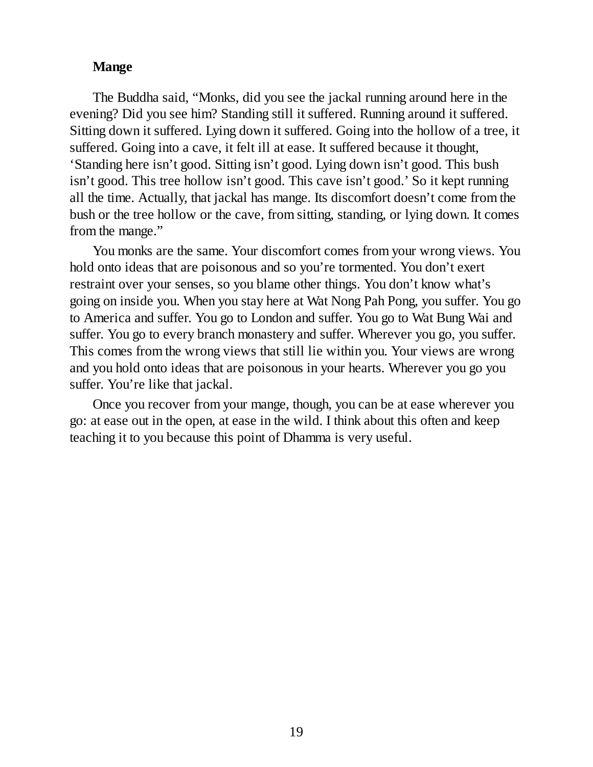### Mange

The Buddha said, "Monks, did you see the jackal running around here in the evening? Did you see him? Standing still it suffered. Running around it suffered. Sitting down it suffered. Lying down it suffered. Going into the hollow of a tree, it suffered. Going into a cave, it felt ill at ease. It suffered because it thought, 'Standing here isn't good. Sitting isn't good. Lying down isn't good. This bush isn't good. This tree hollow isn't good. This cave isn't good.' So it kept running all the time. Actually, that jackal has mange. Its discomfort doesn't come from the bush or the tree hollow or the cave, from sitting, standing, or lying down. It comes from the mange."

You monks are the same. Your discomfort comes from your wrong views. You hold onto ideas that are poisonous and so you're tormented. You don't exert restraint over your senses, so you blame other things. You don't know what's going on inside you. When you stay here at Wat Nong Pah Pong, you suffer. You go to America and suffer. You go to London and suffer. You go to Wat Bung Wai and suffer. You go to every branch monastery and suffer. Wherever you go, you suffer. This comes from the wrong views that still lie within you. Your views are wrong and you hold onto ideas that are poisonous in your hearts. Wherever you go you suffer. You're like that jackal.

Once you recover from your mange, though, you can be at ease wherever you go: at ease out in the open, at ease in the wild. I think about this often and keep teaching it to you because this point of Dhamma is very useful.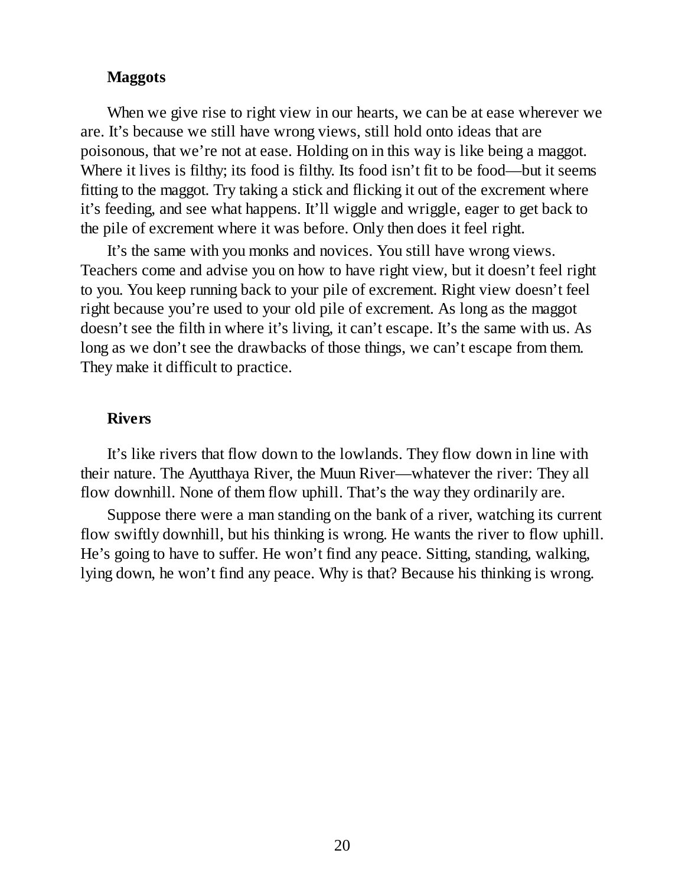### Maggots

When we give rise to right view in our hearts, we can be at ease wherever we are. It's because we still have wrong views, still hold onto ideas that are poisonous, that we're not at ease. Holding on in this way is like being a maggot. Where it lives is filthy; its food is filthy. Its food isn't fit to be food—but it seems fitting to the maggot. Try taking a stick and flicking it out of the excrement where it's feeding, and see what happens. It'll wiggle and wriggle, eager to get back to the pile of excrement where it was before. Only then does it feel right.

It's the same with you monks and novices. You still have wrong views. Teachers come and advise you on how to have right view, but it doesn't feel right to you. You keep running back to your pile of excrement. Right view doesn't feel right because you're used to your old pile of excrement. As long as the maggot doesn't see the filth in where it's living, it can't escape. It's the same with us. As long as we don't see the drawbacks of those things, we can't escape from them. They make it difficult to practice.

### Rivers

It's like rivers that flow down to the lowlands. They flow down in line with their nature. The Ayutthaya River, the Muun River—whatever the river: They all flow downhill. None of them flow uphill. That's the way they ordinarily are.

Suppose there were a man standing on the bank of a river, watching its current flow swiftly downhill, but his thinking is wrong. He wants the river to flow uphill. He's going to have to suffer. He won't find any peace. Sitting, standing, walking, lying down, he won't find any peace. Why is that? Because his thinking is wrong.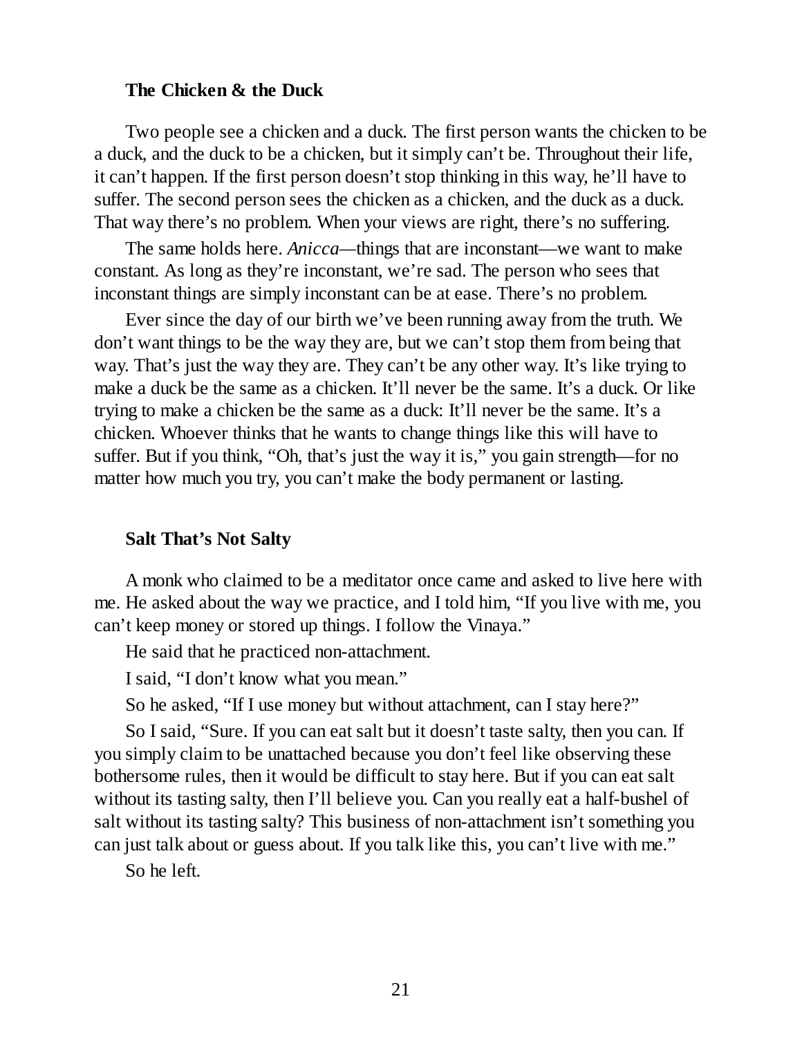### The Chicken & the Duck

Two people see a chicken and a duck. The first person wants the chicken to be a duck, and the duck to be a chicken, but it simply can't be. Throughout their life, it can't happen. If the first person doesn't stop thinking in this way, he'll have to suffer. The second person sees the chicken as a chicken, and the duck as a duck. That way there's no problem. When your views are right, there's no suffering.

The same holds here. *Anicca*—things that are inconstant—we want to make constant. As long as they're inconstant, we're sad. The person who sees that inconstant things are simply inconstant can be at ease. There's no problem.

Ever since the day of our birth we've been running away from the truth. We don't want things to be the way they are, but we can't stop them from being that way. That's just the way they are. They can't be any other way. It's like trying to make a duck be the same as a chicken. It'll never be the same. It's a duck. Or like trying to make a chicken be the same as a duck: It'll never be the same. It's a chicken. Whoever thinks that he wants to change things like this will have to suffer. But if you think, "Oh, that's just the way it is," you gain strength—for no matter how much you try, you can't make the body permanent or lasting.

### Salt That's Not Salty

A monk who claimed to be a meditator once came and asked to live here with me. He asked about the way we practice, and I told him, "If you live with me, you can't keep money or stored up things. I follow the Vinaya."

He said that he practiced non-attachment.

I said, "I don't know what you mean."

So he asked, "If I use money but without attachment, can I stay here?"

So I said, "Sure. If you can eat salt but it doesn't taste salty, then you can. If you simply claim to be unattached because you don't feel like observing these bothersome rules, then it would be difficult to stay here. But if you can eat salt without its tasting salty, then I'll believe you. Can you really eat a half-bushel of salt without its tasting salty? This business of non-attachment isn't something you can just talk about or guess about. If you talk like this, you can't live with me."

So he left.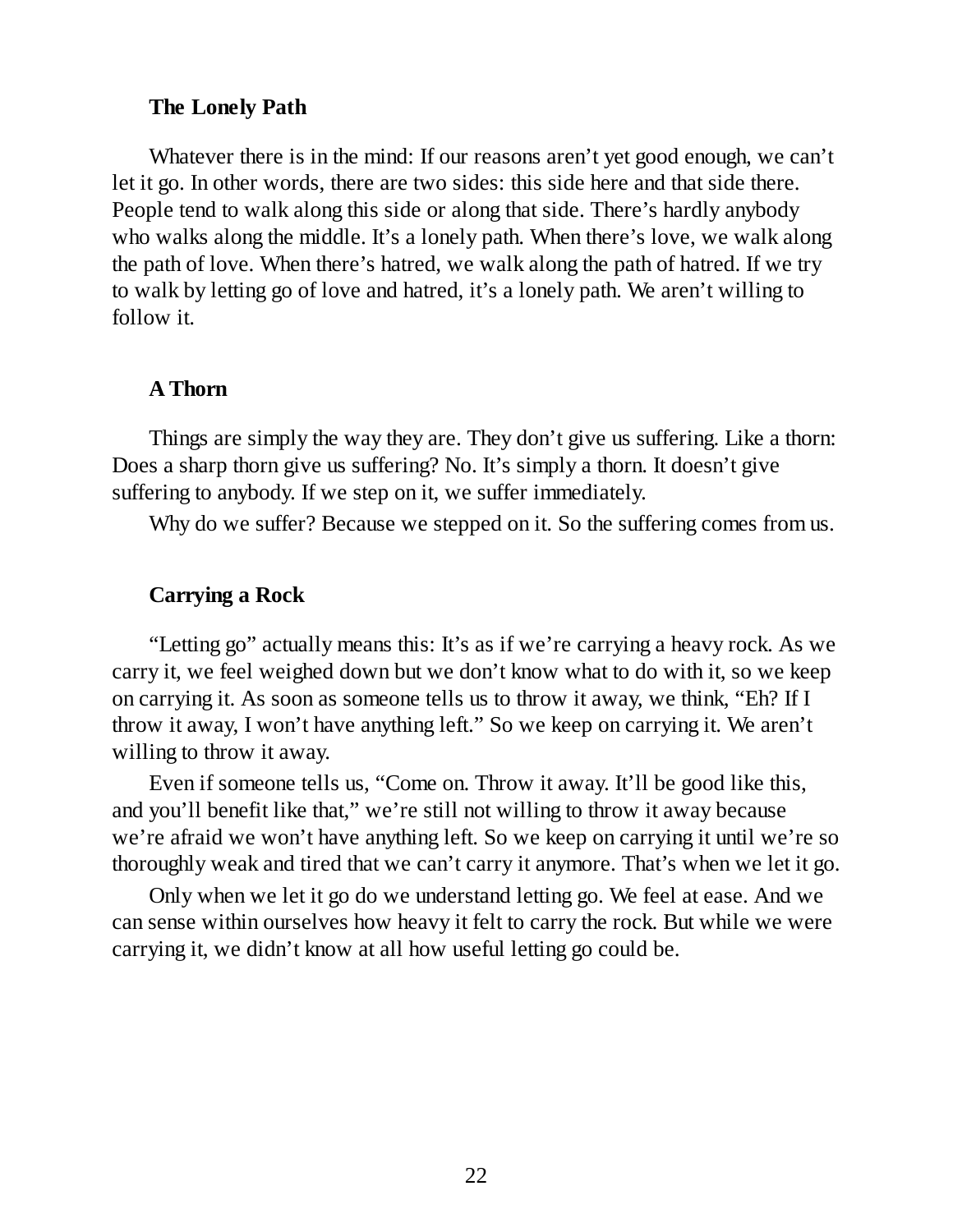### The Lonely Path

Whatever there is in the mind: If our reasons aren't yet good enough, we can't let it go. In other words, there are two sides: this side here and that side there. People tend to walk along this side or along that side. There's hardly anybody who walks along the middle. It's a lonely path. When there's love, we walk along the path of love. When there's hatred, we walk along the path of hatred. If we try to walk by letting go of love and hatred, it's a lonely path. We aren't willing to follow it.

### A Thorn

Things are simply the way they are. They don't give us suffering. Like a thorn: Does a sharp thorn give us suffering? No. It's simply a thorn. It doesn't give suffering to anybody. If we step on it, we suffer immediately.

Why do we suffer? Because we stepped on it. So the suffering comes from us.

### Carrying a Rock

"Letting go" actually means this: It's as if we're carrying a heavy rock. As we carry it, we feel weighed down but we don't know what to do with it, so we keep on carrying it. As soon as someone tells us to throw it away, we think, "Eh? If I throw it away, I won't have anything left." So we keep on carrying it. We aren't willing to throw it away.

Even if someone tells us, "Come on. Throw it away. It'll be good like this, and you'll benefit like that," we're still not willing to throw it away because we're afraid we won't have anything left. So we keep on carrying it until we're so thoroughly weak and tired that we can't carry it anymore. That's when we let it go.

Only when we let it go do we understand letting go. We feel at ease. And we can sense within ourselves how heavy it felt to carry the rock. But while we were carrying it, we didn't know at all how useful letting go could be.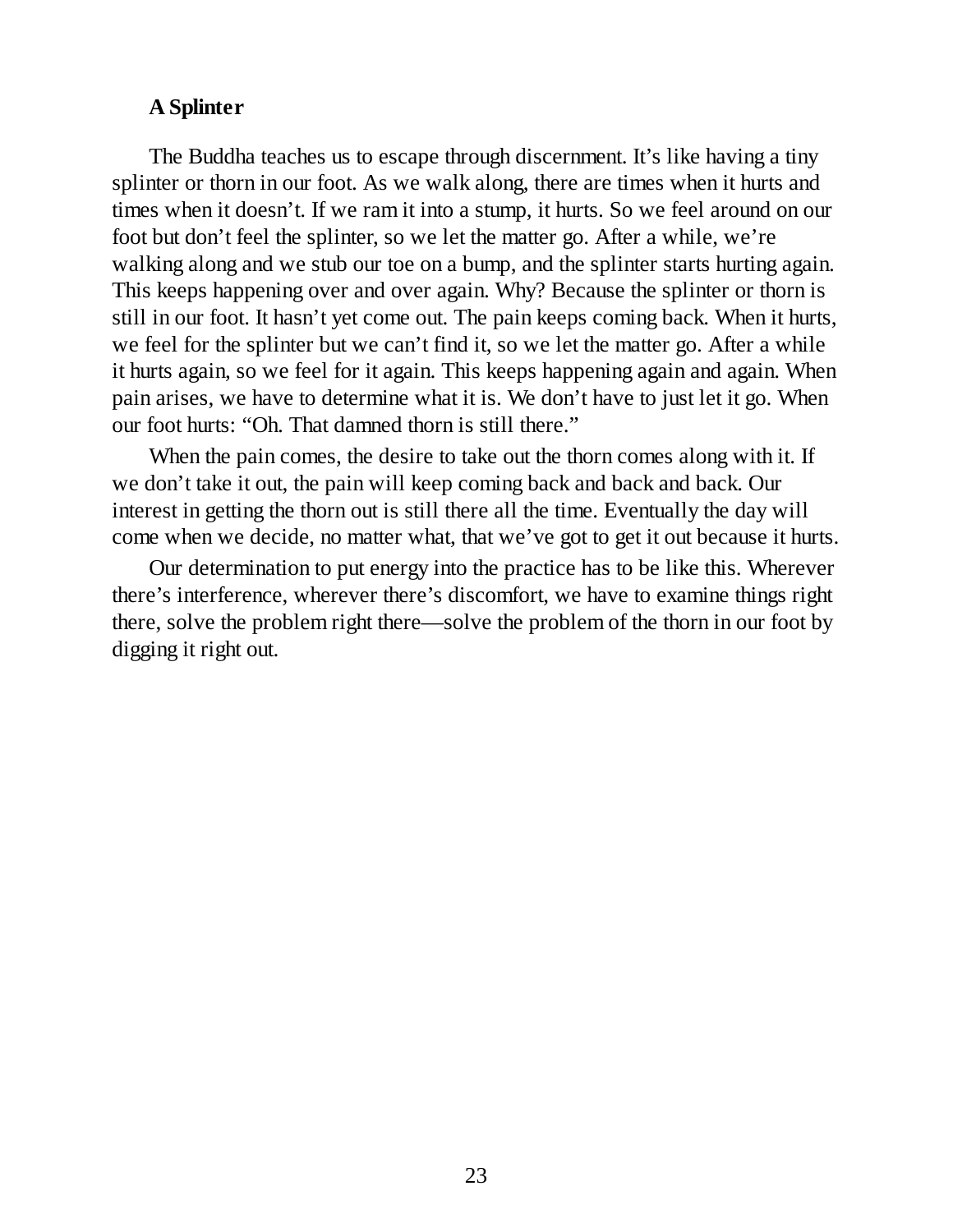### A Splinter

The Buddha teaches us to escape through discernment. It's like having a tiny splinter or thorn in our foot. As we walk along, there are times when it hurts and times when it doesn't. If we ram it into a stump, it hurts. So we feel around on our foot but don't feel the splinter, so we let the matter go. After a while, we're walking along and we stub our toe on a bump, and the splinter starts hurting again. This keeps happening over and over again. Why? Because the splinter or thorn is still in our foot. It hasn't yet come out. The pain keeps coming back. When it hurts, we feel for the splinter but we can't find it, so we let the matter go. After a while it hurts again, so we feel for it again. This keeps happening again and again. When pain arises, we have to determine what it is. We don't have to just let it go. When our foot hurts: "Oh. That damned thorn is still there."

When the pain comes, the desire to take out the thorn comes along with it. If we don't take it out, the pain will keep coming back and back and back. Our interest in getting the thorn out is still there all the time. Eventually the day will come when we decide, no matter what, that we've got to get it out because it hurts.

Our determination to put energy into the practice has to be like this. Wherever there's interference, wherever there's discomfort, we have to examine things right there, solve the problem right there—solve the problem of the thorn in our foot by digging it right out.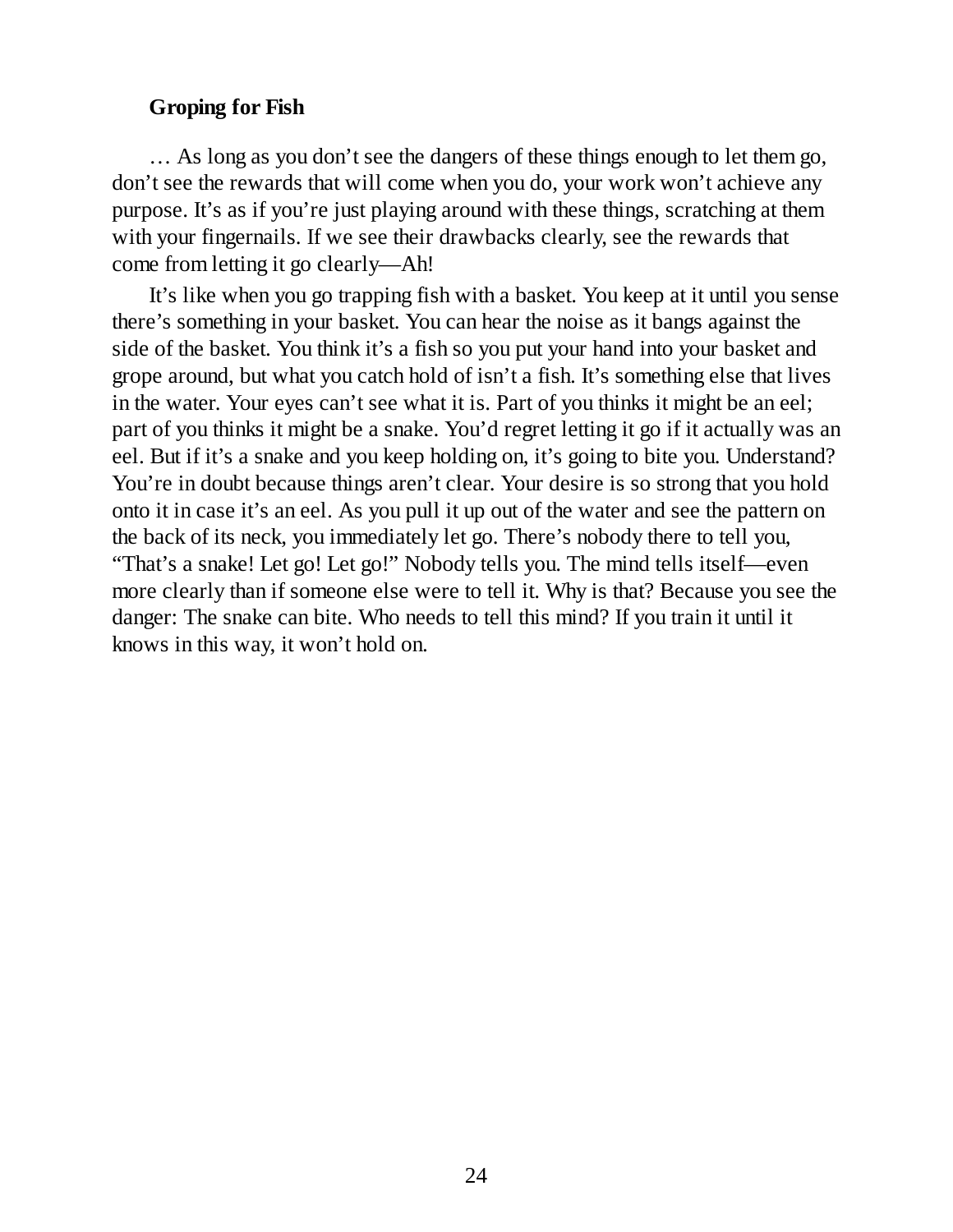**Groping for Fish**

… As long as you don't see the dangers of these things enough to let them go, don't see the rewards that will come when you do, your work won't achieve any purpose. It's as if you're just playing around with these things, scratching at them with your fingernails. If we see their drawbacks clearly, see the rewards that come from letting it go clearly—Ah!

It's like when you go trapping fish with a basket. You keep at it until you sense there's something in your basket. You can hear the noise as it bangs against the side of the basket. You think it's a fish so you put your hand into your basket and grope around, but what you catch hold of isn't a fish. It's something else that lives in the water. Your eyes can't see what it is. Part of you thinks it might be an eel; part of you thinks it might be a snake. You'd regret letting it go if it actually was an eel. But if it's a snake and you keep holding on, it's going to bite you. Understand? You're in doubt because things aren't clear. Your desire is so strong that you hold onto it in case it's an eel. As you pull it up out of the water and see the pattern on the back of its neck, you immediately let go. There's nobody there to tell you, "That's a snake! Let go! Let go!" Nobody tells you. The mind tells itself—even more clearly than if someone else were to tell it. Why is that? Because you see the danger: The snake can bite. Who needs to tell this mind? If you train it until it knows in this way, it won't hold on.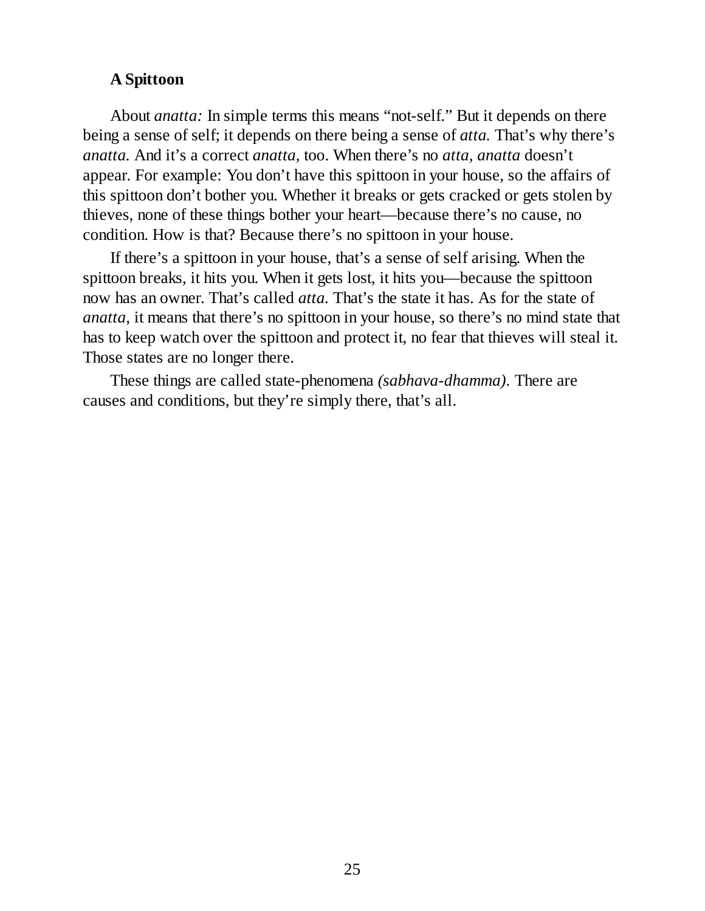### A Spittoon

About *anatta:* In simple terms this means "not-self." But it depends on there being a sense of self; it depends on there being a sense of *atta.* That's why there's *anatta.* And it's a correct *anatta,* too. When there's no *atta, anatta* doesn't appear. For example: You don't have this spittoon in your house, so the affairs of this spittoon don't bother you. Whether it breaks or gets cracked or gets stolen by thieves, none of these things bother your heart—because there's no cause, no condition. How is that? Because there's no spittoon in your house.

If there's a spittoon in your house, that's a sense of self arising. When the spittoon breaks, it hits you. When it gets lost, it hits you—because the spittoon now has an owner. That's called *atta.* That's the state it has. As for the state of *anatta,* it means that there's no spittoon in your house, so there's no mind state that has to keep watch over the spittoon and protect it, no fear that thieves will steal it. Those states are no longer there.

These things are called state-phenomena *(sabhava-dhamma).* There are causes and conditions, but they're simply there, that's all.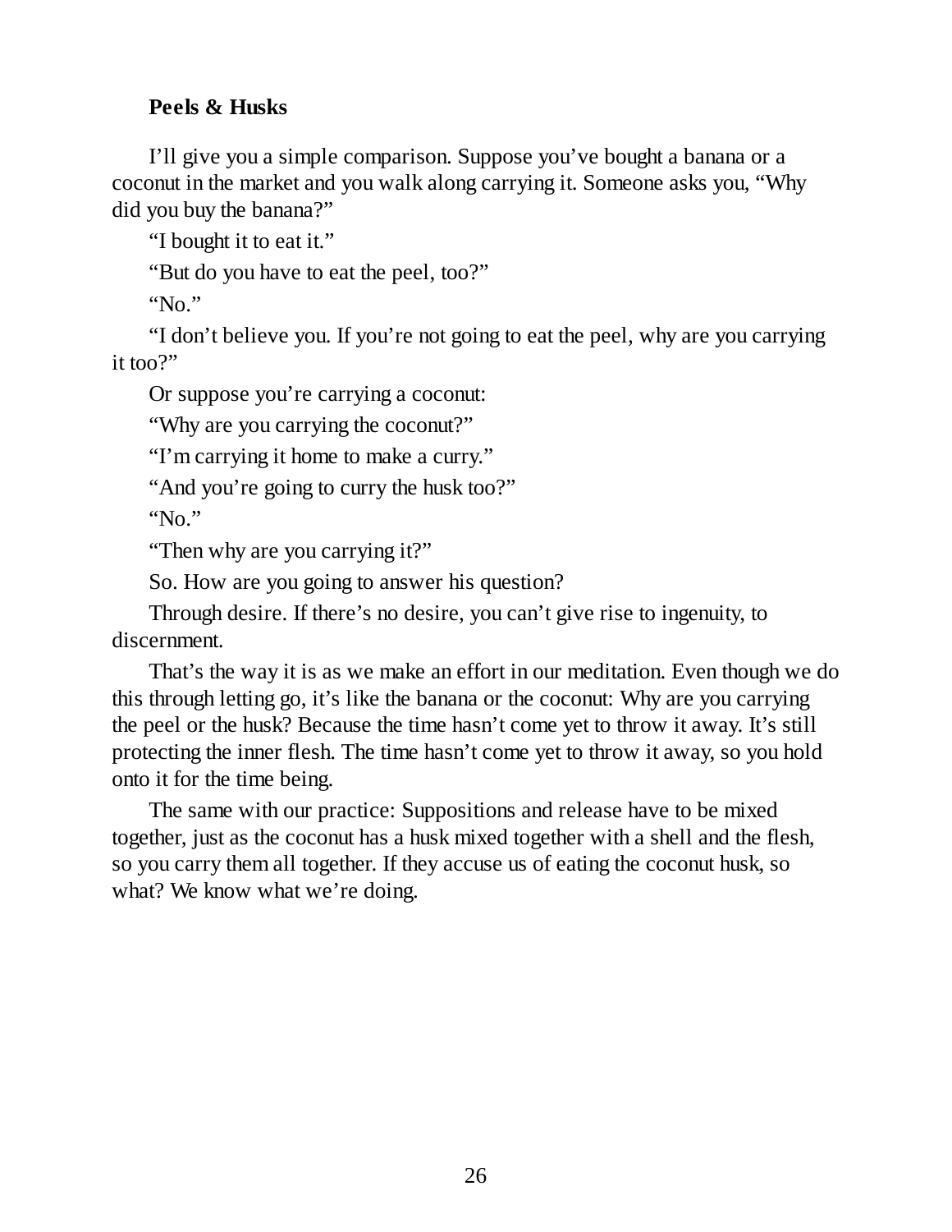### Peels & Husks

I'll give you a simple comparison. Suppose you've bought a banana or a coconut in the market and you walk along carrying it. Someone asks you, "Why did you buy the banana?"

"I bought it to eat it."

"But do you have to eat the peel, too?"

"No."

"I don't believe you. If you're not going to eat the peel, why are you carrying it too?"

Or suppose you're carrying a coconut:

"Why are you carrying the coconut?"

"I'm carrying it home to make a curry."

"And you're going to curry the husk too?"

"No."

"Then why are you carrying it?"

So. How are you going to answer his question?

Through desire. If there's no desire, you can't give rise to ingenuity, to discernment.

That's the way it is as we make an effort in our meditation. Even though we do this through letting go, it's like the banana or the coconut: Why are you carrying the peel or the husk? Because the time hasn't come yet to throw it away. It's still protecting the inner flesh. The time hasn't come yet to throw it away, so you hold onto it for the time being.

The same with our practice: Suppositions and release have to be mixed together, just as the coconut has a husk mixed together with a shell and the flesh, so you carry them all together. If they accuse us of eating the coconut husk, so what? We know what we're doing.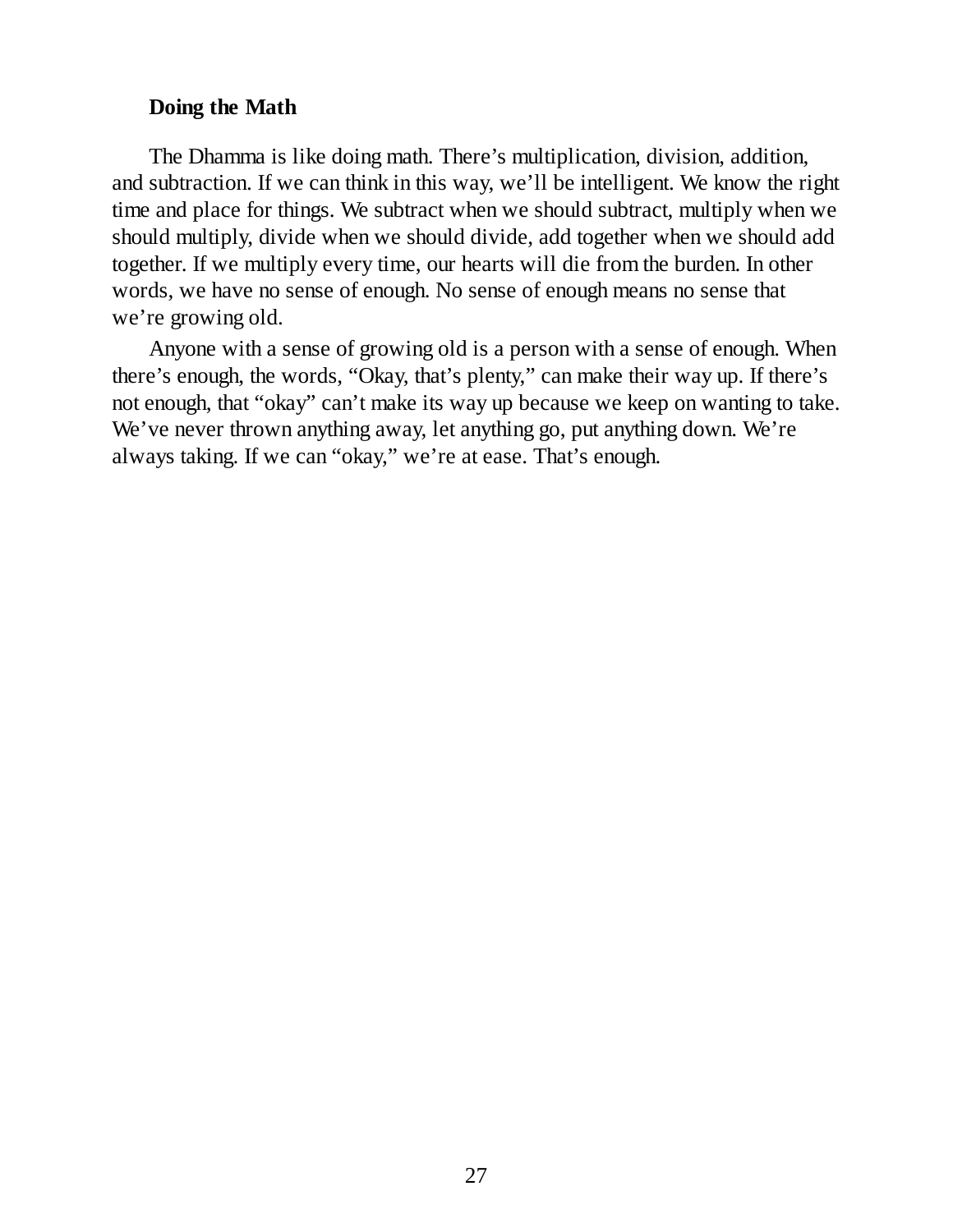### Doing the Math

The Dhamma is like doing math. There's multiplication, division, addition, and subtraction. If we can think in this way, we'll be intelligent. We know the right time and place for things. We subtract when we should subtract, multiply when we should multiply, divide when we should divide, add together when we should add together. If we multiply every time, our hearts will die from the burden. In other words, we have no sense of enough. No sense of enough means no sense that we're growing old.

Anyone with a sense of growing old is a person with a sense of enough. When there's enough, the words, "Okay, that's plenty," can make their way up. If there's not enough, that "okay" can't make its way up because we keep on wanting to take. We've never thrown anything away, let anything go, put anything down. We're always taking. If we can "okay," we're at ease. That's enough.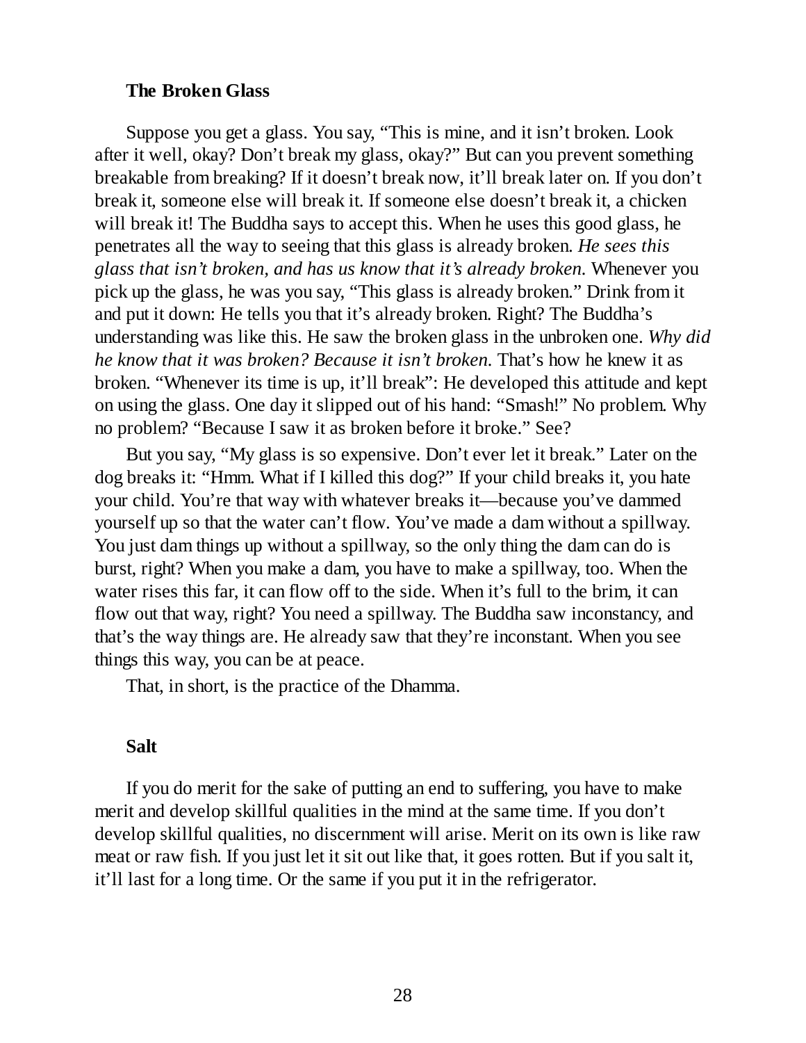### The Broken Glass

Suppose you get a glass. You say, "This is mine, and it isn't broken. Look after it well, okay? Don't break my glass, okay?" But can you prevent something breakable from breaking? If it doesn't break now, it'll break later on. If you don't break it, someone else will break it. If someone else doesn't break it, a chicken will break it! The Buddha says to accept this. When he uses this good glass, he penetrates all the way to seeing that this glass is already broken. *He sees this glass that isn't broken, and has us know that it's already broken.* Whenever you pick up the glass, he was you say, "This glass is already broken." Drink from it and put it down: He tells you that it's already broken. Right? The Buddha's understanding was like this. He saw the broken glass in the unbroken one. *Why did he know that it was broken? Because it isn't broken.* That's how he knew it as broken. "Whenever its time is up, it'll break": He developed this attitude and kept on using the glass. One day it slipped out of his hand: "Smash!" No problem. Why no problem? "Because I saw it as broken before it broke." See?

But you say, "My glass is so expensive. Don't ever let it break." Later on the dog breaks it: "Hmm. What if I killed this dog?" If your child breaks it, you hate your child. You're that way with whatever breaks it—because you've dammed yourself up so that the water can't flow. You've made a dam without a spillway. You just dam things up without a spillway, so the only thing the dam can do is burst, right? When you make a dam, you have to make a spillway, too. When the water rises this far, it can flow off to the side. When it's full to the brim, it can flow out that way, right? You need a spillway. The Buddha saw inconstancy, and that's the way things are. He already saw that they're inconstant. When you see things this way, you can be at peace.

That, in short, is the practice of the Dhamma.

### Salt

If you do merit for the sake of putting an end to suffering, you have to make merit and develop skillful qualities in the mind at the same time. If you don't develop skillful qualities, no discernment will arise. Merit on its own is like raw meat or raw fish. If you just let it sit out like that, it goes rotten. But if you salt it, it'll last for a long time. Or the same if you put it in the refrigerator.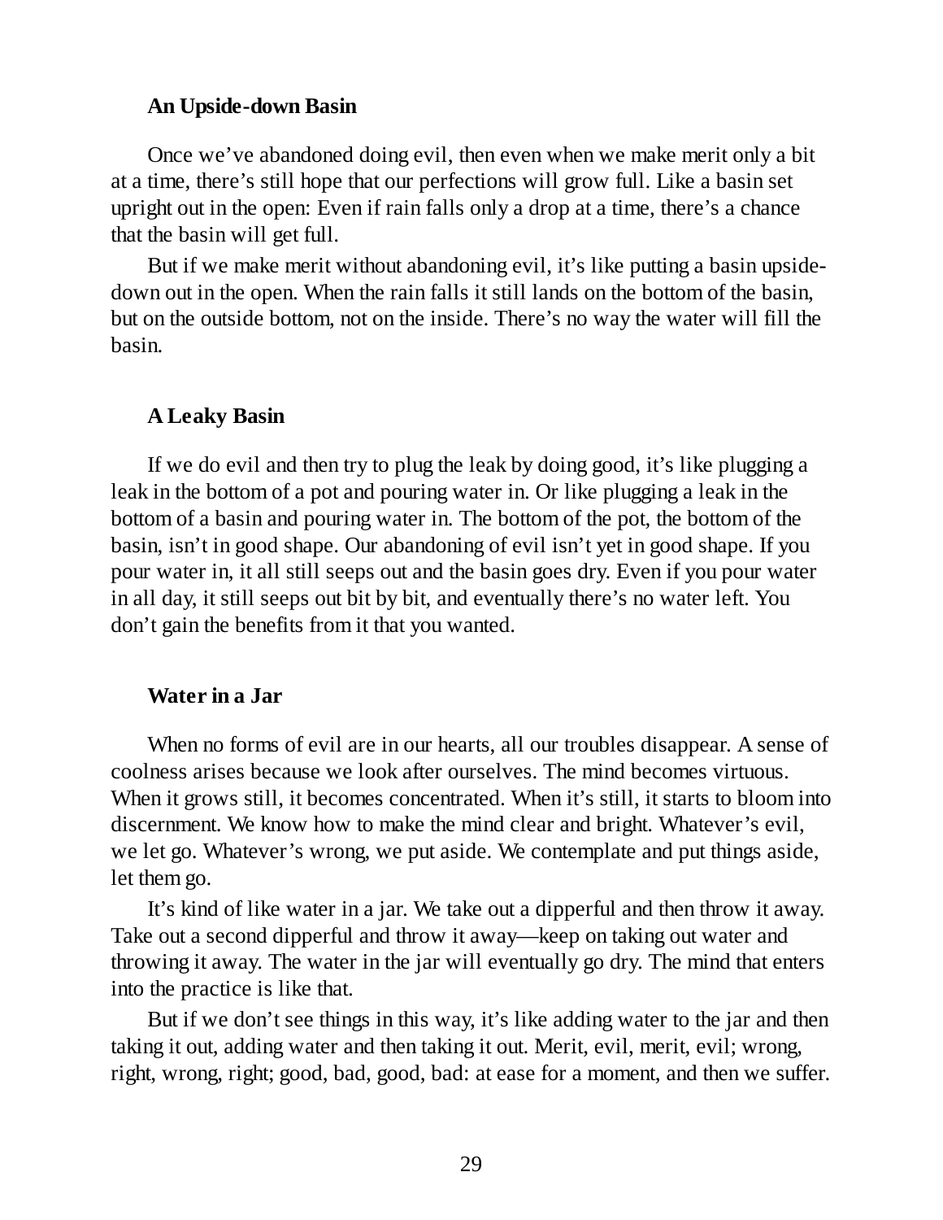### An Upside-down Basin

Once we've abandoned doing evil, then even when we make merit only a bit at a time, there's still hope that our perfections will grow full. Like a basin set upright out in the open: Even if rain falls only a drop at a time, there's a chance that the basin will get full.

But if we make merit without abandoning evil, it's like putting a basin upside-down out in the open. When the rain falls it still lands on the bottom of the basin, but on the outside bottom, not on the inside. There's no way the water will fill the basin.

### A Leaky Basin

If we do evil and then try to plug the leak by doing good, it's like plugging a leak in the bottom of a pot and pouring water in. Or like plugging a leak in the bottom of a basin and pouring water in. The bottom of the pot, the bottom of the basin, isn't in good shape. Our abandoning of evil isn't yet in good shape. If you pour water in, it all still seeps out and the basin goes dry. Even if you pour water in all day, it still seeps out bit by bit, and eventually there's no water left. You don't gain the benefits from it that you wanted.

### Water in a Jar

When no forms of evil are in our hearts, all our troubles disappear. A sense of coolness arises because we look after ourselves. The mind becomes virtuous. When it grows still, it becomes concentrated. When it's still, it starts to bloom into discernment. We know how to make the mind clear and bright. Whatever's evil, we let go. Whatever's wrong, we put aside. We contemplate and put things aside, let them go.

It's kind of like water in a jar. We take out a dipperful and then throw it away. Take out a second dipperful and throw it away—keep on taking out water and throwing it away. The water in the jar will eventually go dry. The mind that enters into the practice is like that.

But if we don't see things in this way, it's like adding water to the jar and then taking it out, adding water and then taking it out. Merit, evil, merit, evil; wrong, right, wrong, right; good, bad, good, bad: at ease for a moment, and then we suffer.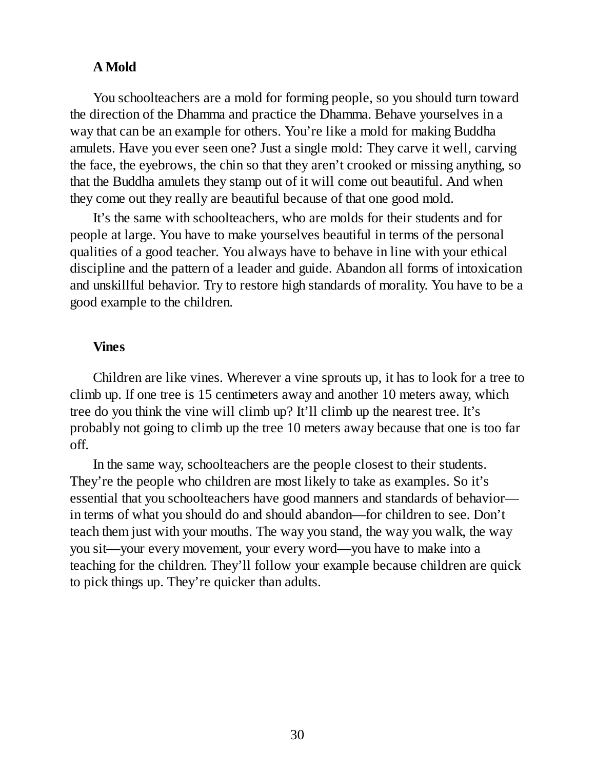### A Mold

You schoolteachers are a mold for forming people, so you should turn toward the direction of the Dhamma and practice the Dhamma. Behave yourselves in a way that can be an example for others. You're like a mold for making Buddha amulets. Have you ever seen one? Just a single mold: They carve it well, carving the face, the eyebrows, the chin so that they aren't crooked or missing anything, so that the Buddha amulets they stamp out of it will come out beautiful. And when they come out they really are beautiful because of that one good mold.

It's the same with schoolteachers, who are molds for their students and for people at large. You have to make yourselves beautiful in terms of the personal qualities of a good teacher. You always have to behave in line with your ethical discipline and the pattern of a leader and guide. Abandon all forms of intoxication and unskillful behavior. Try to restore high standards of morality. You have to be a good example to the children.

### Vines

Children are like vines. Wherever a vine sprouts up, it has to look for a tree to climb up. If one tree is 15 centimeters away and another 10 meters away, which tree do you think the vine will climb up? It'll climb up the nearest tree. It's probably not going to climb up the tree 10 meters away because that one is too far off.

In the same way, schoolteachers are the people closest to their students. They're the people who children are most likely to take as examples. So it's essential that you schoolteachers have good manners and standards of behavior—in terms of what you should do and should abandon—for children to see. Don't teach them just with your mouths. The way you stand, the way you walk, the way you sit—your every movement, your every word—you have to make into a teaching for the children. They'll follow your example because children are quick to pick things up. They're quicker than adults.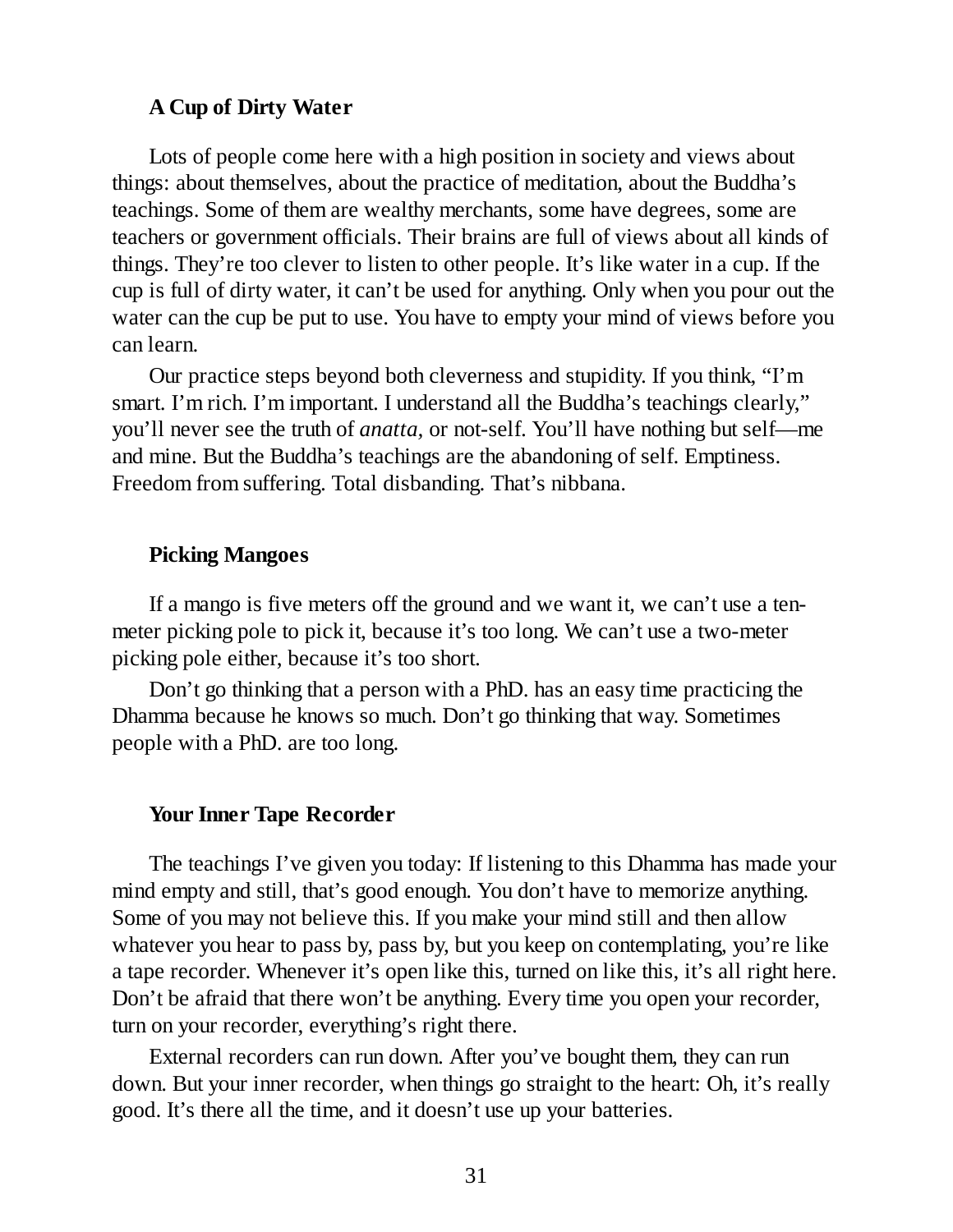### A Cup of Dirty Water

Lots of people come here with a high position in society and views about things: about themselves, about the practice of meditation, about the Buddha's teachings. Some of them are wealthy merchants, some have degrees, some are teachers or government officials. Their brains are full of views about all kinds of things. They're too clever to listen to other people. It's like water in a cup. If the cup is full of dirty water, it can't be used for anything. Only when you pour out the water can the cup be put to use. You have to empty your mind of views before you can learn.

Our practice steps beyond both cleverness and stupidity. If you think, "I'm smart. I'm rich. I'm important. I understand all the Buddha's teachings clearly," you'll never see the truth of *anatta*, or not-self. You'll have nothing but self—me and mine. But the Buddha's teachings are the abandoning of self. Emptiness. Freedom from suffering. Total disbanding. That's nibbana.

### Picking Mangoes

If a mango is five meters off the ground and we want it, we can't use a ten-meter picking pole to pick it, because it's too long. We can't use a two-meter picking pole either, because it's too short.

Don't go thinking that a person with a PhD. has an easy time practicing the Dhamma because he knows so much. Don't go thinking that way. Sometimes people with a PhD. are too long.

### Your Inner Tape Recorder

The teachings I've given you today: If listening to this Dhamma has made your mind empty and still, that's good enough. You don't have to memorize anything. Some of you may not believe this. If you make your mind still and then allow whatever you hear to pass by, pass by, but you keep on contemplating, you're like a tape recorder. Whenever it's open like this, turned on like this, it's all right here. Don't be afraid that there won't be anything. Every time you open your recorder, turn on your recorder, everything's right there.

External recorders can run down. After you've bought them, they can run down. But your inner recorder, when things go straight to the heart: Oh, it's really good. It's there all the time, and it doesn't use up your batteries.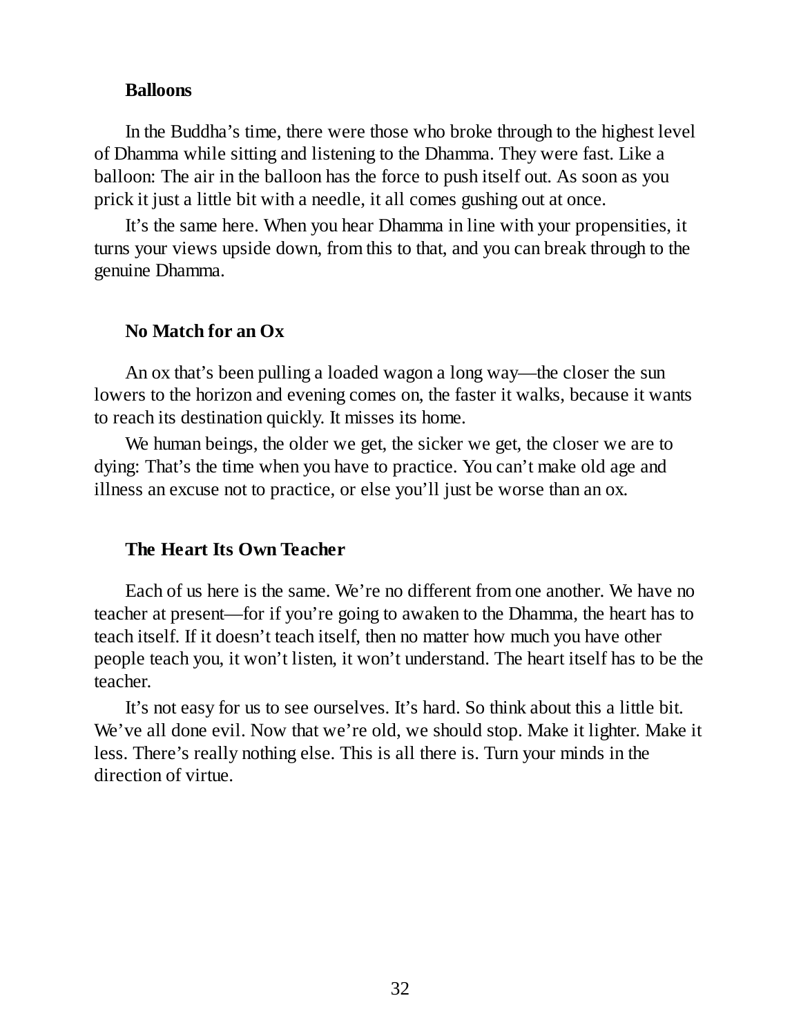### Balloons

In the Buddha's time, there were those who broke through to the highest level of Dhamma while sitting and listening to the Dhamma. They were fast. Like a balloon: The air in the balloon has the force to push itself out. As soon as you prick it just a little bit with a needle, it all comes gushing out at once.

It's the same here. When you hear Dhamma in line with your propensities, it turns your views upside down, from this to that, and you can break through to the genuine Dhamma.

### No Match for an Ox

An ox that's been pulling a loaded wagon a long way—the closer the sun lowers to the horizon and evening comes on, the faster it walks, because it wants to reach its destination quickly. It misses its home.

We human beings, the older we get, the sicker we get, the closer we are to dying: That's the time when you have to practice. You can't make old age and illness an excuse not to practice, or else you'll just be worse than an ox.

### The Heart Its Own Teacher

Each of us here is the same. We're no different from one another. We have no teacher at present—for if you're going to awaken to the Dhamma, the heart has to teach itself. If it doesn't teach itself, then no matter how much you have other people teach you, it won't listen, it won't understand. The heart itself has to be the teacher.

It's not easy for us to see ourselves. It's hard. So think about this a little bit. We've all done evil. Now that we're old, we should stop. Make it lighter. Make it less. There's really nothing else. This is all there is. Turn your minds in the direction of virtue.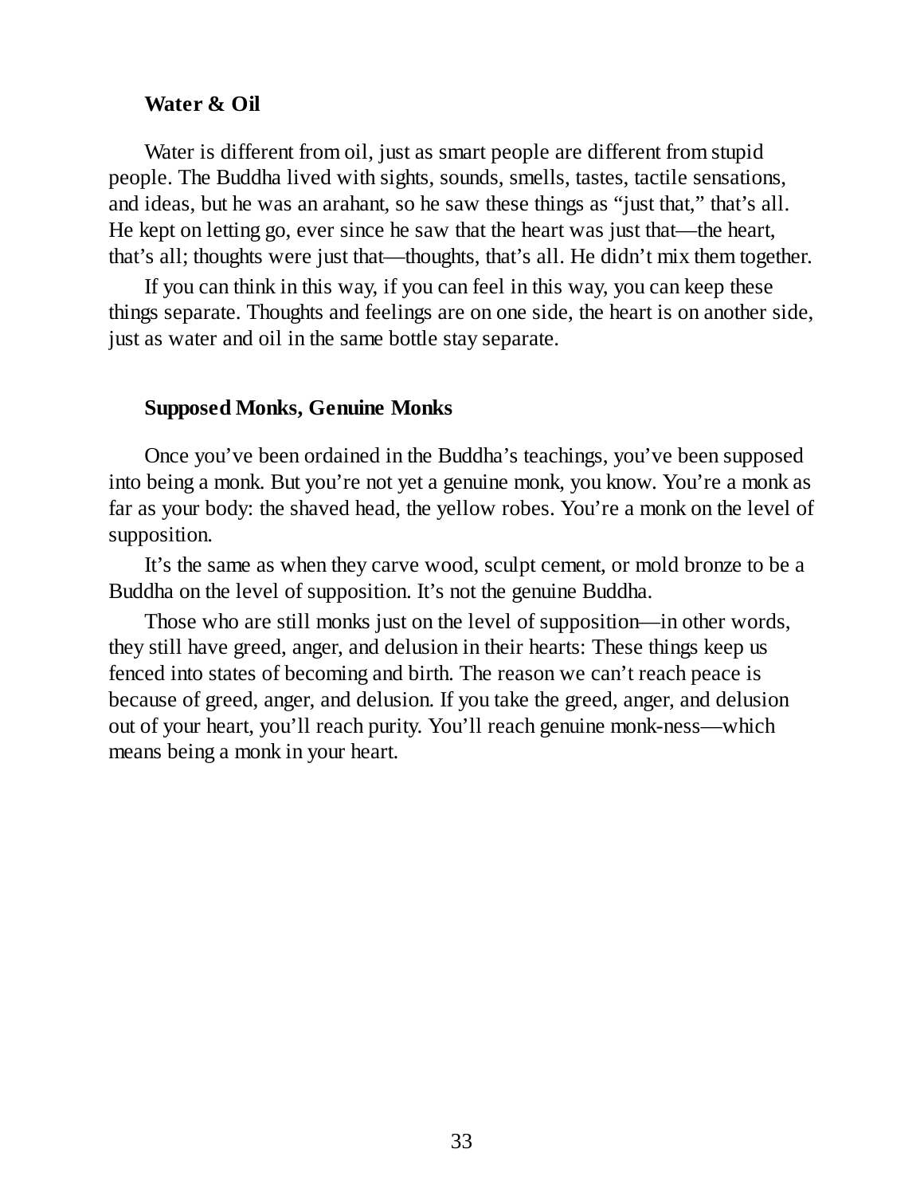### Water & Oil

Water is different from oil, just as smart people are different from stupid people. The Buddha lived with sights, sounds, smells, tastes, tactile sensations, and ideas, but he was an arahant, so he saw these things as "just that," that's all. He kept on letting go, ever since he saw that the heart was just that—the heart, that's all; thoughts were just that—thoughts, that's all. He didn't mix them together.

If you can think in this way, if you can feel in this way, you can keep these things separate. Thoughts and feelings are on one side, the heart is on another side, just as water and oil in the same bottle stay separate.

### Supposed Monks, Genuine Monks

Once you've been ordained in the Buddha's teachings, you've been supposed into being a monk. But you're not yet a genuine monk, you know. You're a monk as far as your body: the shaved head, the yellow robes. You're a monk on the level of supposition.

It's the same as when they carve wood, sculpt cement, or mold bronze to be a Buddha on the level of supposition. It's not the genuine Buddha.

Those who are still monks just on the level of supposition—in other words, they still have greed, anger, and delusion in their hearts: These things keep us fenced into states of becoming and birth. The reason we can't reach peace is because of greed, anger, and delusion. If you take the greed, anger, and delusion out of your heart, you'll reach purity. You'll reach genuine monk-ness—which means being a monk in your heart.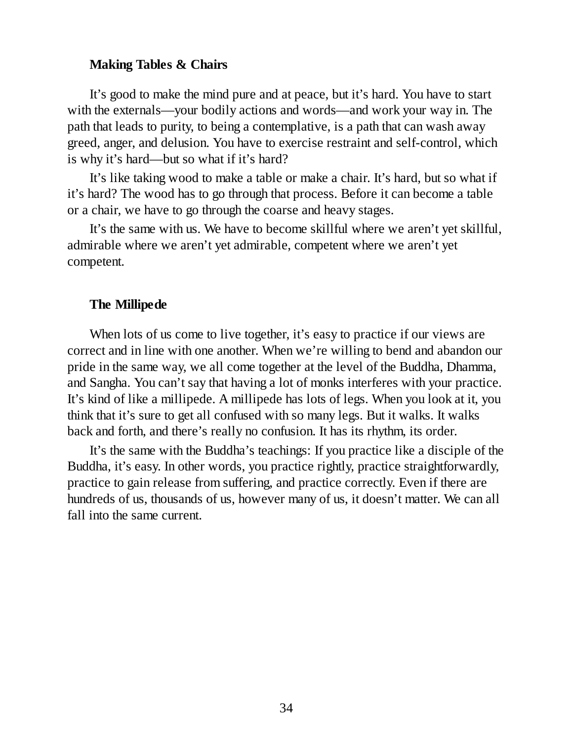### Making Tables & Chairs

It's good to make the mind pure and at peace, but it's hard. You have to start with the externals—your bodily actions and words—and work your way in. The path that leads to purity, to being a contemplative, is a path that can wash away greed, anger, and delusion. You have to exercise restraint and self-control, which is why it's hard—but so what if it's hard?

It's like taking wood to make a table or make a chair. It's hard, but so what if it's hard? The wood has to go through that process. Before it can become a table or a chair, we have to go through the coarse and heavy stages.

It's the same with us. We have to become skillful where we aren't yet skillful, admirable where we aren't yet admirable, competent where we aren't yet competent.

### The Millipede

When lots of us come to live together, it's easy to practice if our views are correct and in line with one another. When we're willing to bend and abandon our pride in the same way, we all come together at the level of the Buddha, Dhamma, and Sangha. You can't say that having a lot of monks interferes with your practice. It's kind of like a millipede. A millipede has lots of legs. When you look at it, you think that it's sure to get all confused with so many legs. But it walks. It walks back and forth, and there's really no confusion. It has its rhythm, its order.

It's the same with the Buddha's teachings: If you practice like a disciple of the Buddha, it's easy. In other words, you practice rightly, practice straightforwardly, practice to gain release from suffering, and practice correctly. Even if there are hundreds of us, thousands of us, however many of us, it doesn't matter. We can all fall into the same current.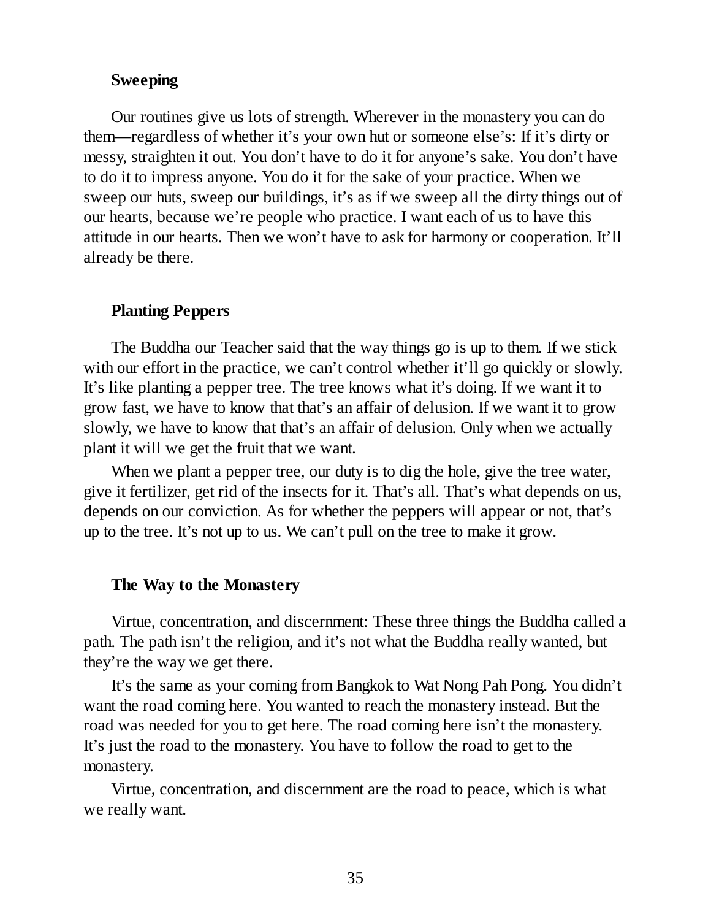### Sweeping

Our routines give us lots of strength. Wherever in the monastery you can do them—regardless of whether it's your own hut or someone else's: If it's dirty or messy, straighten it out. You don't have to do it for anyone's sake. You don't have to do it to impress anyone. You do it for the sake of your practice. When we sweep our huts, sweep our buildings, it's as if we sweep all the dirty things out of our hearts, because we're people who practice. I want each of us to have this attitude in our hearts. Then we won't have to ask for harmony or cooperation. It'll already be there.

### Planting Peppers

The Buddha our Teacher said that the way things go is up to them. If we stick with our effort in the practice, we can't control whether it'll go quickly or slowly. It's like planting a pepper tree. The tree knows what it's doing. If we want it to grow fast, we have to know that that's an affair of delusion. If we want it to grow slowly, we have to know that that's an affair of delusion. Only when we actually plant it will we get the fruit that we want.

When we plant a pepper tree, our duty is to dig the hole, give the tree water, give it fertilizer, get rid of the insects for it. That's all. That's what depends on us, depends on our conviction. As for whether the peppers will appear or not, that's up to the tree. It's not up to us. We can't pull on the tree to make it grow.

### The Way to the Monastery

Virtue, concentration, and discernment: These three things the Buddha called a path. The path isn't the religion, and it's not what the Buddha really wanted, but they're the way we get there.

It's the same as your coming from Bangkok to Wat Nong Pah Pong. You didn't want the road coming here. You wanted to reach the monastery instead. But the road was needed for you to get here. The road coming here isn't the monastery. It's just the road to the monastery. You have to follow the road to get to the monastery.

Virtue, concentration, and discernment are the road to peace, which is what we really want.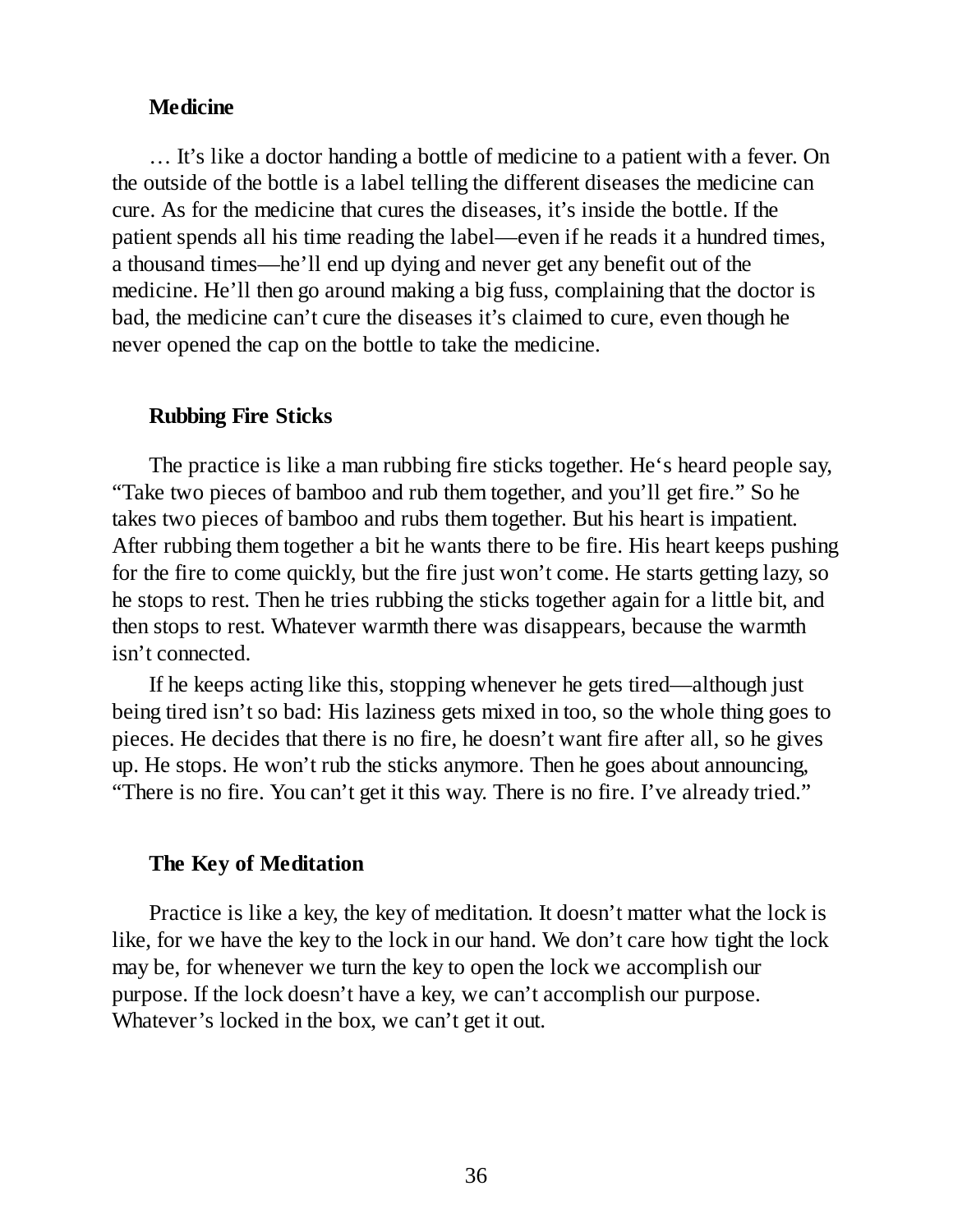### Medicine

… It's like a doctor handing a bottle of medicine to a patient with a fever. On the outside of the bottle is a label telling the different diseases the medicine can cure. As for the medicine that cures the diseases, it's inside the bottle. If the patient spends all his time reading the label—even if he reads it a hundred times, a thousand times—he'll end up dying and never get any benefit out of the medicine. He'll then go around making a big fuss, complaining that the doctor is bad, the medicine can't cure the diseases it's claimed to cure, even though he never opened the cap on the bottle to take the medicine.

### Rubbing Fire Sticks

The practice is like a man rubbing fire sticks together. He's heard people say, "Take two pieces of bamboo and rub them together, and you'll get fire." So he takes two pieces of bamboo and rubs them together. But his heart is impatient. After rubbing them together a bit he wants there to be fire. His heart keeps pushing for the fire to come quickly, but the fire just won't come. He starts getting lazy, so he stops to rest. Then he tries rubbing the sticks together again for a little bit, and then stops to rest. Whatever warmth there was disappears, because the warmth isn't connected.

If he keeps acting like this, stopping whenever he gets tired—although just being tired isn't so bad: His laziness gets mixed in too, so the whole thing goes to pieces. He decides that there is no fire, he doesn't want fire after all, so he gives up. He stops. He won't rub the sticks anymore. Then he goes about announcing, "There is no fire. You can't get it this way. There is no fire. I've already tried."

### The Key of Meditation

Practice is like a key, the key of meditation. It doesn't matter what the lock is like, for we have the key to the lock in our hand. We don't care how tight the lock may be, for whenever we turn the key to open the lock we accomplish our purpose. If the lock doesn't have a key, we can't accomplish our purpose. Whatever's locked in the box, we can't get it out.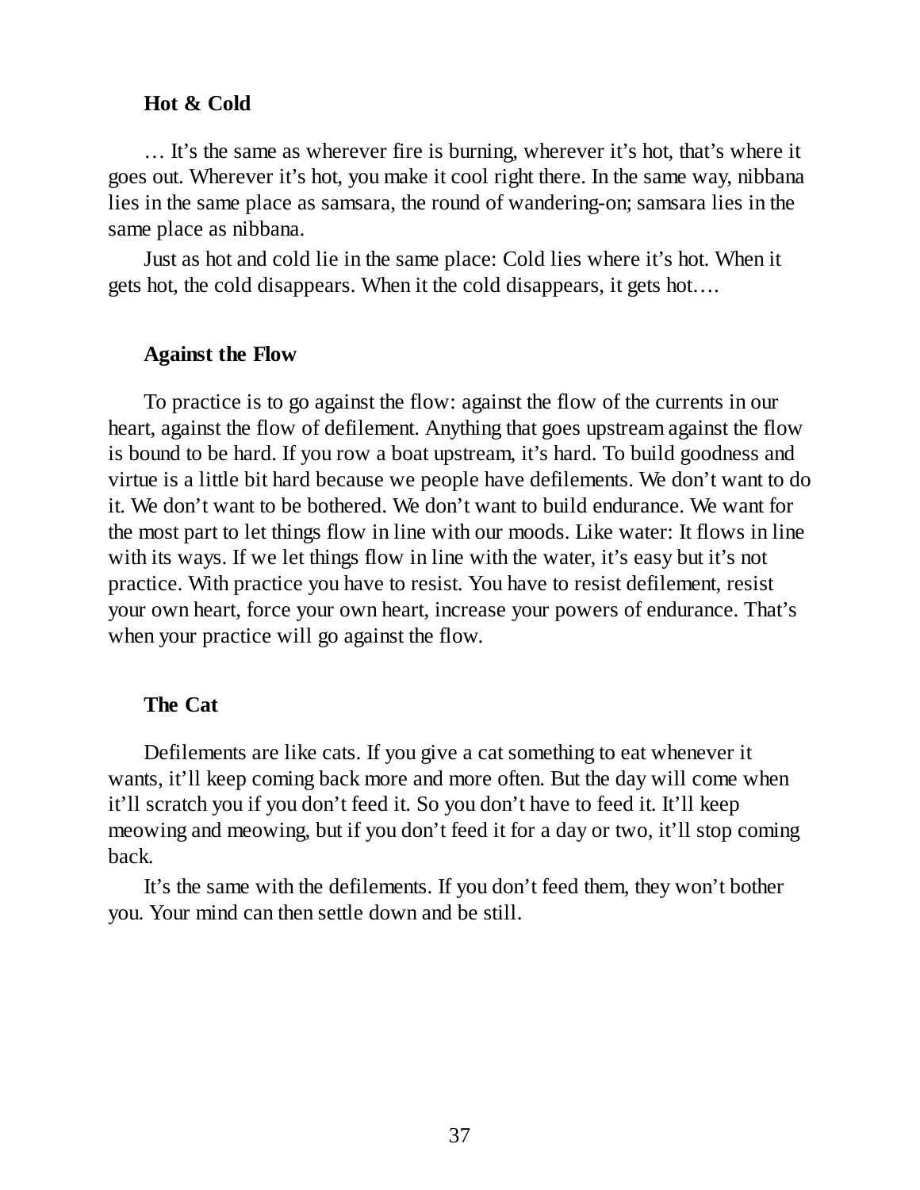### Hot & Cold

… It's the same as wherever fire is burning, wherever it's hot, that's where it goes out. Wherever it's hot, you make it cool right there. In the same way, nibbana lies in the same place as samsara, the round of wandering-on; samsara lies in the same place as nibbana.

Just as hot and cold lie in the same place: Cold lies where it's hot. When it gets hot, the cold disappears. When it the cold disappears, it gets hot….

### Against the Flow

To practice is to go against the flow: against the flow of the currents in our heart, against the flow of defilement. Anything that goes upstream against the flow is bound to be hard. If you row a boat upstream, it's hard. To build goodness and virtue is a little bit hard because we people have defilements. We don't want to do it. We don't want to be bothered. We don't want to build endurance. We want for the most part to let things flow in line with our moods. Like water: It flows in line with its ways. If we let things flow in line with the water, it's easy but it's not practice. With practice you have to resist. You have to resist defilement, resist your own heart, force your own heart, increase your powers of endurance. That's when your practice will go against the flow.

### The Cat

Defilements are like cats. If you give a cat something to eat whenever it wants, it'll keep coming back more and more often. But the day will come when it'll scratch you if you don't feed it. So you don't have to feed it. It'll keep meowing and meowing, but if you don't feed it for a day or two, it'll stop coming back.

It's the same with the defilements. If you don't feed them, they won't bother you. Your mind can then settle down and be still.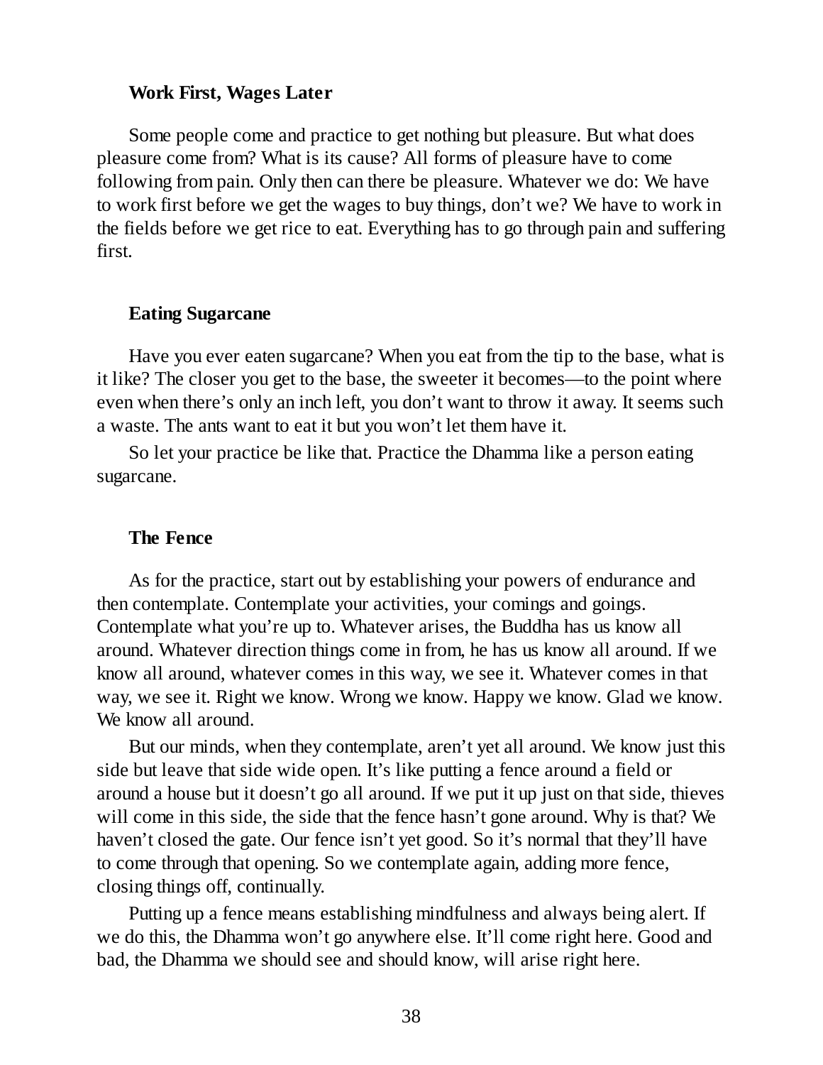### Work First, Wages Later

Some people come and practice to get nothing but pleasure. But what does pleasure come from? What is its cause? All forms of pleasure have to come following from pain. Only then can there be pleasure. Whatever we do: We have to work first before we get the wages to buy things, don't we? We have to work in the fields before we get rice to eat. Everything has to go through pain and suffering first.

### Eating Sugarcane

Have you ever eaten sugarcane? When you eat from the tip to the base, what is it like? The closer you get to the base, the sweeter it becomes—to the point where even when there's only an inch left, you don't want to throw it away. It seems such a waste. The ants want to eat it but you won't let them have it.

So let your practice be like that. Practice the Dhamma like a person eating sugarcane.

### The Fence

As for the practice, start out by establishing your powers of endurance and then contemplate. Contemplate your activities, your comings and goings. Contemplate what you're up to. Whatever arises, the Buddha has us know all around. Whatever direction things come in from, he has us know all around. If we know all around, whatever comes in this way, we see it. Whatever comes in that way, we see it. Right we know. Wrong we know. Happy we know. Glad we know. We know all around.

But our minds, when they contemplate, aren't yet all around. We know just this side but leave that side wide open. It's like putting a fence around a field or around a house but it doesn't go all around. If we put it up just on that side, thieves will come in this side, the side that the fence hasn't gone around. Why is that? We haven't closed the gate. Our fence isn't yet good. So it's normal that they'll have to come through that opening. So we contemplate again, adding more fence, closing things off, continually.

Putting up a fence means establishing mindfulness and always being alert. If we do this, the Dhamma won't go anywhere else. It'll come right here. Good and bad, the Dhamma we should see and should know, will arise right here.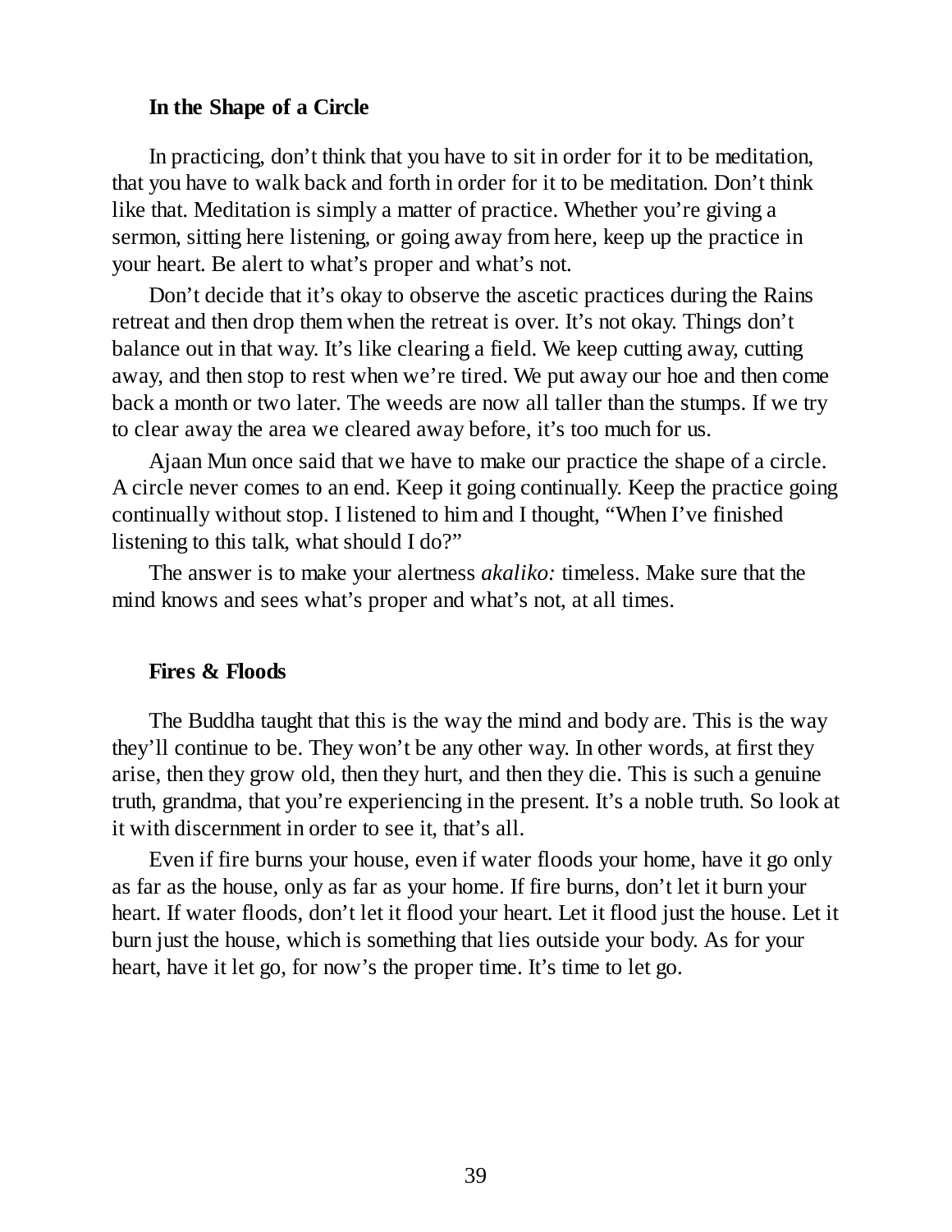### In the Shape of a Circle

In practicing, don't think that you have to sit in order for it to be meditation, that you have to walk back and forth in order for it to be meditation. Don't think like that. Meditation is simply a matter of practice. Whether you're giving a sermon, sitting here listening, or going away from here, keep up the practice in your heart. Be alert to what's proper and what's not.

Don't decide that it's okay to observe the ascetic practices during the Rains retreat and then drop them when the retreat is over. It's not okay. Things don't balance out in that way. It's like clearing a field. We keep cutting away, cutting away, and then stop to rest when we're tired. We put away our hoe and then come back a month or two later. The weeds are now all taller than the stumps. If we try to clear away the area we cleared away before, it's too much for us.

Ajaan Mun once said that we have to make our practice the shape of a circle. A circle never comes to an end. Keep it going continually. Keep the practice going continually without stop. I listened to him and I thought, "When I've finished listening to this talk, what should I do?"

The answer is to make your alertness *akaliko:* timeless. Make sure that the mind knows and sees what's proper and what's not, at all times.

### Fires & Floods

The Buddha taught that this is the way the mind and body are. This is the way they'll continue to be. They won't be any other way. In other words, at first they arise, then they grow old, then they hurt, and then they die. This is such a genuine truth, grandma, that you're experiencing in the present. It's a noble truth. So look at it with discernment in order to see it, that's all.

Even if fire burns your house, even if water floods your home, have it go only as far as the house, only as far as your home. If fire burns, don't let it burn your heart. If water floods, don't let it flood your heart. Let it flood just the house. Let it burn just the house, which is something that lies outside your body. As for your heart, have it let go, for now's the proper time. It's time to let go.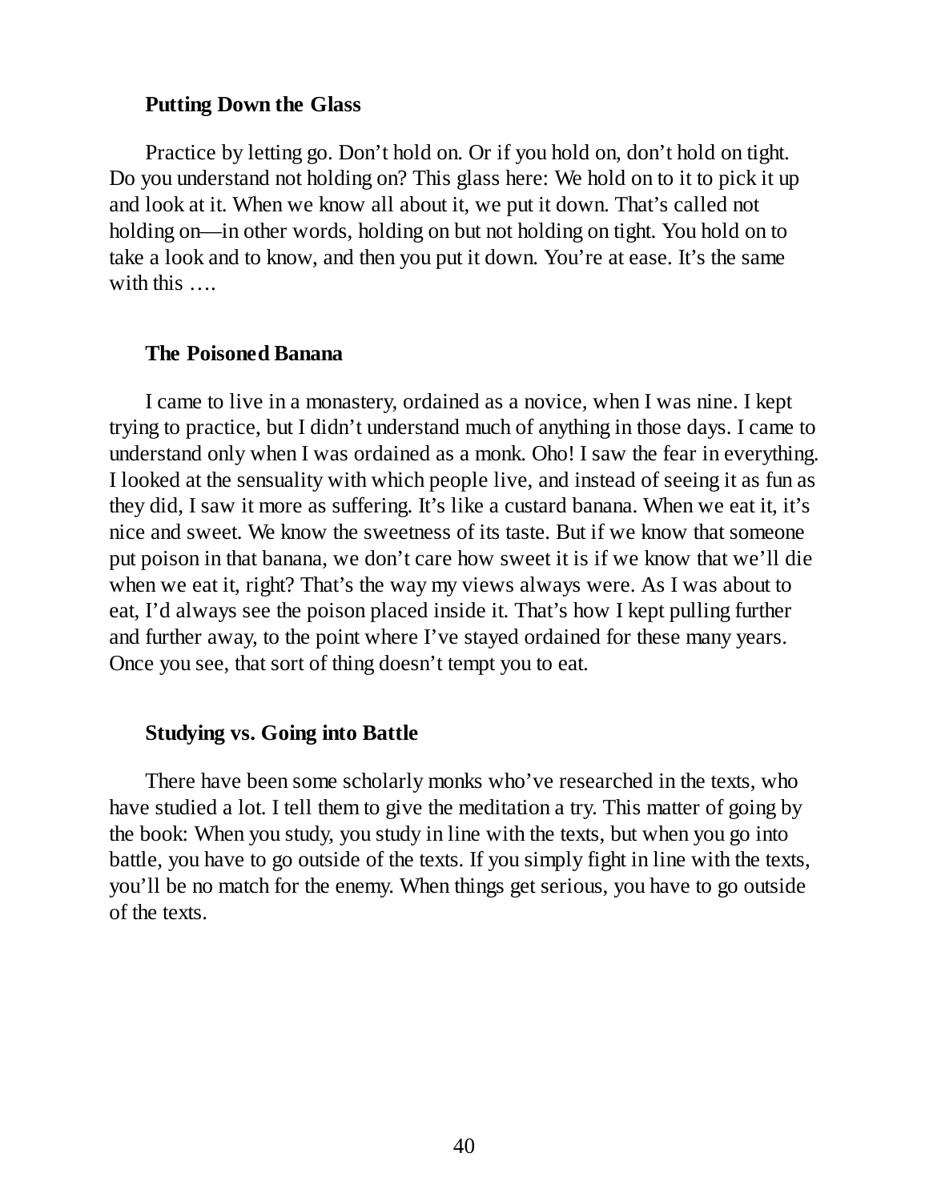### Putting Down the Glass

Practice by letting go. Don't hold on. Or if you hold on, don't hold on tight. Do you understand not holding on? This glass here: We hold on to it to pick it up and look at it. When we know all about it, we put it down. That's called not holding on—in other words, holding on but not holding on tight. You hold on to take a look and to know, and then you put it down. You're at ease. It's the same with this ….

### The Poisoned Banana

I came to live in a monastery, ordained as a novice, when I was nine. I kept trying to practice, but I didn't understand much of anything in those days. I came to understand only when I was ordained as a monk. Oho! I saw the fear in everything. I looked at the sensuality with which people live, and instead of seeing it as fun as they did, I saw it more as suffering. It's like a custard banana. When we eat it, it's nice and sweet. We know the sweetness of its taste. But if we know that someone put poison in that banana, we don't care how sweet it is if we know that we'll die when we eat it, right? That's the way my views always were. As I was about to eat, I'd always see the poison placed inside it. That's how I kept pulling further and further away, to the point where I've stayed ordained for these many years. Once you see, that sort of thing doesn't tempt you to eat.

### Studying vs. Going into Battle

There have been some scholarly monks who've researched in the texts, who have studied a lot. I tell them to give the meditation a try. This matter of going by the book: When you study, you study in line with the texts, but when you go into battle, you have to go outside of the texts. If you simply fight in line with the texts, you'll be no match for the enemy. When things get serious, you have to go outside of the texts.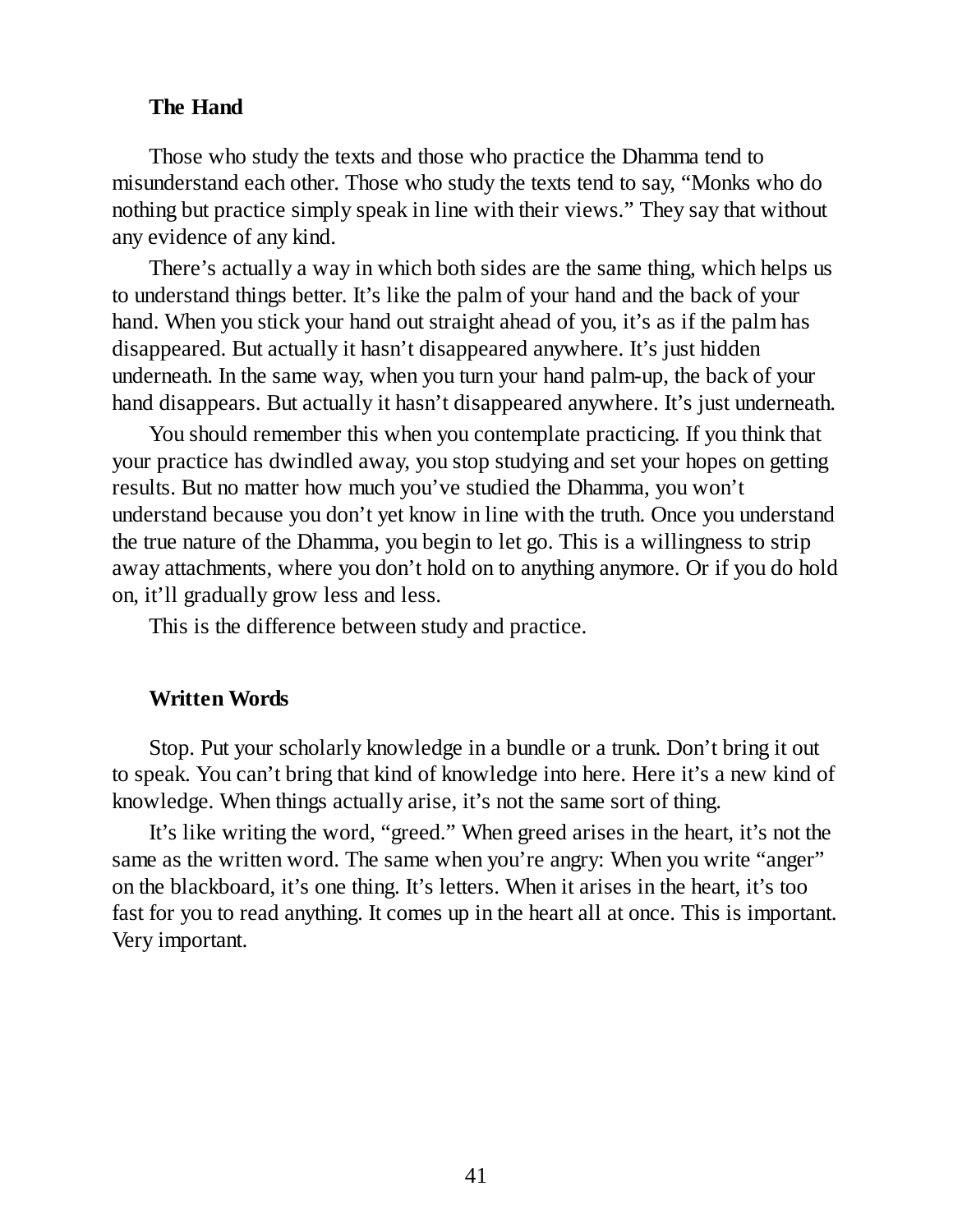### The Hand

Those who study the texts and those who practice the Dhamma tend to misunderstand each other. Those who study the texts tend to say, "Monks who do nothing but practice simply speak in line with their views." They say that without any evidence of any kind.

There's actually a way in which both sides are the same thing, which helps us to understand things better. It's like the palm of your hand and the back of your hand. When you stick your hand out straight ahead of you, it's as if the palm has disappeared. But actually it hasn't disappeared anywhere. It's just hidden underneath. In the same way, when you turn your hand palm-up, the back of your hand disappears. But actually it hasn't disappeared anywhere. It's just underneath.

You should remember this when you contemplate practicing. If you think that your practice has dwindled away, you stop studying and set your hopes on getting results. But no matter how much you've studied the Dhamma, you won't understand because you don't yet know in line with the truth. Once you understand the true nature of the Dhamma, you begin to let go. This is a willingness to strip away attachments, where you don't hold on to anything anymore. Or if you do hold on, it'll gradually grow less and less.

This is the difference between study and practice.

### Written Words

Stop. Put your scholarly knowledge in a bundle or a trunk. Don't bring it out to speak. You can't bring that kind of knowledge into here. Here it's a new kind of knowledge. When things actually arise, it's not the same sort of thing.

It's like writing the word, "greed." When greed arises in the heart, it's not the same as the written word. The same when you're angry: When you write "anger" on the blackboard, it's one thing. It's letters. When it arises in the heart, it's too fast for you to read anything. It comes up in the heart all at once. This is important. Very important.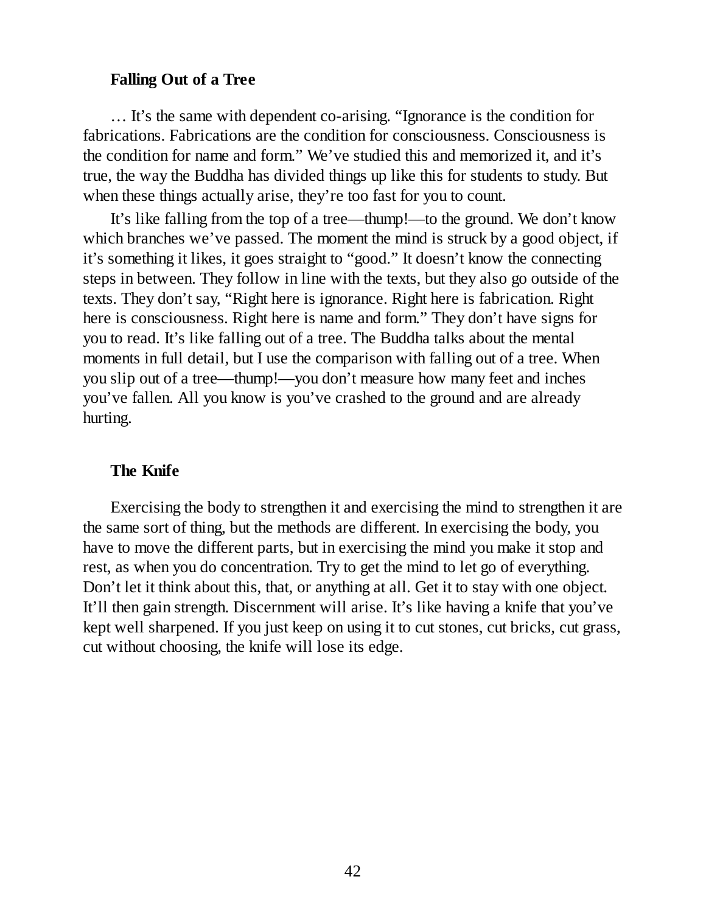### Falling Out of a Tree

… It's the same with dependent co-arising. "Ignorance is the condition for fabrications. Fabrications are the condition for consciousness. Consciousness is the condition for name and form." We've studied this and memorized it, and it's true, the way the Buddha has divided things up like this for students to study. But when these things actually arise, they're too fast for you to count.

It's like falling from the top of a tree—thump!—to the ground. We don't know which branches we've passed. The moment the mind is struck by a good object, if it's something it likes, it goes straight to "good." It doesn't know the connecting steps in between. They follow in line with the texts, but they also go outside of the texts. They don't say, "Right here is ignorance. Right here is fabrication. Right here is consciousness. Right here is name and form." They don't have signs for you to read. It's like falling out of a tree. The Buddha talks about the mental moments in full detail, but I use the comparison with falling out of a tree. When you slip out of a tree—thump!—you don't measure how many feet and inches you've fallen. All you know is you've crashed to the ground and are already hurting.

### The Knife

Exercising the body to strengthen it and exercising the mind to strengthen it are the same sort of thing, but the methods are different. In exercising the body, you have to move the different parts, but in exercising the mind you make it stop and rest, as when you do concentration. Try to get the mind to let go of everything. Don't let it think about this, that, or anything at all. Get it to stay with one object. It'll then gain strength. Discernment will arise. It's like having a knife that you've kept well sharpened. If you just keep on using it to cut stones, cut bricks, cut grass, cut without choosing, the knife will lose its edge.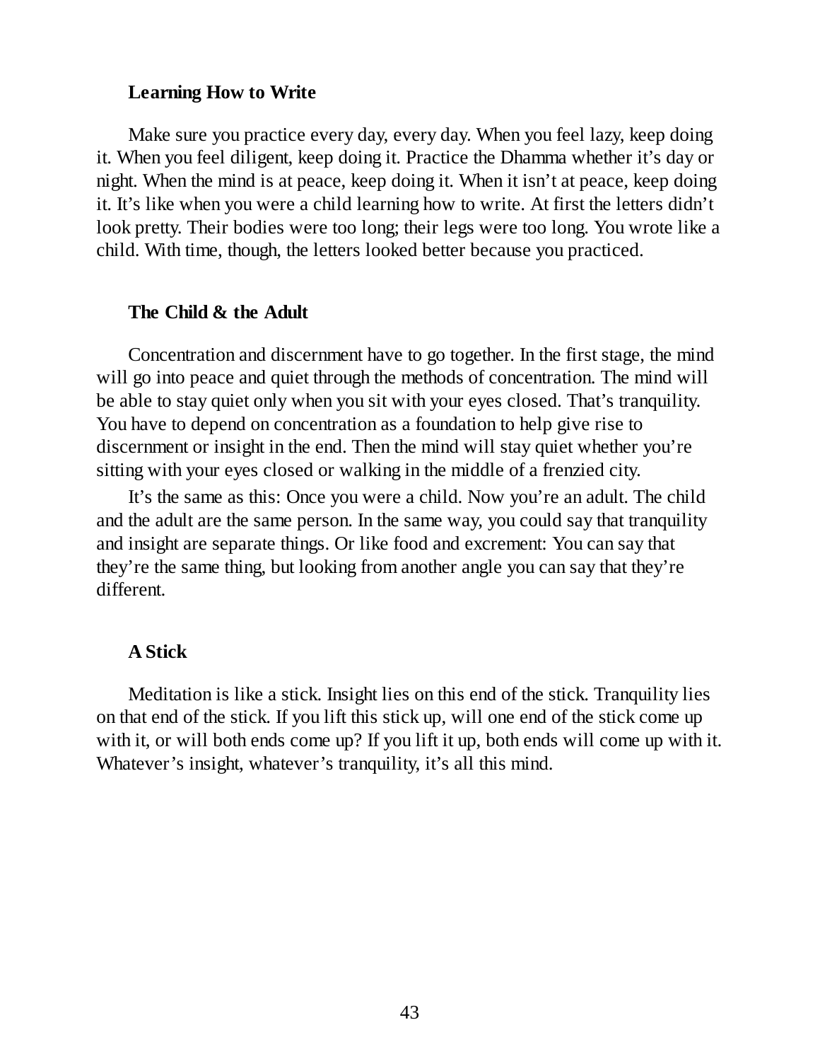### Learning How to Write

Make sure you practice every day, every day. When you feel lazy, keep doing it. When you feel diligent, keep doing it. Practice the Dhamma whether it's day or night. When the mind is at peace, keep doing it. When it isn't at peace, keep doing it. It's like when you were a child learning how to write. At first the letters didn't look pretty. Their bodies were too long; their legs were too long. You wrote like a child. With time, though, the letters looked better because you practiced.

### The Child & the Adult

Concentration and discernment have to go together. In the first stage, the mind will go into peace and quiet through the methods of concentration. The mind will be able to stay quiet only when you sit with your eyes closed. That's tranquility. You have to depend on concentration as a foundation to help give rise to discernment or insight in the end. Then the mind will stay quiet whether you're sitting with your eyes closed or walking in the middle of a frenzied city.

It's the same as this: Once you were a child. Now you're an adult. The child and the adult are the same person. In the same way, you could say that tranquility and insight are separate things. Or like food and excrement: You can say that they're the same thing, but looking from another angle you can say that they're different.

### A Stick

Meditation is like a stick. Insight lies on this end of the stick. Tranquility lies on that end of the stick. If you lift this stick up, will one end of the stick come up with it, or will both ends come up? If you lift it up, both ends will come up with it. Whatever's insight, whatever's tranquility, it's all this mind.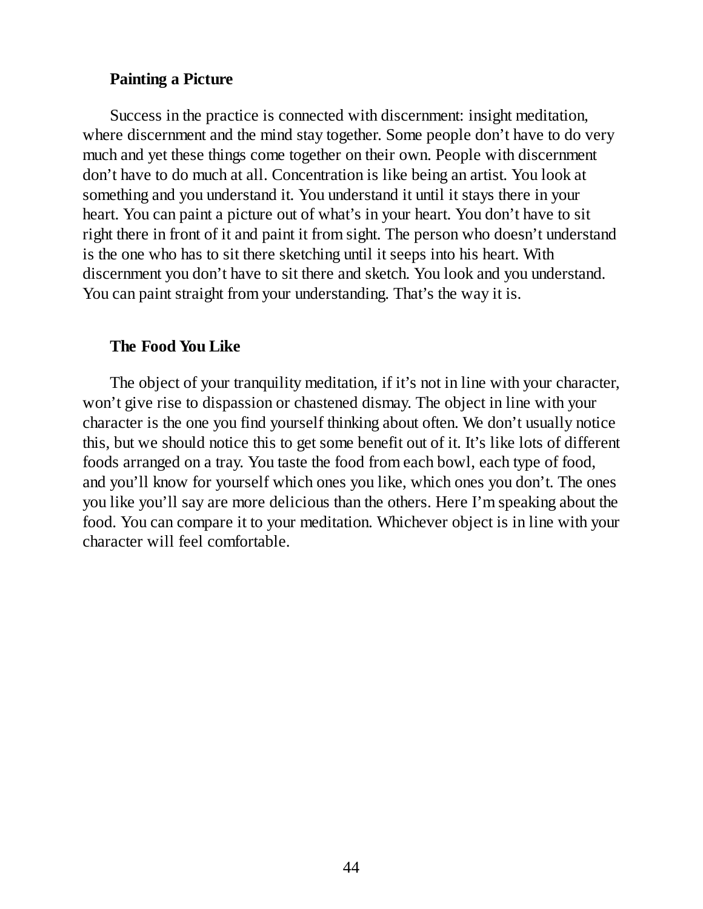### Painting a Picture

Success in the practice is connected with discernment: insight meditation, where discernment and the mind stay together. Some people don't have to do very much and yet these things come together on their own. People with discernment don't have to do much at all. Concentration is like being an artist. You look at something and you understand it. You understand it until it stays there in your heart. You can paint a picture out of what's in your heart. You don't have to sit right there in front of it and paint it from sight. The person who doesn't understand is the one who has to sit there sketching until it seeps into his heart. With discernment you don't have to sit there and sketch. You look and you understand. You can paint straight from your understanding. That's the way it is.

### The Food You Like

The object of your tranquility meditation, if it's not in line with your character, won't give rise to dispassion or chastened dismay. The object in line with your character is the one you find yourself thinking about often. We don't usually notice this, but we should notice this to get some benefit out of it. It's like lots of different foods arranged on a tray. You taste the food from each bowl, each type of food, and you'll know for yourself which ones you like, which ones you don't. The ones you like you'll say are more delicious than the others. Here I'm speaking about the food. You can compare it to your meditation. Whichever object is in line with your character will feel comfortable.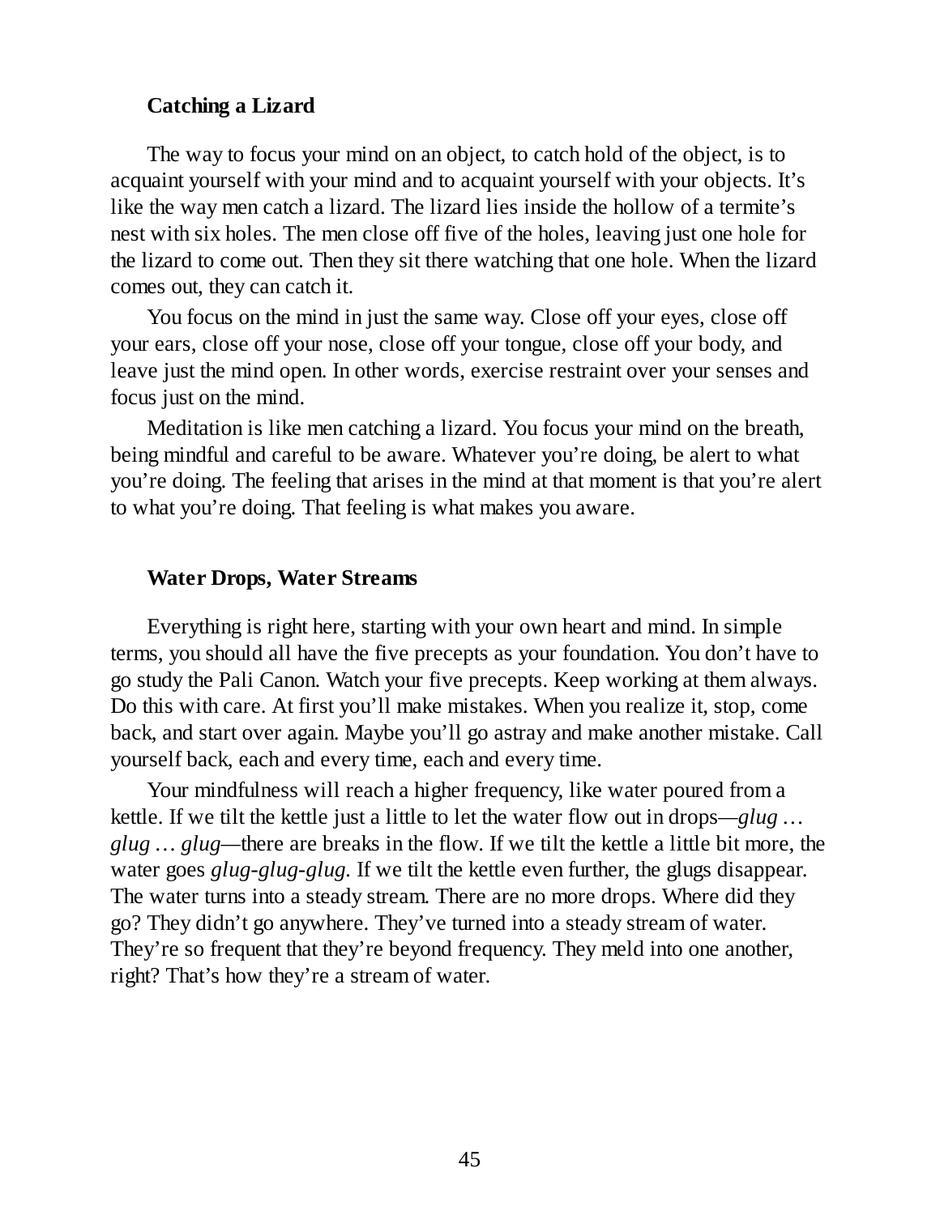### Catching a Lizard

The way to focus your mind on an object, to catch hold of the object, is to acquaint yourself with your mind and to acquaint yourself with your objects. It's like the way men catch a lizard. The lizard lies inside the hollow of a termite's nest with six holes. The men close off five of the holes, leaving just one hole for the lizard to come out. Then they sit there watching that one hole. When the lizard comes out, they can catch it.

You focus on the mind in just the same way. Close off your eyes, close off your ears, close off your nose, close off your tongue, close off your body, and leave just the mind open. In other words, exercise restraint over your senses and focus just on the mind.

Meditation is like men catching a lizard. You focus your mind on the breath, being mindful and careful to be aware. Whatever you're doing, be alert to what you're doing. The feeling that arises in the mind at that moment is that you're alert to what you're doing. That feeling is what makes you aware.

### Water Drops, Water Streams

Everything is right here, starting with your own heart and mind. In simple terms, you should all have the five precepts as your foundation. You don't have to go study the Pali Canon. Watch your five precepts. Keep working at them always. Do this with care. At first you'll make mistakes. When you realize it, stop, come back, and start over again. Maybe you'll go astray and make another mistake. Call yourself back, each and every time, each and every time.

Your mindfulness will reach a higher frequency, like water poured from a kettle. If we tilt the kettle just a little to let the water flow out in drops—*glug … glug … glug*—there are breaks in the flow. If we tilt the kettle a little bit more, the water goes *glug-glug-glug*. If we tilt the kettle even further, the glugs disappear. The water turns into a steady stream. There are no more drops. Where did they go? They didn't go anywhere. They've turned into a steady stream of water. They're so frequent that they're beyond frequency. They meld into one another, right? That's how they're a stream of water.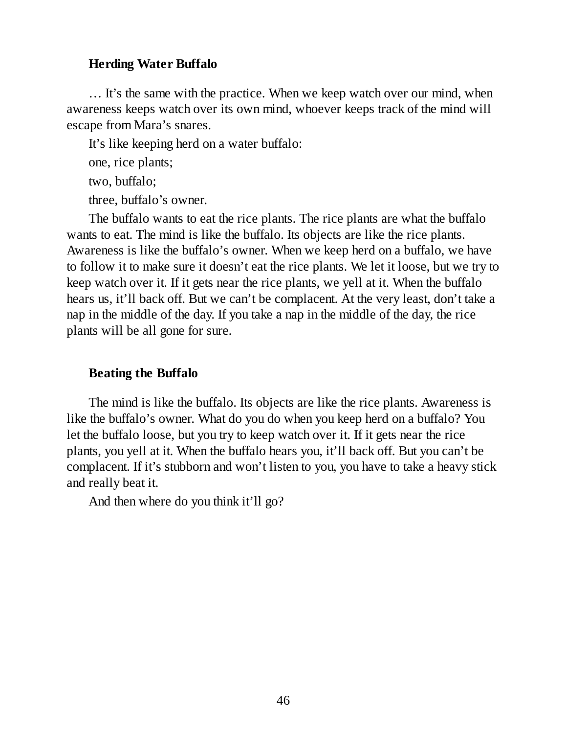### Herding Water Buffalo

… It's the same with the practice. When we keep watch over our mind, when awareness keeps watch over its own mind, whoever keeps track of the mind will escape from Mara's snares.

It's like keeping herd on a water buffalo:

one, rice plants;

two, buffalo;

three, buffalo's owner.

The buffalo wants to eat the rice plants. The rice plants are what the buffalo wants to eat. The mind is like the buffalo. Its objects are like the rice plants. Awareness is like the buffalo's owner. When we keep herd on a buffalo, we have to follow it to make sure it doesn't eat the rice plants. We let it loose, but we try to keep watch over it. If it gets near the rice plants, we yell at it. When the buffalo hears us, it'll back off. But we can't be complacent. At the very least, don't take a nap in the middle of the day. If you take a nap in the middle of the day, the rice plants will be all gone for sure.

### Beating the Buffalo

The mind is like the buffalo. Its objects are like the rice plants. Awareness is like the buffalo's owner. What do you do when you keep herd on a buffalo? You let the buffalo loose, but you try to keep watch over it. If it gets near the rice plants, you yell at it. When the buffalo hears you, it'll back off. But you can't be complacent. If it's stubborn and won't listen to you, you have to take a heavy stick and really beat it.

And then where do you think it'll go?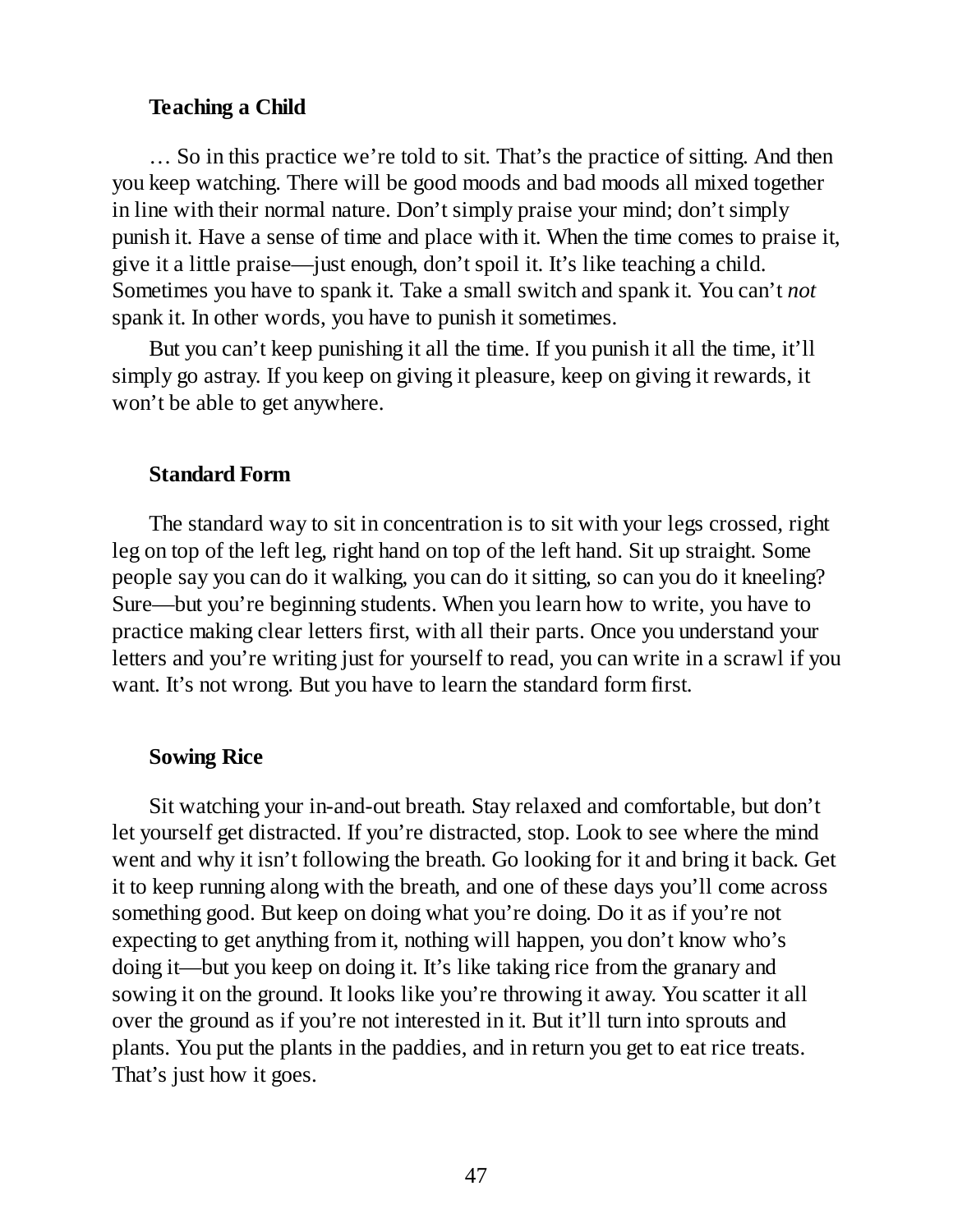### Teaching a Child

… So in this practice we're told to sit. That's the practice of sitting. And then you keep watching. There will be good moods and bad moods all mixed together in line with their normal nature. Don't simply praise your mind; don't simply punish it. Have a sense of time and place with it. When the time comes to praise it, give it a little praise—just enough, don't spoil it. It's like teaching a child. Sometimes you have to spank it. Take a small switch and spank it. You can't *not* spank it. In other words, you have to punish it sometimes.

But you can't keep punishing it all the time. If you punish it all the time, it'll simply go astray. If you keep on giving it pleasure, keep on giving it rewards, it won't be able to get anywhere.

### Standard Form

The standard way to sit in concentration is to sit with your legs crossed, right leg on top of the left leg, right hand on top of the left hand. Sit up straight. Some people say you can do it walking, you can do it sitting, so can you do it kneeling? Sure—but you're beginning students. When you learn how to write, you have to practice making clear letters first, with all their parts. Once you understand your letters and you're writing just for yourself to read, you can write in a scrawl if you want. It's not wrong. But you have to learn the standard form first.

### Sowing Rice

Sit watching your in-and-out breath. Stay relaxed and comfortable, but don't let yourself get distracted. If you're distracted, stop. Look to see where the mind went and why it isn't following the breath. Go looking for it and bring it back. Get it to keep running along with the breath, and one of these days you'll come across something good. But keep on doing what you're doing. Do it as if you're not expecting to get anything from it, nothing will happen, you don't know who's doing it—but you keep on doing it. It's like taking rice from the granary and sowing it on the ground. It looks like you're throwing it away. You scatter it all over the ground as if you're not interested in it. But it'll turn into sprouts and plants. You put the plants in the paddies, and in return you get to eat rice treats. That's just how it goes.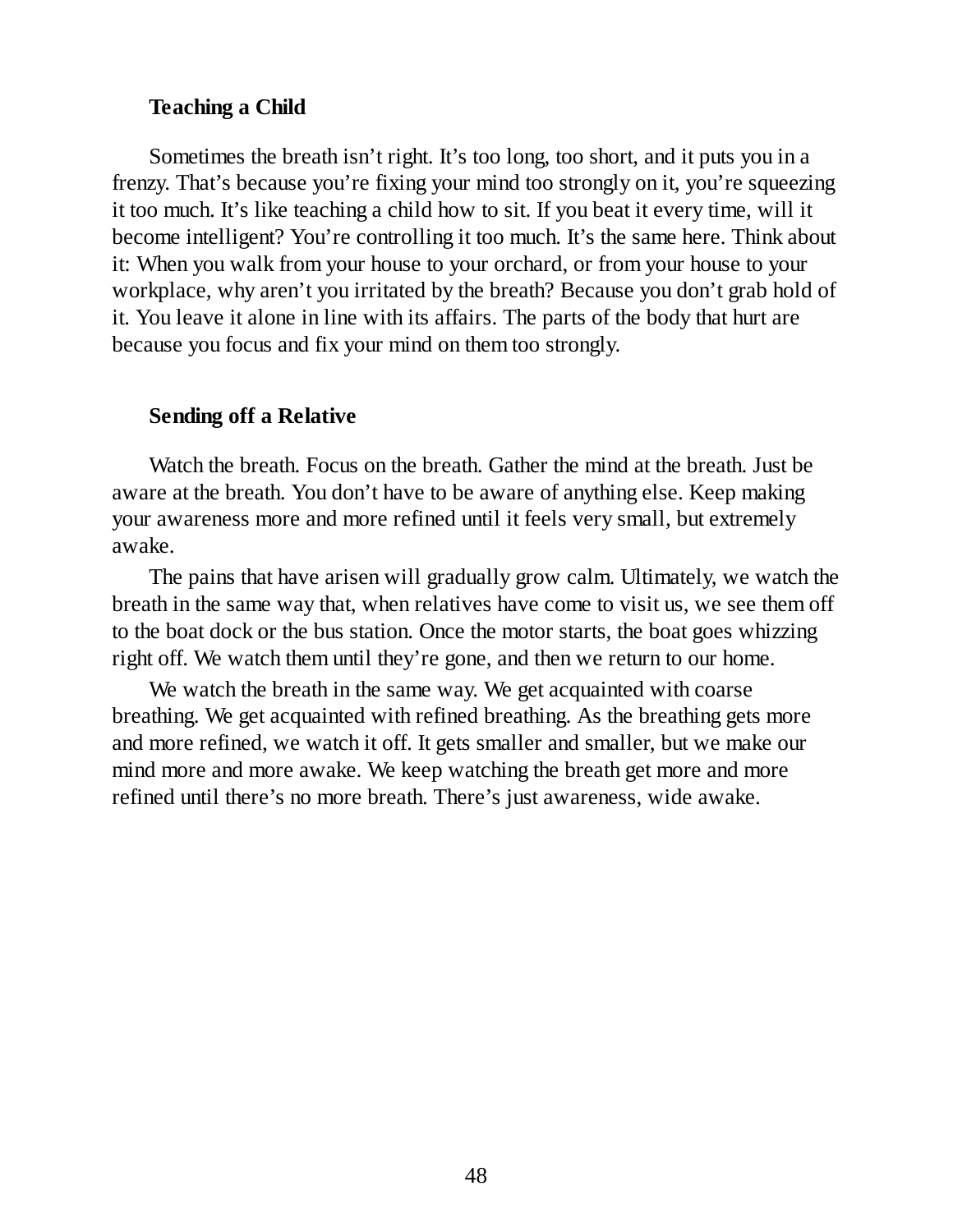### Teaching a Child

Sometimes the breath isn't right. It's too long, too short, and it puts you in a frenzy. That's because you're fixing your mind too strongly on it, you're squeezing it too much. It's like teaching a child how to sit. If you beat it every time, will it become intelligent? You're controlling it too much. It's the same here. Think about it: When you walk from your house to your orchard, or from your house to your workplace, why aren't you irritated by the breath? Because you don't grab hold of it. You leave it alone in line with its affairs. The parts of the body that hurt are because you focus and fix your mind on them too strongly.

### Sending off a Relative

Watch the breath. Focus on the breath. Gather the mind at the breath. Just be aware at the breath. You don't have to be aware of anything else. Keep making your awareness more and more refined until it feels very small, but extremely awake.

The pains that have arisen will gradually grow calm. Ultimately, we watch the breath in the same way that, when relatives have come to visit us, we see them off to the boat dock or the bus station. Once the motor starts, the boat goes whizzing right off. We watch them until they're gone, and then we return to our home.

We watch the breath in the same way. We get acquainted with coarse breathing. We get acquainted with refined breathing. As the breathing gets more and more refined, we watch it off. It gets smaller and smaller, but we make our mind more and more awake. We keep watching the breath get more and more refined until there's no more breath. There's just awareness, wide awake.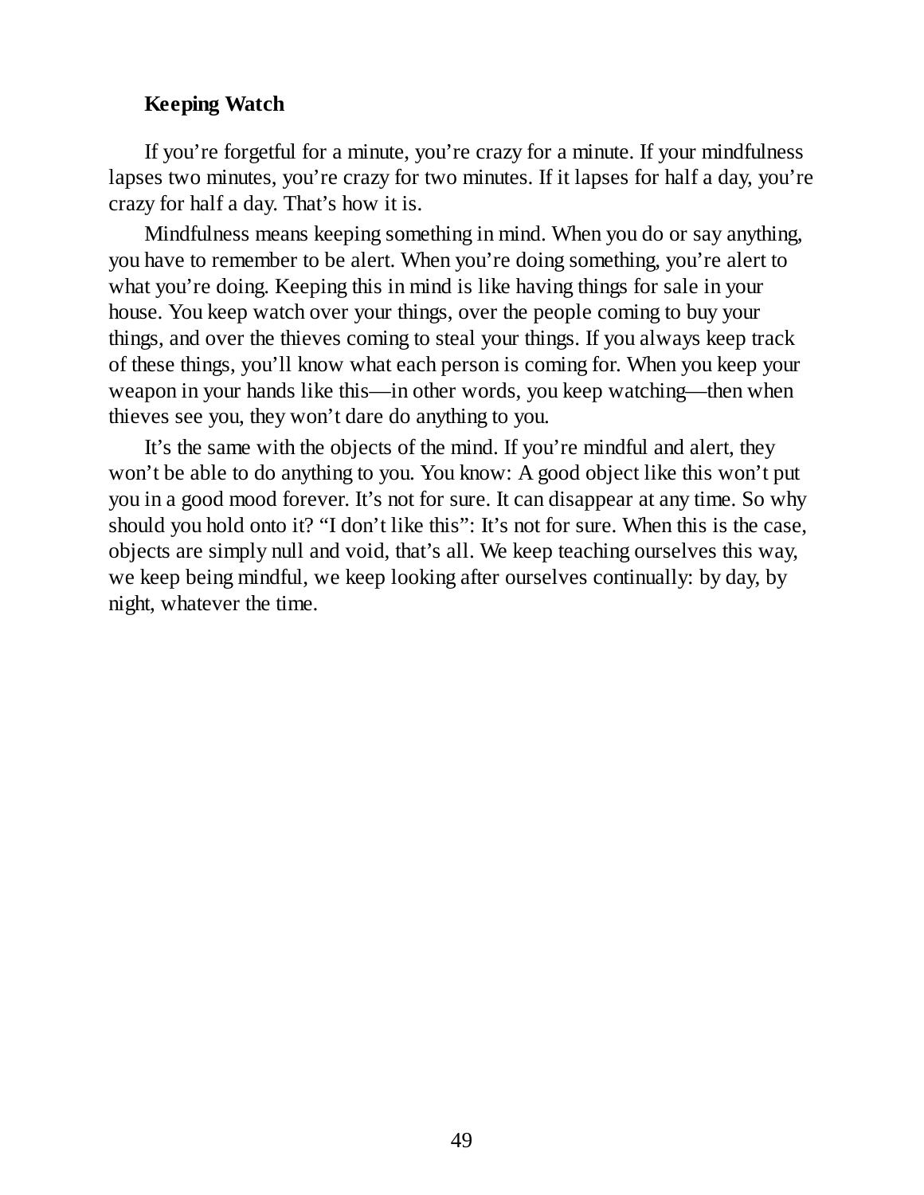### Keeping Watch

If you're forgetful for a minute, you're crazy for a minute. If your mindfulness lapses two minutes, you're crazy for two minutes. If it lapses for half a day, you're crazy for half a day. That's how it is.

Mindfulness means keeping something in mind. When you do or say anything, you have to remember to be alert. When you're doing something, you're alert to what you're doing. Keeping this in mind is like having things for sale in your house. You keep watch over your things, over the people coming to buy your things, and over the thieves coming to steal your things. If you always keep track of these things, you'll know what each person is coming for. When you keep your weapon in your hands like this—in other words, you keep watching—then when thieves see you, they won't dare do anything to you.

It's the same with the objects of the mind. If you're mindful and alert, they won't be able to do anything to you. You know: A good object like this won't put you in a good mood forever. It's not for sure. It can disappear at any time. So why should you hold onto it? "I don't like this": It's not for sure. When this is the case, objects are simply null and void, that's all. We keep teaching ourselves this way, we keep being mindful, we keep looking after ourselves continually: by day, by night, whatever the time.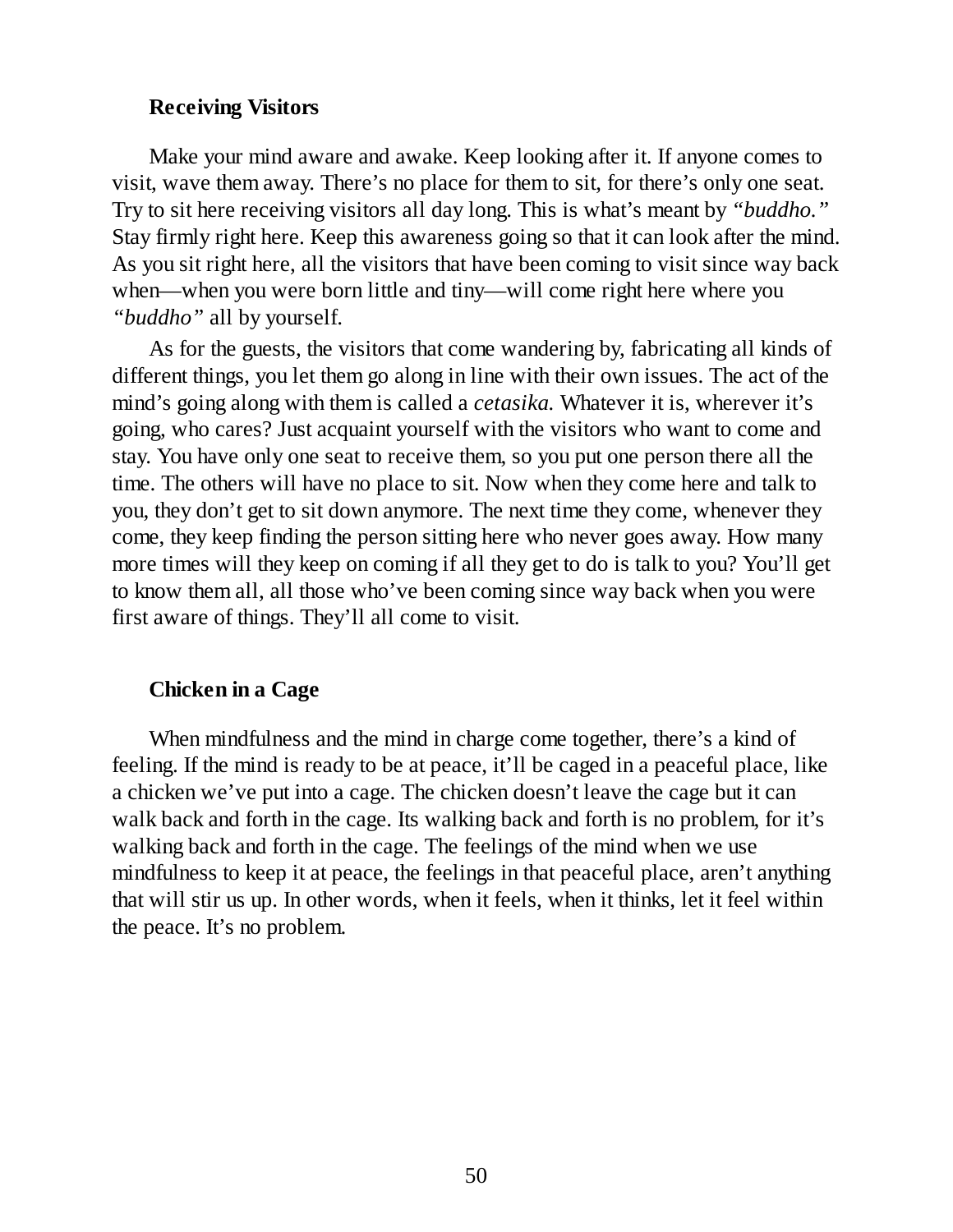### Receiving Visitors

Make your mind aware and awake. Keep looking after it. If anyone comes to visit, wave them away. There's no place for them to sit, for there's only one seat. Try to sit here receiving visitors all day long. This is what's meant by *"buddho."* Stay firmly right here. Keep this awareness going so that it can look after the mind. As you sit right here, all the visitors that have been coming to visit since way back when—when you were born little and tiny—will come right here where you *"buddho"* all by yourself.

As for the guests, the visitors that come wandering by, fabricating all kinds of different things, you let them go along in line with their own issues. The act of the mind's going along with them is called a *cetasika.* Whatever it is, wherever it's going, who cares? Just acquaint yourself with the visitors who want to come and stay. You have only one seat to receive them, so you put one person there all the time. The others will have no place to sit. Now when they come here and talk to you, they don't get to sit down anymore. The next time they come, whenever they come, they keep finding the person sitting here who never goes away. How many more times will they keep on coming if all they get to do is talk to you? You'll get to know them all, all those who've been coming since way back when you were first aware of things. They'll all come to visit.

### Chicken in a Cage

When mindfulness and the mind in charge come together, there's a kind of feeling. If the mind is ready to be at peace, it'll be caged in a peaceful place, like a chicken we've put into a cage. The chicken doesn't leave the cage but it can walk back and forth in the cage. Its walking back and forth is no problem, for it's walking back and forth in the cage. The feelings of the mind when we use mindfulness to keep it at peace, the feelings in that peaceful place, aren't anything that will stir us up. In other words, when it feels, when it thinks, let it feel within the peace. It's no problem.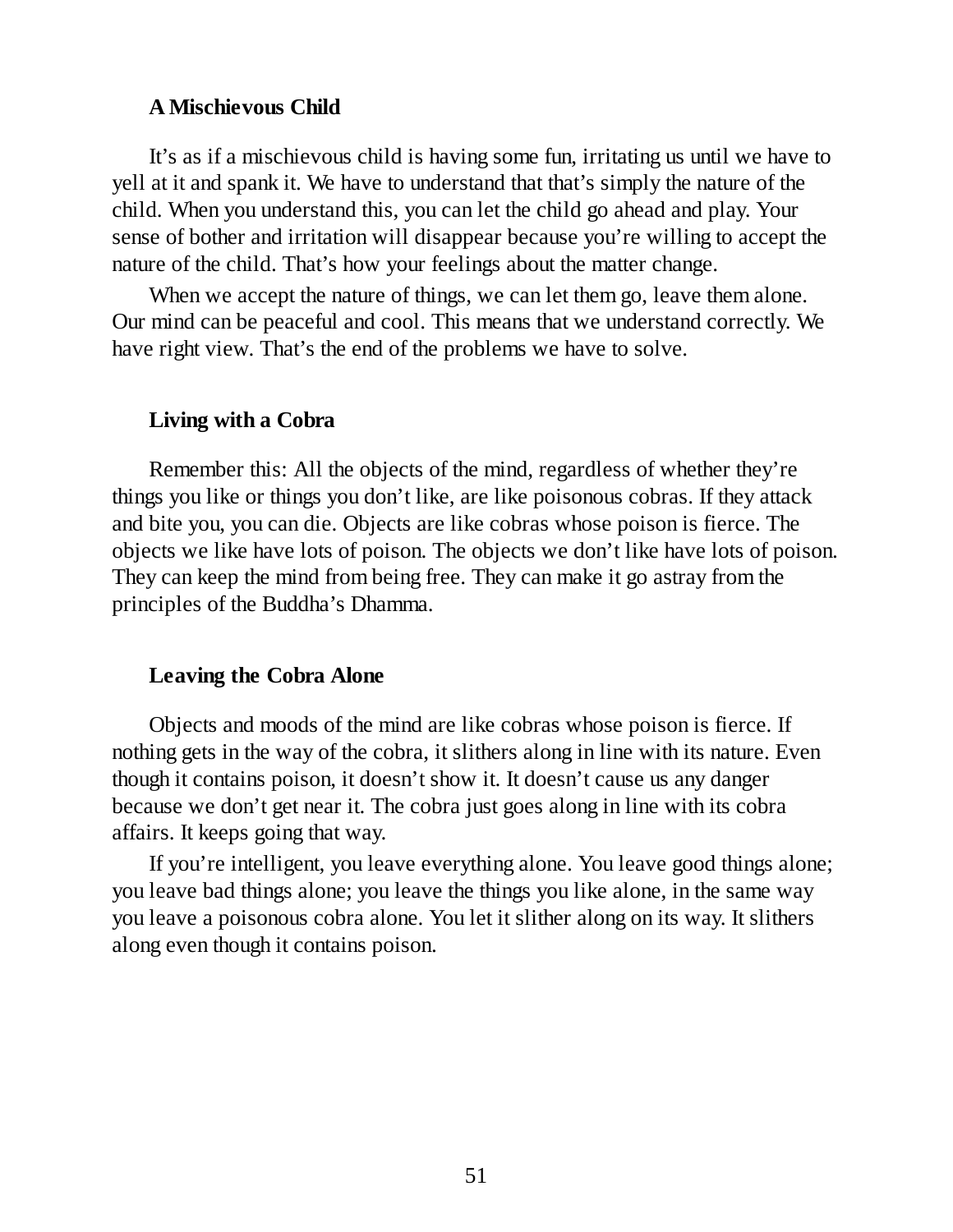### A Mischievous Child

It's as if a mischievous child is having some fun, irritating us until we have to yell at it and spank it. We have to understand that that's simply the nature of the child. When you understand this, you can let the child go ahead and play. Your sense of bother and irritation will disappear because you're willing to accept the nature of the child. That's how your feelings about the matter change.

When we accept the nature of things, we can let them go, leave them alone. Our mind can be peaceful and cool. This means that we understand correctly. We have right view. That's the end of the problems we have to solve.

### Living with a Cobra

Remember this: All the objects of the mind, regardless of whether they're things you like or things you don't like, are like poisonous cobras. If they attack and bite you, you can die. Objects are like cobras whose poison is fierce. The objects we like have lots of poison. The objects we don't like have lots of poison. They can keep the mind from being free. They can make it go astray from the principles of the Buddha's Dhamma.

### Leaving the Cobra Alone

Objects and moods of the mind are like cobras whose poison is fierce. If nothing gets in the way of the cobra, it slithers along in line with its nature. Even though it contains poison, it doesn't show it. It doesn't cause us any danger because we don't get near it. The cobra just goes along in line with its cobra affairs. It keeps going that way.

If you're intelligent, you leave everything alone. You leave good things alone; you leave bad things alone; you leave the things you like alone, in the same way you leave a poisonous cobra alone. You let it slither along on its way. It slithers along even though it contains poison.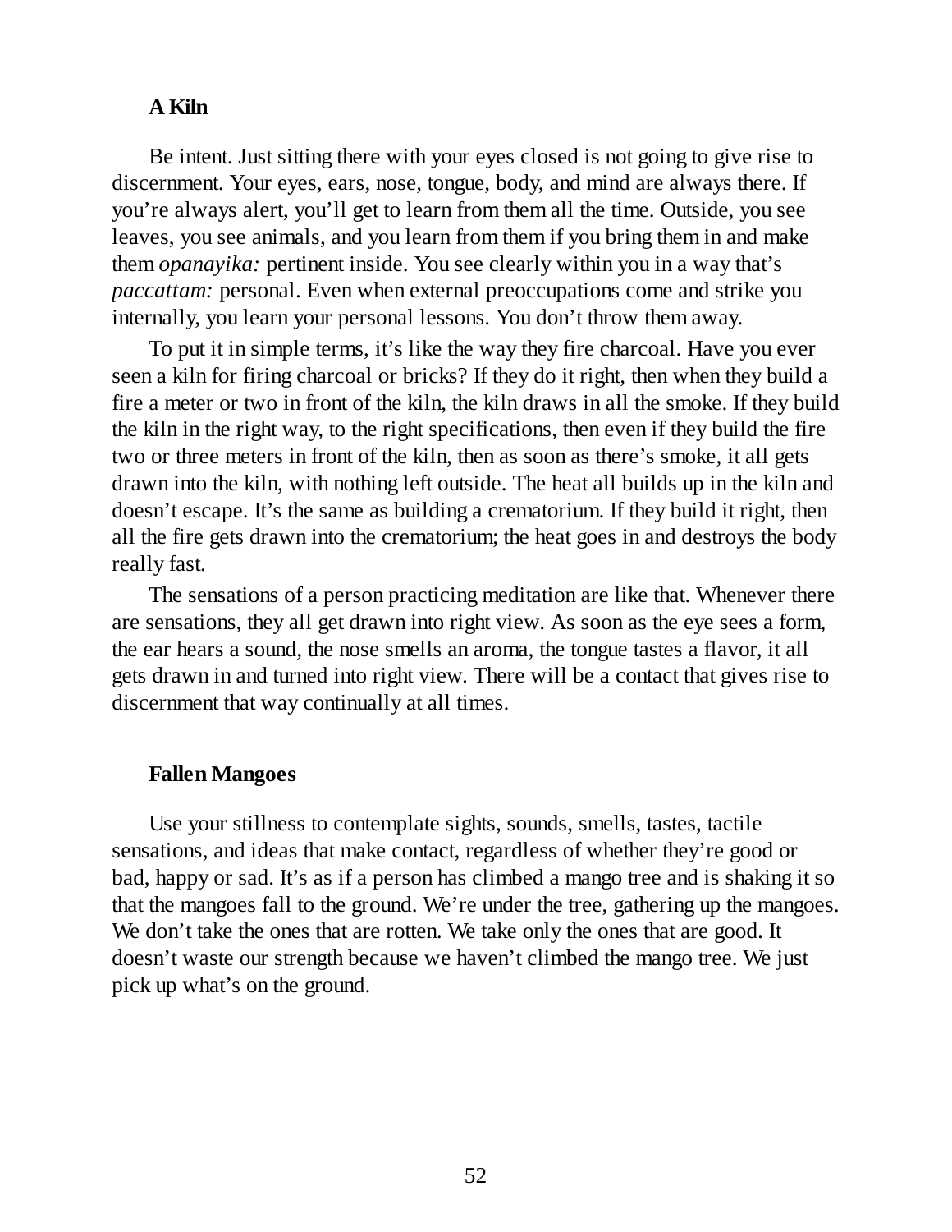### A Kiln

Be intent. Just sitting there with your eyes closed is not going to give rise to discernment. Your eyes, ears, nose, tongue, body, and mind are always there. If you're always alert, you'll get to learn from them all the time. Outside, you see leaves, you see animals, and you learn from them if you bring them in and make them *opanayika:* pertinent inside. You see clearly within you in a way that's *paccattam:* personal. Even when external preoccupations come and strike you internally, you learn your personal lessons. You don't throw them away.

To put it in simple terms, it's like the way they fire charcoal. Have you ever seen a kiln for firing charcoal or bricks? If they do it right, then when they build a fire a meter or two in front of the kiln, the kiln draws in all the smoke. If they build the kiln in the right way, to the right specifications, then even if they build the fire two or three meters in front of the kiln, then as soon as there's smoke, it all gets drawn into the kiln, with nothing left outside. The heat all builds up in the kiln and doesn't escape. It's the same as building a crematorium. If they build it right, then all the fire gets drawn into the crematorium; the heat goes in and destroys the body really fast.

The sensations of a person practicing meditation are like that. Whenever there are sensations, they all get drawn into right view. As soon as the eye sees a form, the ear hears a sound, the nose smells an aroma, the tongue tastes a flavor, it all gets drawn in and turned into right view. There will be a contact that gives rise to discernment that way continually at all times.

### Fallen Mangoes

Use your stillness to contemplate sights, sounds, smells, tastes, tactile sensations, and ideas that make contact, regardless of whether they're good or bad, happy or sad. It's as if a person has climbed a mango tree and is shaking it so that the mangoes fall to the ground. We're under the tree, gathering up the mangoes. We don't take the ones that are rotten. We take only the ones that are good. It doesn't waste our strength because we haven't climbed the mango tree. We just pick up what's on the ground.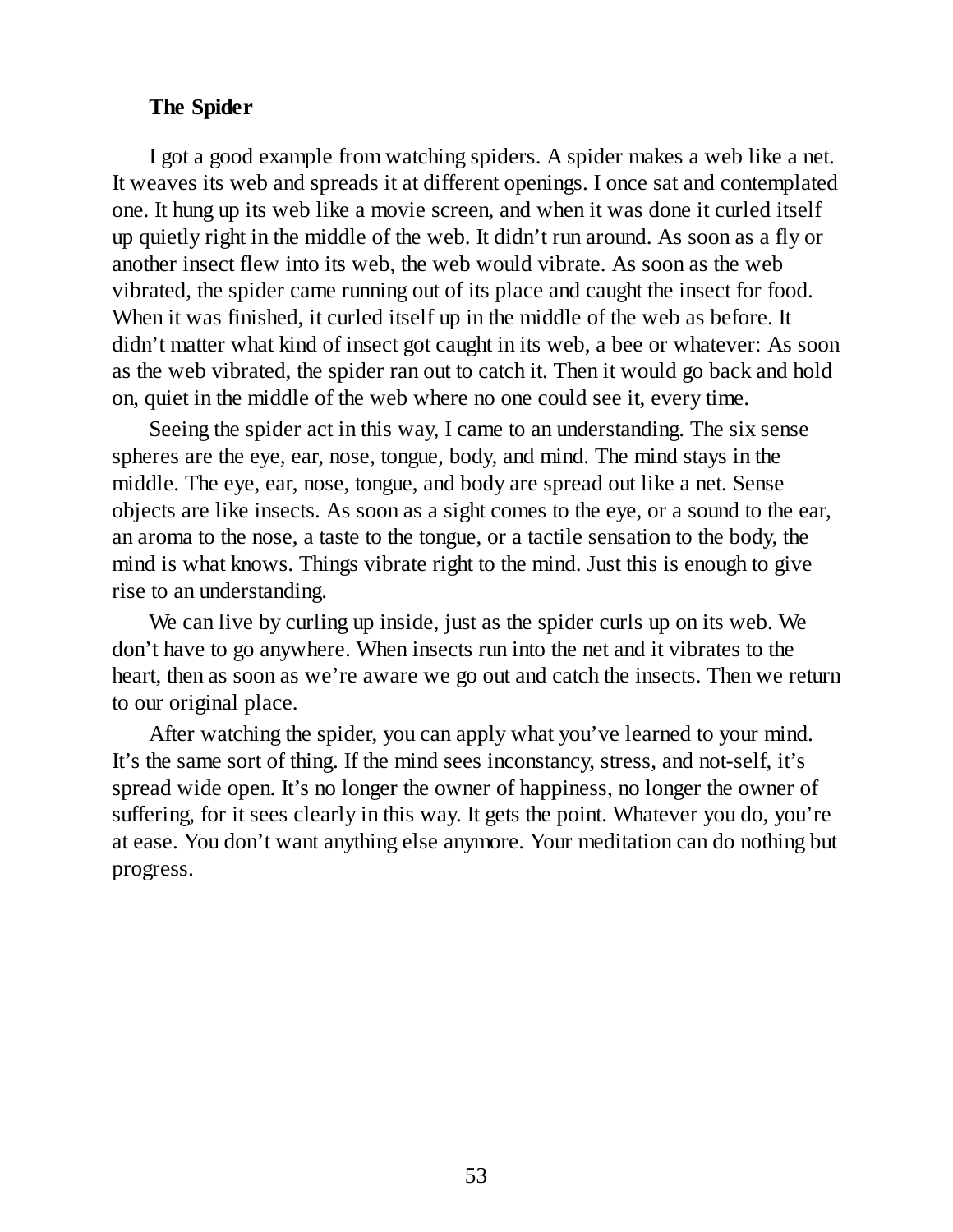### The Spider

I got a good example from watching spiders. A spider makes a web like a net. It weaves its web and spreads it at different openings. I once sat and contemplated one. It hung up its web like a movie screen, and when it was done it curled itself up quietly right in the middle of the web. It didn't run around. As soon as a fly or another insect flew into its web, the web would vibrate. As soon as the web vibrated, the spider came running out of its place and caught the insect for food. When it was finished, it curled itself up in the middle of the web as before. It didn't matter what kind of insect got caught in its web, a bee or whatever: As soon as the web vibrated, the spider ran out to catch it. Then it would go back and hold on, quiet in the middle of the web where no one could see it, every time.

Seeing the spider act in this way, I came to an understanding. The six sense spheres are the eye, ear, nose, tongue, body, and mind. The mind stays in the middle. The eye, ear, nose, tongue, and body are spread out like a net. Sense objects are like insects. As soon as a sight comes to the eye, or a sound to the ear, an aroma to the nose, a taste to the tongue, or a tactile sensation to the body, the mind is what knows. Things vibrate right to the mind. Just this is enough to give rise to an understanding.

We can live by curling up inside, just as the spider curls up on its web. We don't have to go anywhere. When insects run into the net and it vibrates to the heart, then as soon as we're aware we go out and catch the insects. Then we return to our original place.

After watching the spider, you can apply what you've learned to your mind. It's the same sort of thing. If the mind sees inconstancy, stress, and not-self, it's spread wide open. It's no longer the owner of happiness, no longer the owner of suffering, for it sees clearly in this way. It gets the point. Whatever you do, you're at ease. You don't want anything else anymore. Your meditation can do nothing but progress.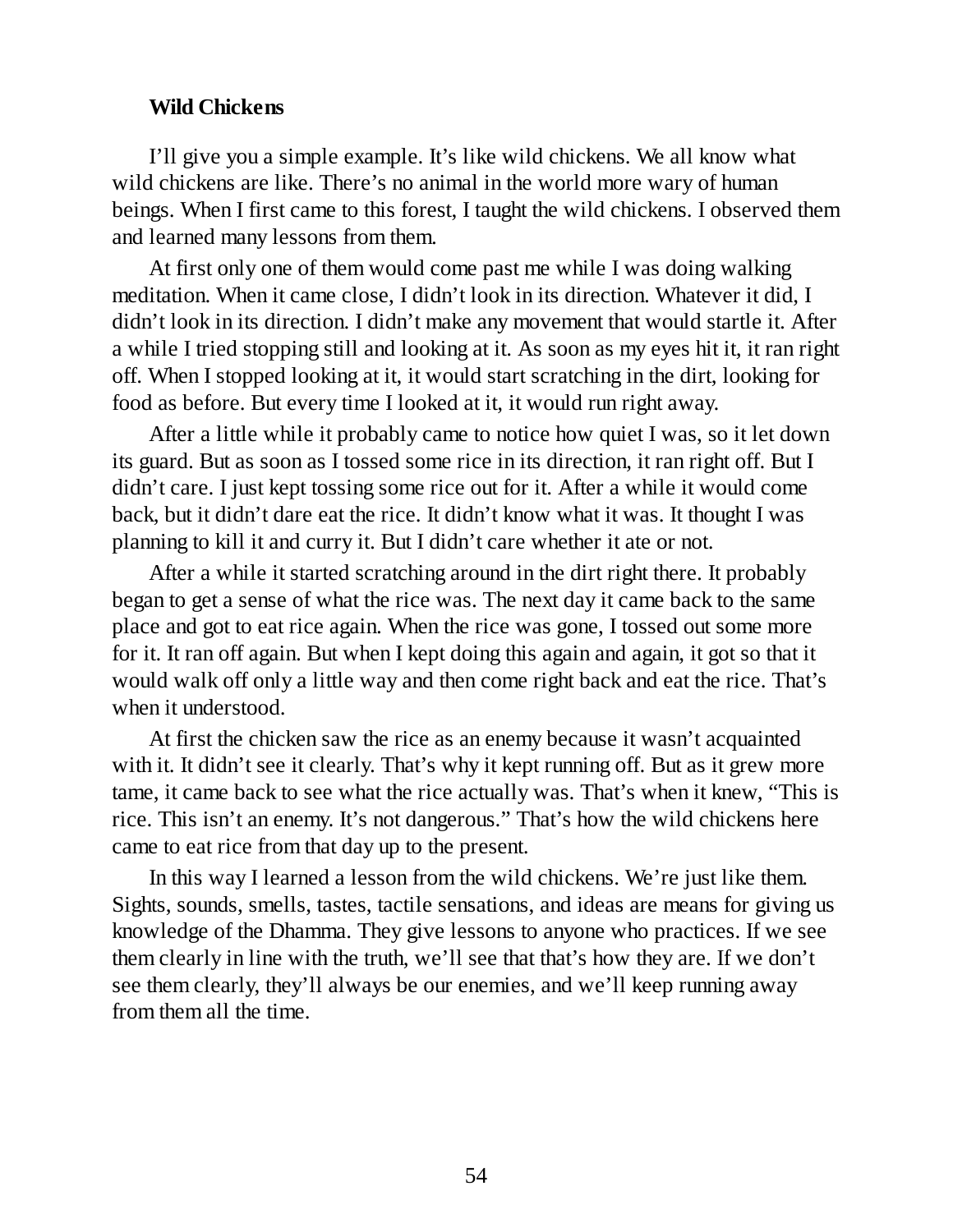**Wild Chickens**

I'll give you a simple example. It's like wild chickens. We all know what wild chickens are like. There's no animal in the world more wary of human beings. When I first came to this forest, I taught the wild chickens. I observed them and learned many lessons from them.

At first only one of them would come past me while I was doing walking meditation. When it came close, I didn't look in its direction. Whatever it did, I didn't look in its direction. I didn't make any movement that would startle it. After a while I tried stopping still and looking at it. As soon as my eyes hit it, it ran right off. When I stopped looking at it, it would start scratching in the dirt, looking for food as before. But every time I looked at it, it would run right away.

After a little while it probably came to notice how quiet I was, so it let down its guard. But as soon as I tossed some rice in its direction, it ran right off. But I didn't care. I just kept tossing some rice out for it. After a while it would come back, but it didn't dare eat the rice. It didn't know what it was. It thought I was planning to kill it and curry it. But I didn't care whether it ate or not.

After a while it started scratching around in the dirt right there. It probably began to get a sense of what the rice was. The next day it came back to the same place and got to eat rice again. When the rice was gone, I tossed out some more for it. It ran off again. But when I kept doing this again and again, it got so that it would walk off only a little way and then come right back and eat the rice. That's when it understood.

At first the chicken saw the rice as an enemy because it wasn't acquainted with it. It didn't see it clearly. That's why it kept running off. But as it grew more tame, it came back to see what the rice actually was. That's when it knew, "This is rice. This isn't an enemy. It's not dangerous." That's how the wild chickens here came to eat rice from that day up to the present.

In this way I learned a lesson from the wild chickens. We're just like them. Sights, sounds, smells, tastes, tactile sensations, and ideas are means for giving us knowledge of the Dhamma. They give lessons to anyone who practices. If we see them clearly in line with the truth, we'll see that that's how they are. If we don't see them clearly, they'll always be our enemies, and we'll keep running away from them all the time.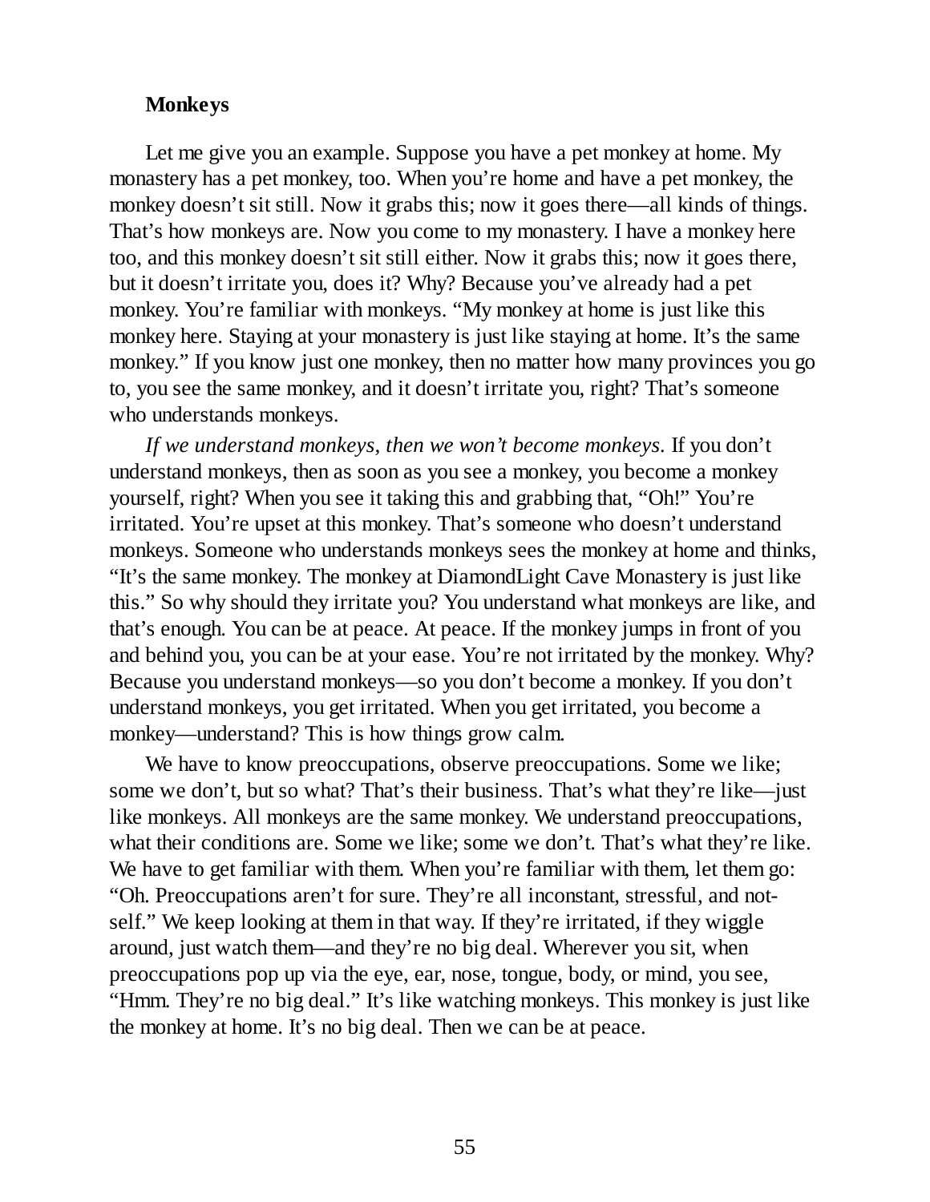### Monkeys

Let me give you an example. Suppose you have a pet monkey at home. My monastery has a pet monkey, too. When you're home and have a pet monkey, the monkey doesn't sit still. Now it grabs this; now it goes there—all kinds of things. That's how monkeys are. Now you come to my monastery. I have a monkey here too, and this monkey doesn't sit still either. Now it grabs this; now it goes there, but it doesn't irritate you, does it? Why? Because you've already had a pet monkey. You're familiar with monkeys. "My monkey at home is just like this monkey here. Staying at your monastery is just like staying at home. It's the same monkey." If you know just one monkey, then no matter how many provinces you go to, you see the same monkey, and it doesn't irritate you, right? That's someone who understands monkeys.

*If we understand monkeys, then we won't become monkeys.* If you don't understand monkeys, then as soon as you see a monkey, you become a monkey yourself, right? When you see it taking this and grabbing that, "Oh!" You're irritated. You're upset at this monkey. That's someone who doesn't understand monkeys. Someone who understands monkeys sees the monkey at home and thinks, "It's the same monkey. The monkey at DiamondLight Cave Monastery is just like this." So why should they irritate you? You understand what monkeys are like, and that's enough. You can be at peace. At peace. If the monkey jumps in front of you and behind you, you can be at your ease. You're not irritated by the monkey. Why? Because you understand monkeys—so you don't become a monkey. If you don't understand monkeys, you get irritated. When you get irritated, you become a monkey—understand? This is how things grow calm.

We have to know preoccupations, observe preoccupations. Some we like; some we don't, but so what? That's their business. That's what they're like—just like monkeys. All monkeys are the same monkey. We understand preoccupations, what their conditions are. Some we like; some we don't. That's what they're like. We have to get familiar with them. When you're familiar with them, let them go: "Oh. Preoccupations aren't for sure. They're all inconstant, stressful, and not-self." We keep looking at them in that way. If they're irritated, if they wiggle around, just watch them—and they're no big deal. Wherever you sit, when preoccupations pop up via the eye, ear, nose, tongue, body, or mind, you see, "Hmm. They're no big deal." It's like watching monkeys. This monkey is just like the monkey at home. It's no big deal. Then we can be at peace.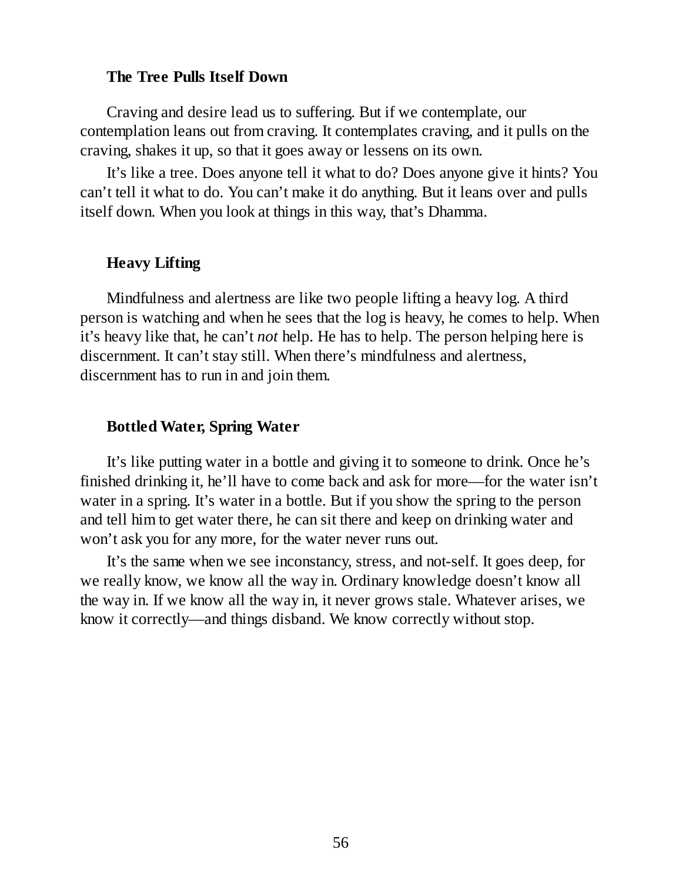### The Tree Pulls Itself Down

Craving and desire lead us to suffering. But if we contemplate, our contemplation leans out from craving. It contemplates craving, and it pulls on the craving, shakes it up, so that it goes away or lessens on its own.

It's like a tree. Does anyone tell it what to do? Does anyone give it hints? You can't tell it what to do. You can't make it do anything. But it leans over and pulls itself down. When you look at things in this way, that's Dhamma.

### Heavy Lifting

Mindfulness and alertness are like two people lifting a heavy log. A third person is watching and when he sees that the log is heavy, he comes to help. When it's heavy like that, he can't *not* help. He has to help. The person helping here is discernment. It can't stay still. When there's mindfulness and alertness, discernment has to run in and join them.

### Bottled Water, Spring Water

It's like putting water in a bottle and giving it to someone to drink. Once he's finished drinking it, he'll have to come back and ask for more—for the water isn't water in a spring. It's water in a bottle. But if you show the spring to the person and tell him to get water there, he can sit there and keep on drinking water and won't ask you for any more, for the water never runs out.

It's the same when we see inconstancy, stress, and not-self. It goes deep, for we really know, we know all the way in. Ordinary knowledge doesn't know all the way in. If we know all the way in, it never grows stale. Whatever arises, we know it correctly—and things disband. We know correctly without stop.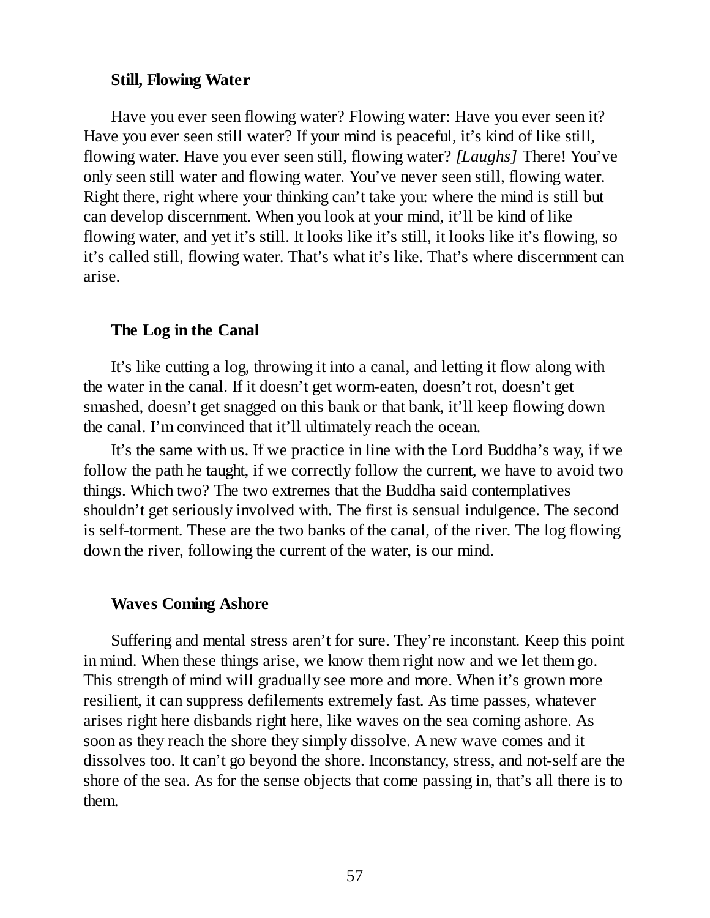### Still, Flowing Water

Have you ever seen flowing water? Flowing water: Have you ever seen it? Have you ever seen still water? If your mind is peaceful, it's kind of like still, flowing water. Have you ever seen still, flowing water? *[Laughs]* There! You've only seen still water and flowing water. You've never seen still, flowing water. Right there, right where your thinking can't take you: where the mind is still but can develop discernment. When you look at your mind, it'll be kind of like flowing water, and yet it's still. It looks like it's still, it looks like it's flowing, so it's called still, flowing water. That's what it's like. That's where discernment can arise.

### The Log in the Canal

It's like cutting a log, throwing it into a canal, and letting it flow along with the water in the canal. If it doesn't get worm-eaten, doesn't rot, doesn't get smashed, doesn't get snagged on this bank or that bank, it'll keep flowing down the canal. I'm convinced that it'll ultimately reach the ocean.

It's the same with us. If we practice in line with the Lord Buddha's way, if we follow the path he taught, if we correctly follow the current, we have to avoid two things. Which two? The two extremes that the Buddha said contemplatives shouldn't get seriously involved with. The first is sensual indulgence. The second is self-torment. These are the two banks of the canal, of the river. The log flowing down the river, following the current of the water, is our mind.

### Waves Coming Ashore

Suffering and mental stress aren't for sure. They're inconstant. Keep this point in mind. When these things arise, we know them right now and we let them go. This strength of mind will gradually see more and more. When it's grown more resilient, it can suppress defilements extremely fast. As time passes, whatever arises right here disbands right here, like waves on the sea coming ashore. As soon as they reach the shore they simply dissolve. A new wave comes and it dissolves too. It can't go beyond the shore. Inconstancy, stress, and not-self are the shore of the sea. As for the sense objects that come passing in, that's all there is to them.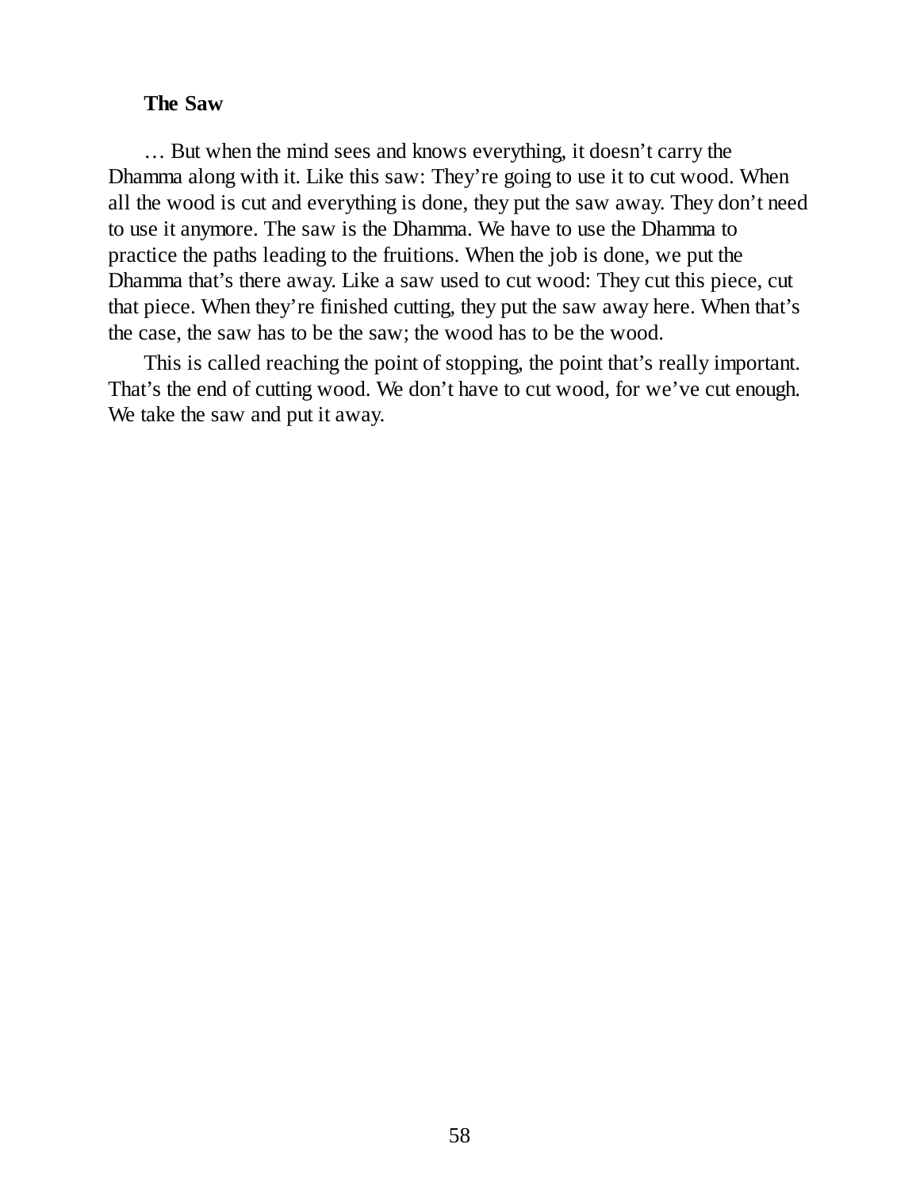**The Saw**

… But when the mind sees and knows everything, it doesn't carry the Dhamma along with it. Like this saw: They're going to use it to cut wood. When all the wood is cut and everything is done, they put the saw away. They don't need to use it anymore. The saw is the Dhamma. We have to use the Dhamma to practice the paths leading to the fruitions. When the job is done, we put the Dhamma that's there away. Like a saw used to cut wood: They cut this piece, cut that piece. When they're finished cutting, they put the saw away here. When that's the case, the saw has to be the saw; the wood has to be the wood.

This is called reaching the point of stopping, the point that's really important. That's the end of cutting wood. We don't have to cut wood, for we've cut enough. We take the saw and put it away.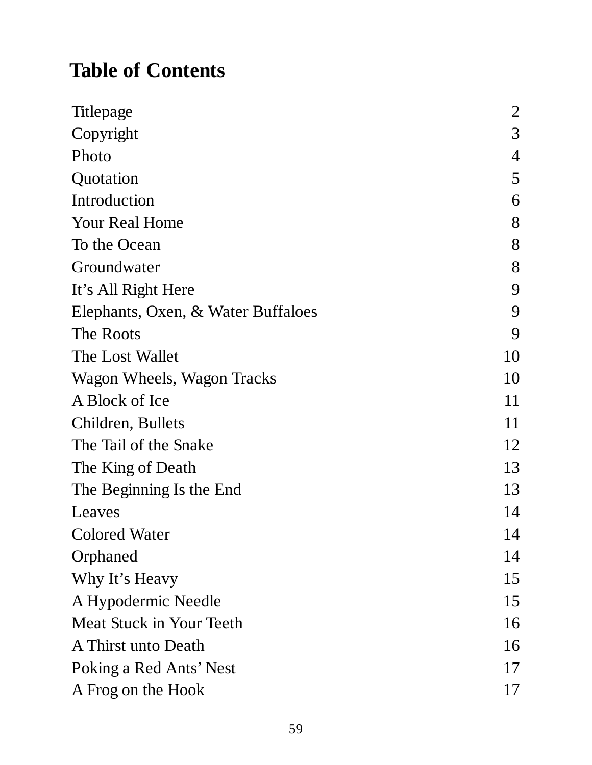# Table of Contents

| | |
|---|---|
| Titlepage | 2 |
| Copyright | 3 |
| Photo | 4 |
| Quotation | 5 |
| Introduction | 6 |
| Your Real Home | 8 |
| To the Ocean | 8 |
| Groundwater | 8 |
| It's All Right Here | 9 |
| Elephants, Oxen, & Water Buffaloes | 9 |
| The Roots | 9 |
| The Lost Wallet | 10 |
| Wagon Wheels, Wagon Tracks | 10 |
| A Block of Ice | 11 |
| Children, Bullets | 11 |
| The Tail of the Snake | 12 |
| The King of Death | 13 |
| The Beginning Is the End | 13 |
| Leaves | 14 |
| Colored Water | 14 |
| Orphaned | 14 |
| Why It's Heavy | 15 |
| A Hypodermic Needle | 15 |
| Meat Stuck in Your Teeth | 16 |
| A Thirst unto Death | 16 |
| Poking a Red Ants' Nest | 17 |
| A Frog on the Hook | 17 |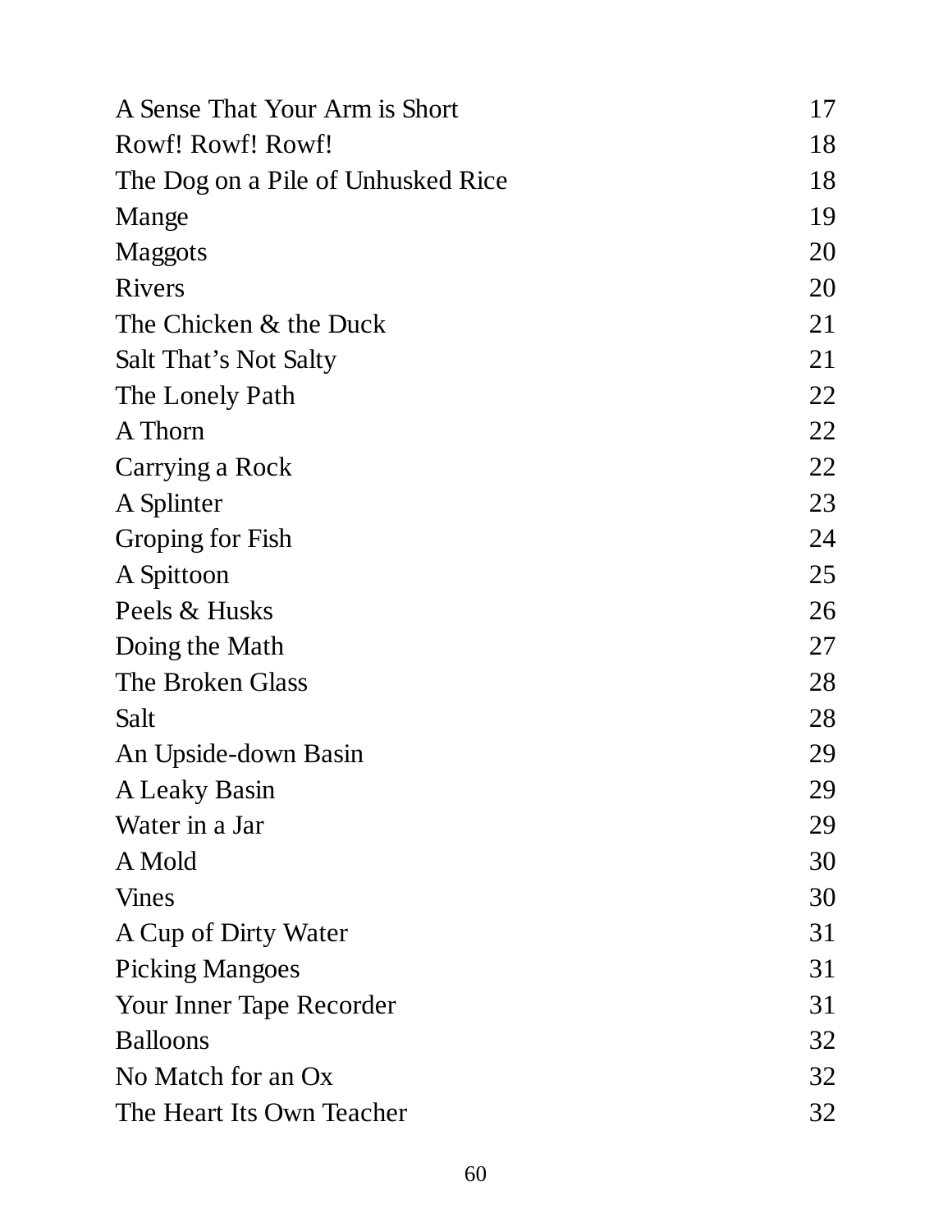| | |
|---|---|
| A Sense That Your Arm is Short | 17 |
| Rowf! Rowf! Rowf! | 18 |
| The Dog on a Pile of Unhusked Rice | 18 |
| Mange | 19 |
| Maggots | 20 |
| Rivers | 20 |
| The Chicken & the Duck | 21 |
| Salt That's Not Salty | 21 |
| The Lonely Path | 22 |
| A Thorn | 22 |
| Carrying a Rock | 22 |
| A Splinter | 23 |
| Groping for Fish | 24 |
| A Spittoon | 25 |
| Peels & Husks | 26 |
| Doing the Math | 27 |
| The Broken Glass | 28 |
| Salt | 28 |
| An Upside-down Basin | 29 |
| A Leaky Basin | 29 |
| Water in a Jar | 29 |
| A Mold | 30 |
| Vines | 30 |
| A Cup of Dirty Water | 31 |
| Picking Mangoes | 31 |
| Your Inner Tape Recorder | 31 |
| Balloons | 32 |
| No Match for an Ox | 32 |
| The Heart Its Own Teacher | 32 |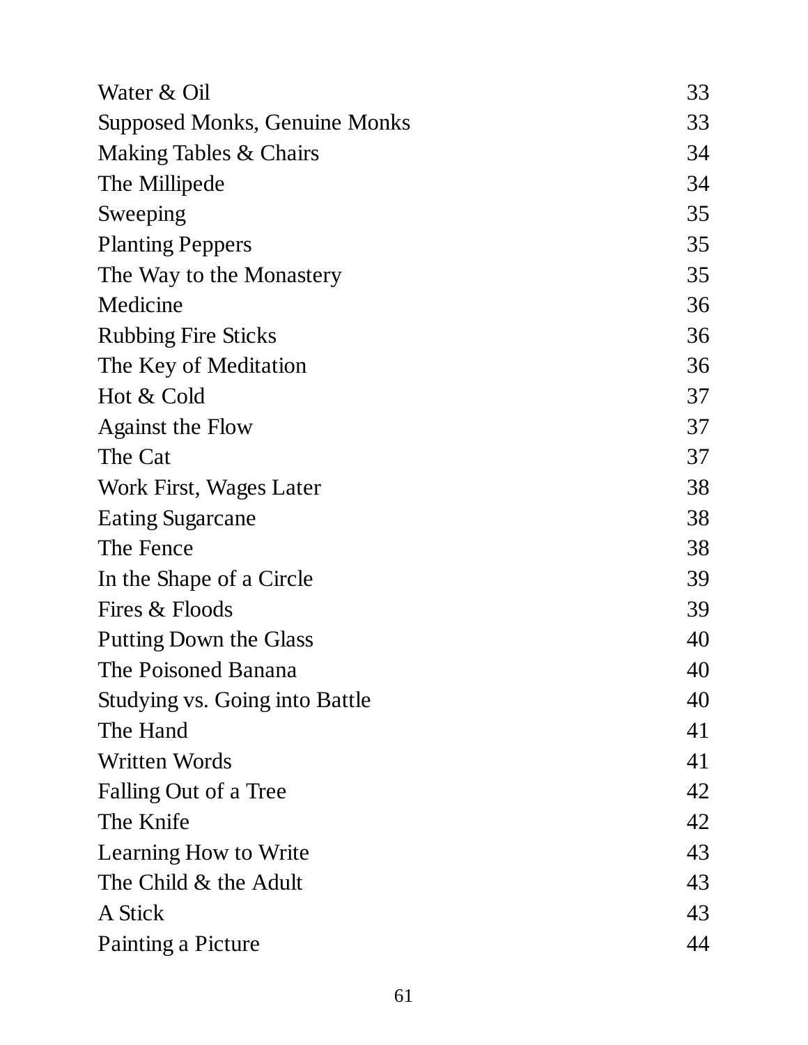| | |
|---|---|
| Water & Oil | 33 |
| Supposed Monks, Genuine Monks | 33 |
| Making Tables & Chairs | 34 |
| The Millipede | 34 |
| Sweeping | 35 |
| Planting Peppers | 35 |
| The Way to the Monastery | 35 |
| Medicine | 36 |
| Rubbing Fire Sticks | 36 |
| The Key of Meditation | 36 |
| Hot & Cold | 37 |
| Against the Flow | 37 |
| The Cat | 37 |
| Work First, Wages Later | 38 |
| Eating Sugarcane | 38 |
| The Fence | 38 |
| In the Shape of a Circle | 39 |
| Fires & Floods | 39 |
| Putting Down the Glass | 40 |
| The Poisoned Banana | 40 |
| Studying vs. Going into Battle | 40 |
| The Hand | 41 |
| Written Words | 41 |
| Falling Out of a Tree | 42 |
| The Knife | 42 |
| Learning How to Write | 43 |
| The Child & the Adult | 43 |
| A Stick | 43 |
| Painting a Picture | 44 |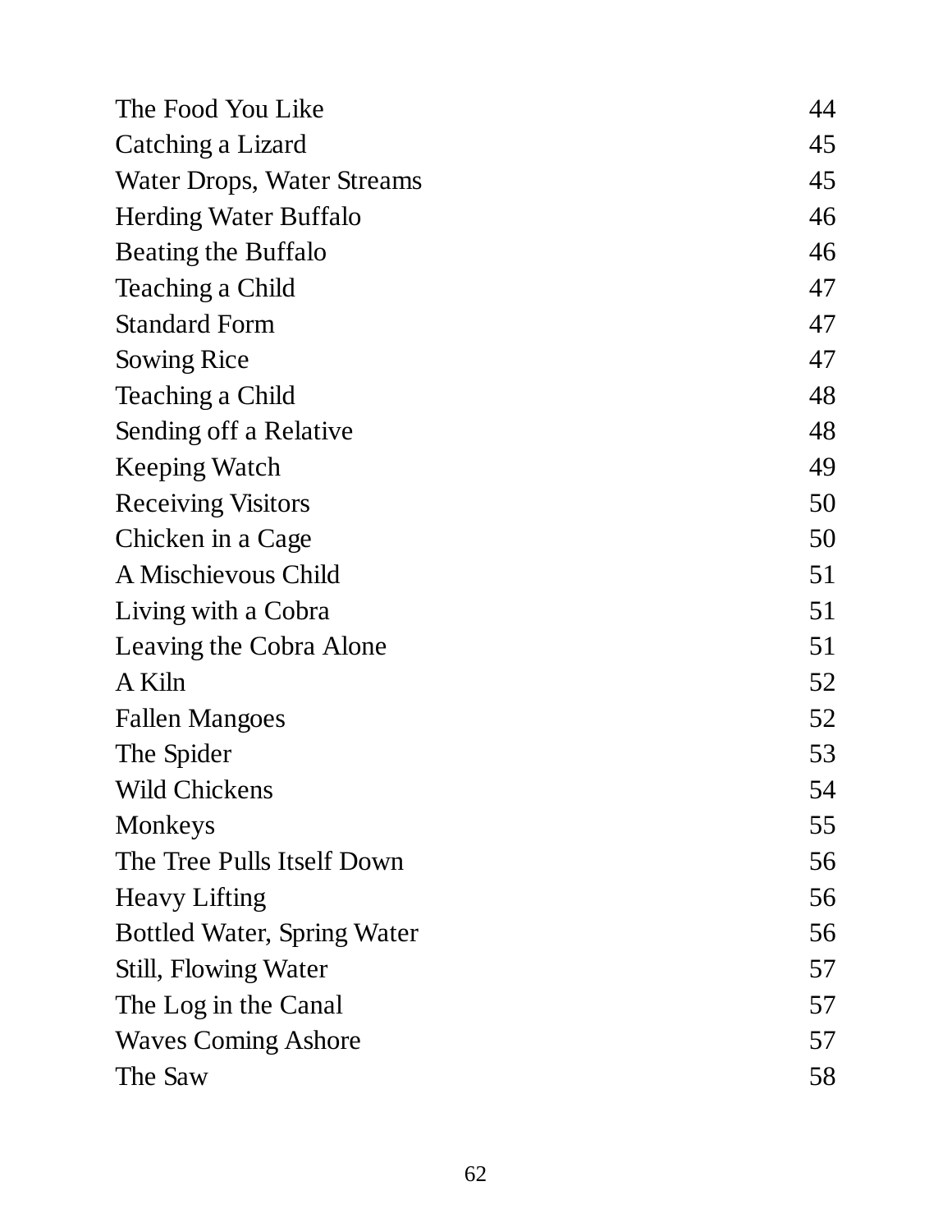| | |
|---|---|
| The Food You Like | 44 |
| Catching a Lizard | 45 |
| Water Drops, Water Streams | 45 |
| Herding Water Buffalo | 46 |
| Beating the Buffalo | 46 |
| Teaching a Child | 47 |
| Standard Form | 47 |
| Sowing Rice | 47 |
| Teaching a Child | 48 |
| Sending off a Relative | 48 |
| Keeping Watch | 49 |
| Receiving Visitors | 50 |
| Chicken in a Cage | 50 |
| A Mischievous Child | 51 |
| Living with a Cobra | 51 |
| Leaving the Cobra Alone | 51 |
| A Kiln | 52 |
| Fallen Mangoes | 52 |
| The Spider | 53 |
| Wild Chickens | 54 |
| Monkeys | 55 |
| The Tree Pulls Itself Down | 56 |
| Heavy Lifting | 56 |
| Bottled Water, Spring Water | 56 |
| Still, Flowing Water | 57 |
| The Log in the Canal | 57 |
| Waves Coming Ashore | 57 |
| The Saw | 58 |